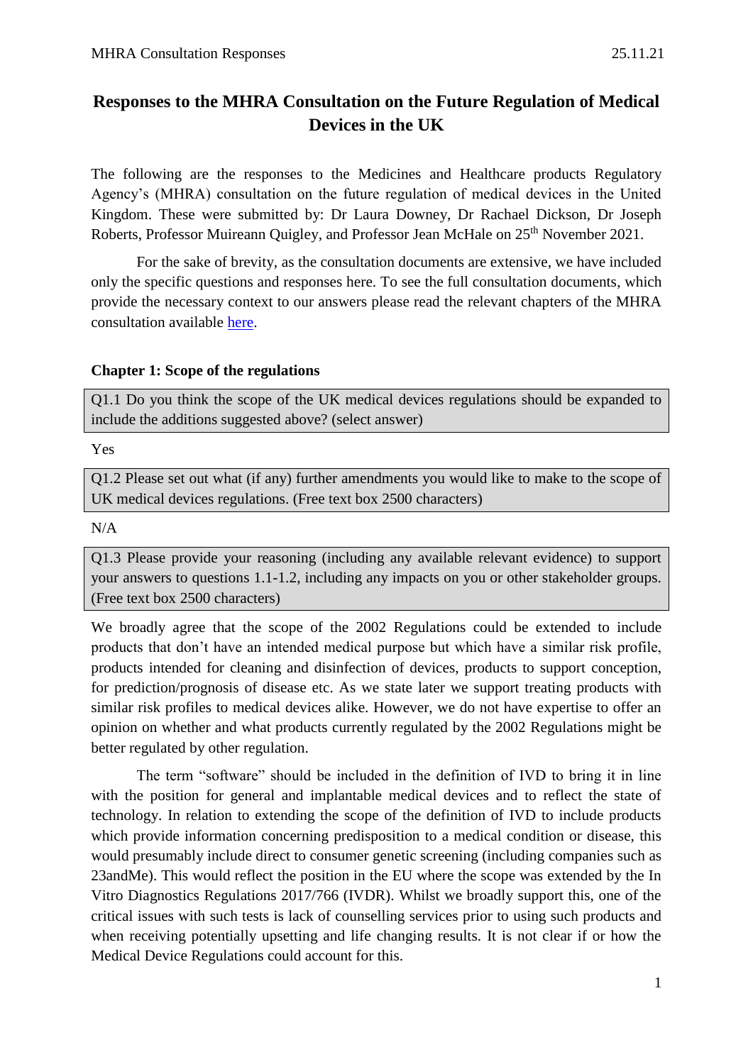# Responses to the MHRA Consultation on the Future Regulation of Medical Devices in the UK

The following are the responses to the Medicines and Healthcare products Regulatory Agency's (MHRA) consultation on the future regulation of medical devices in the United Kingdom. These were submitted by: Dr Laura Downey, Dr Rachael Dickson, Dr Joseph Roberts, Professor Muireann Quigley, and Professor Jean McHale on 25th November 2021.

For the sake of brevity, as the consultation documents are extensive, we have included only the specific questions and responses here. To see the full consultation documents, which provide the necessary context to our answers please read the relevant chapters of the MHRA consultation available here.

### Chapter 1: Scope of the regulations

| Q1.1 Do you think the scope of the UK medical devices regulations should be expanded to include the additions suggested above? (select answer) |
|---|

Yes

| Q1.2 Please set out what (if any) further amendments you would like to make to the scope of UK medical devices regulations. (Free text box 2500 characters) |
|---|

N/A

| Q1.3 Please provide your reasoning (including any available relevant evidence) to support your answers to questions 1.1-1.2, including any impacts on you or other stakeholder groups. (Free text box 2500 characters) |
|---|

We broadly agree that the scope of the 2002 Regulations could be extended to include products that don't have an intended medical purpose but which have a similar risk profile, products intended for cleaning and disinfection of devices, products to support conception, for prediction/prognosis of disease etc. As we state later we support treating products with similar risk profiles to medical devices alike. However, we do not have expertise to offer an opinion on whether and what products currently regulated by the 2002 Regulations might be better regulated by other regulation.

The term "software" should be included in the definition of IVD to bring it in line with the position for general and implantable medical devices and to reflect the state of technology. In relation to extending the scope of the definition of IVD to include products which provide information concerning predisposition to a medical condition or disease, this would presumably include direct to consumer genetic screening (including companies such as 23andMe). This would reflect the position in the EU where the scope was extended by the In Vitro Diagnostics Regulations 2017/766 (IVDR). Whilst we broadly support this, one of the critical issues with such tests is lack of counselling services prior to using such products and when receiving potentially upsetting and life changing results. It is not clear if or how the Medical Device Regulations could account for this.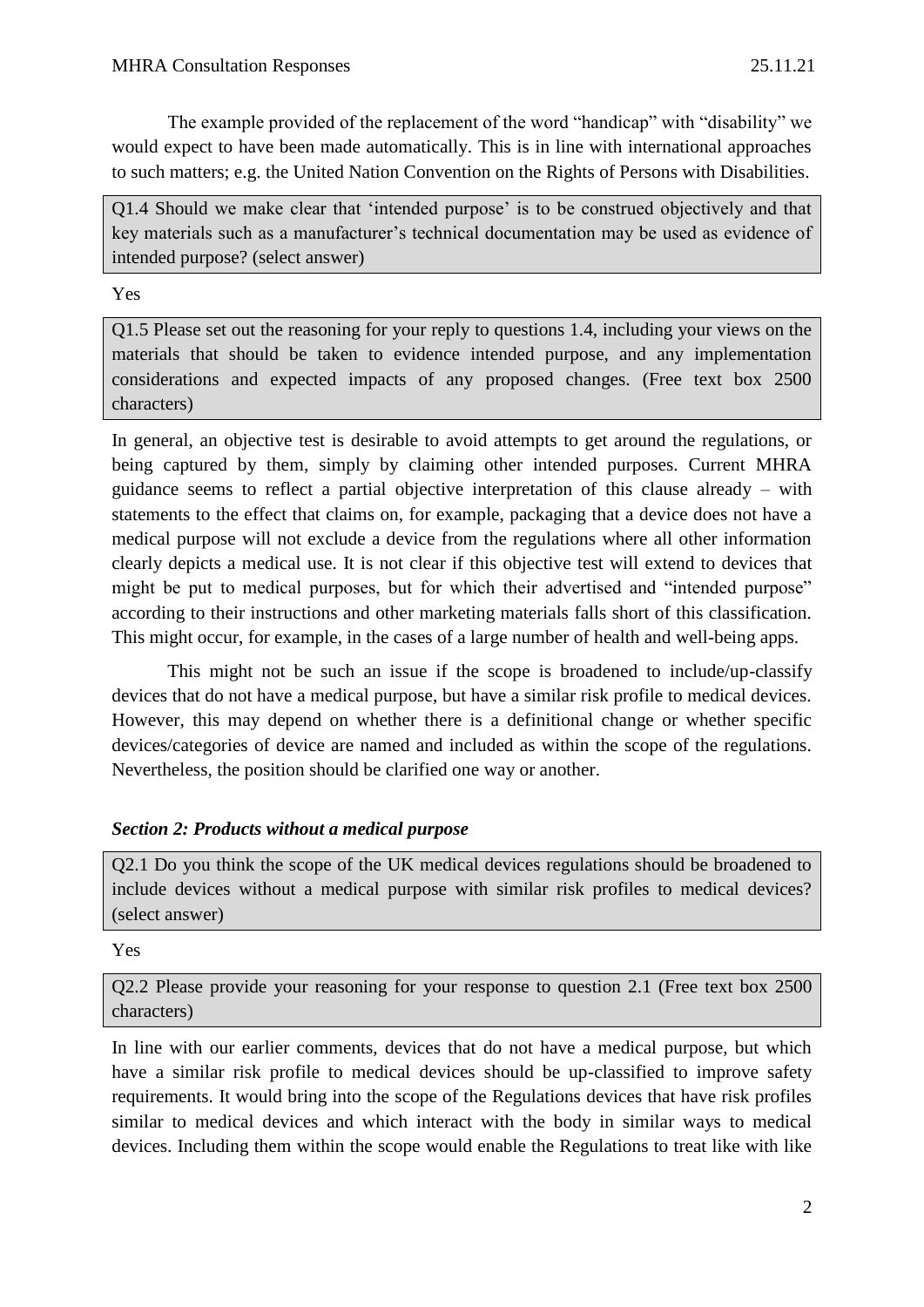The example provided of the replacement of the word "handicap" with "disability" we would expect to have been made automatically. This is in line with international approaches to such matters; e.g. the United Nation Convention on the Rights of Persons with Disabilities.

**Q1.4 Should we make clear that 'intended purpose' is to be construed objectively and that key materials such as a manufacturer's technical documentation may be used as evidence of intended purpose? (select answer)**

Yes

**Q1.5 Please set out the reasoning for your reply to questions 1.4, including your views on the materials that should be taken to evidence intended purpose, and any implementation considerations and expected impacts of any proposed changes. (Free text box 2500 characters)**

In general, an objective test is desirable to avoid attempts to get around the regulations, or being captured by them, simply by claiming other intended purposes. Current MHRA guidance seems to reflect a partial objective interpretation of this clause already – with statements to the effect that claims on, for example, packaging that a device does not have a medical purpose will not exclude a device from the regulations where all other information clearly depicts a medical use. It is not clear if this objective test will extend to devices that might be put to medical purposes, but for which their advertised and "intended purpose" according to their instructions and other marketing materials falls short of this classification. This might occur, for example, in the cases of a large number of health and well-being apps.

This might not be such an issue if the scope is broadened to include/up-classify devices that do not have a medical purpose, but have a similar risk profile to medical devices. However, this may depend on whether there is a definitional change or whether specific devices/categories of device are named and included as within the scope of the regulations. Nevertheless, the position should be clarified one way or another.

### *Section 2: Products without a medical purpose*

**Q2.1 Do you think the scope of the UK medical devices regulations should be broadened to include devices without a medical purpose with similar risk profiles to medical devices? (select answer)**

Yes

**Q2.2 Please provide your reasoning for your response to question 2.1 (Free text box 2500 characters)**

In line with our earlier comments, devices that do not have a medical purpose, but which have a similar risk profile to medical devices should be up-classified to improve safety requirements. It would bring into the scope of the Regulations devices that have risk profiles similar to medical devices and which interact with the body in similar ways to medical devices. Including them within the scope would enable the Regulations to treat like with like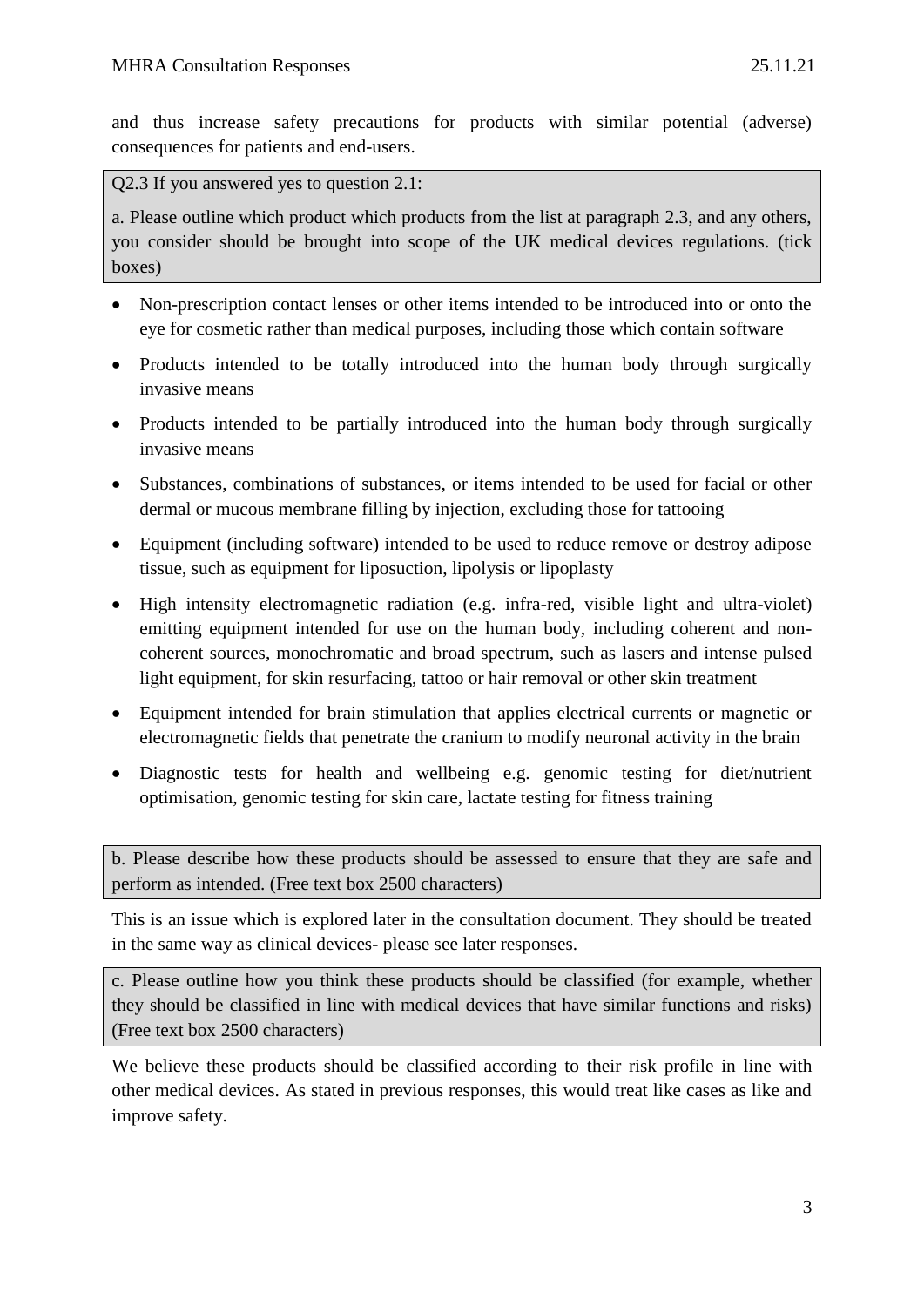and thus increase safety precautions for products with similar potential (adverse) consequences for patients and end-users.

Q2.3 If you answered yes to question 2.1:

a. Please outline which product which products from the list at paragraph 2.3, and any others, you consider should be brought into scope of the UK medical devices regulations. (tick boxes)

- Non-prescription contact lenses or other items intended to be introduced into or onto the eye for cosmetic rather than medical purposes, including those which contain software
- Products intended to be totally introduced into the human body through surgically invasive means
- Products intended to be partially introduced into the human body through surgically invasive means
- Substances, combinations of substances, or items intended to be used for facial or other dermal or mucous membrane filling by injection, excluding those for tattooing
- Equipment (including software) intended to be used to reduce remove or destroy adipose tissue, such as equipment for liposuction, lipolysis or lipoplasty
- High intensity electromagnetic radiation (e.g. infra-red, visible light and ultra-violet) emitting equipment intended for use on the human body, including coherent and non-coherent sources, monochromatic and broad spectrum, such as lasers and intense pulsed light equipment, for skin resurfacing, tattoo or hair removal or other skin treatment
- Equipment intended for brain stimulation that applies electrical currents or magnetic or electromagnetic fields that penetrate the cranium to modify neuronal activity in the brain
- Diagnostic tests for health and wellbeing e.g. genomic testing for diet/nutrient optimisation, genomic testing for skin care, lactate testing for fitness training

b. Please describe how these products should be assessed to ensure that they are safe and perform as intended. (Free text box 2500 characters)

This is an issue which is explored later in the consultation document. They should be treated in the same way as clinical devices- please see later responses.

c. Please outline how you think these products should be classified (for example, whether they should be classified in line with medical devices that have similar functions and risks) (Free text box 2500 characters)

We believe these products should be classified according to their risk profile in line with other medical devices. As stated in previous responses, this would treat like cases as like and improve safety.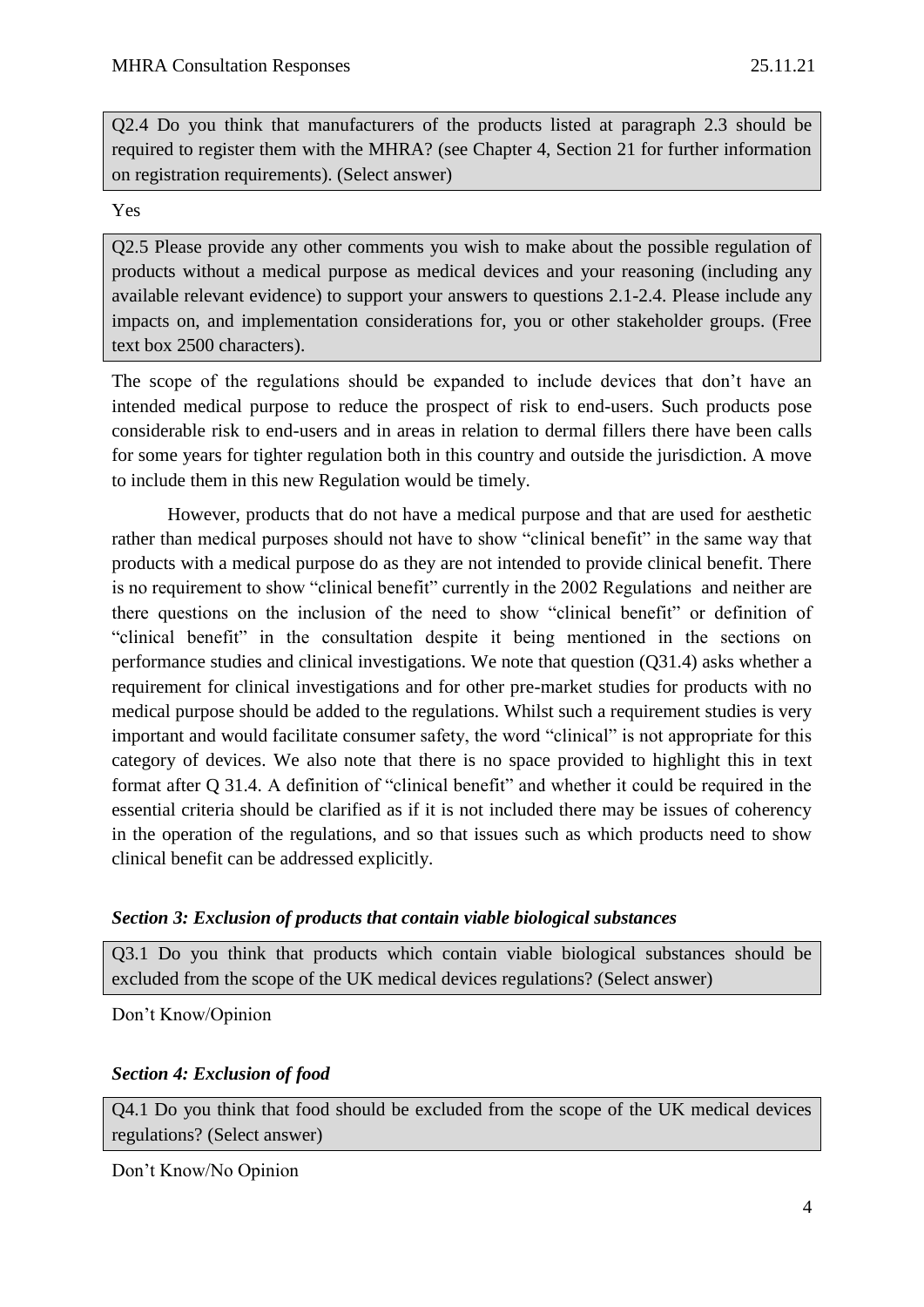Q2.4 Do you think that manufacturers of the products listed at paragraph 2.3 should be required to register them with the MHRA? (see Chapter 4, Section 21 for further information on registration requirements). (Select answer)

Yes

Q2.5 Please provide any other comments you wish to make about the possible regulation of products without a medical purpose as medical devices and your reasoning (including any available relevant evidence) to support your answers to questions 2.1-2.4. Please include any impacts on, and implementation considerations for, you or other stakeholder groups. (Free text box 2500 characters).

The scope of the regulations should be expanded to include devices that don't have an intended medical purpose to reduce the prospect of risk to end-users. Such products pose considerable risk to end-users and in areas in relation to dermal fillers there have been calls for some years for tighter regulation both in this country and outside the jurisdiction. A move to include them in this new Regulation would be timely.

However, products that do not have a medical purpose and that are used for aesthetic rather than medical purposes should not have to show "clinical benefit" in the same way that products with a medical purpose do as they are not intended to provide clinical benefit. There is no requirement to show "clinical benefit" currently in the 2002 Regulations and neither are there questions on the inclusion of the need to show "clinical benefit" or definition of "clinical benefit" in the consultation despite it being mentioned in the sections on performance studies and clinical investigations. We note that question (Q31.4) asks whether a requirement for clinical investigations and for other pre-market studies for products with no medical purpose should be added to the regulations. Whilst such a requirement studies is very important and would facilitate consumer safety, the word "clinical" is not appropriate for this category of devices. We also note that there is no space provided to highlight this in text format after Q 31.4. A definition of "clinical benefit" and whether it could be required in the essential criteria should be clarified as if it is not included there may be issues of coherency in the operation of the regulations, and so that issues such as which products need to show clinical benefit can be addressed explicitly.

### *Section 3: Exclusion of products that contain viable biological substances*

Q3.1 Do you think that products which contain viable biological substances should be excluded from the scope of the UK medical devices regulations? (Select answer)

Don't Know/Opinion

### *Section 4: Exclusion of food*

Q4.1 Do you think that food should be excluded from the scope of the UK medical devices regulations? (Select answer)

Don't Know/No Opinion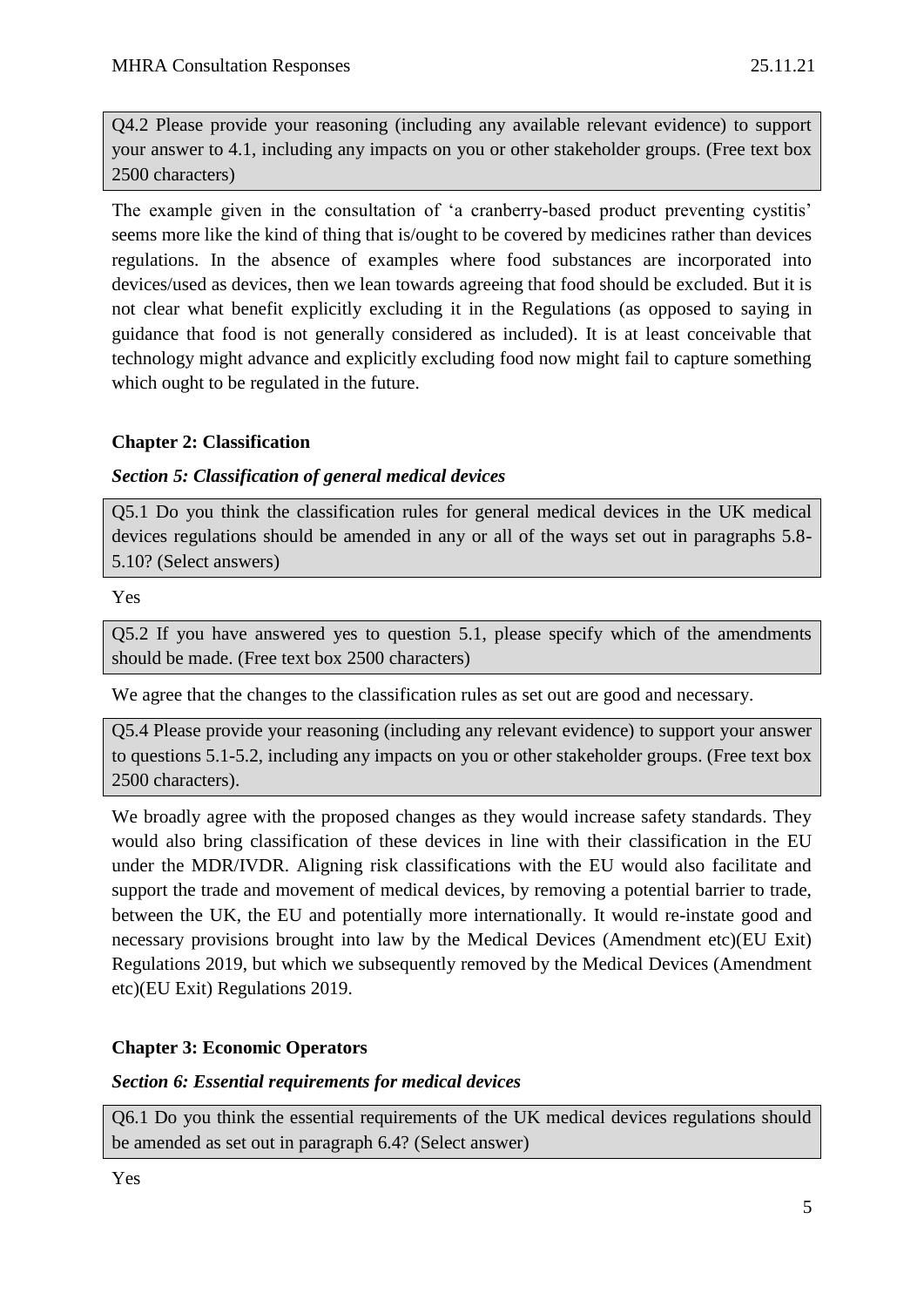Q4.2 Please provide your reasoning (including any available relevant evidence) to support your answer to 4.1, including any impacts on you or other stakeholder groups. (Free text box 2500 characters)

The example given in the consultation of 'a cranberry-based product preventing cystitis' seems more like the kind of thing that is/ought to be covered by medicines rather than devices regulations. In the absence of examples where food substances are incorporated into devices/used as devices, then we lean towards agreeing that food should be excluded. But it is not clear what benefit explicitly excluding it in the Regulations (as opposed to saying in guidance that food is not generally considered as included). It is at least conceivable that technology might advance and explicitly excluding food now might fail to capture something which ought to be regulated in the future.

## Chapter 2: Classification

### *Section 5: Classification of general medical devices*

Q5.1 Do you think the classification rules for general medical devices in the UK medical devices regulations should be amended in any or all of the ways set out in paragraphs 5.8-5.10? (Select answers)

Yes

Q5.2 If you have answered yes to question 5.1, please specify which of the amendments should be made. (Free text box 2500 characters)

We agree that the changes to the classification rules as set out are good and necessary.

Q5.4 Please provide your reasoning (including any relevant evidence) to support your answer to questions 5.1-5.2, including any impacts on you or other stakeholder groups. (Free text box 2500 characters).

We broadly agree with the proposed changes as they would increase safety standards. They would also bring classification of these devices in line with their classification in the EU under the MDR/IVDR. Aligning risk classifications with the EU would also facilitate and support the trade and movement of medical devices, by removing a potential barrier to trade, between the UK, the EU and potentially more internationally. It would re-instate good and necessary provisions brought into law by the Medical Devices (Amendment etc)(EU Exit) Regulations 2019, but which we subsequently removed by the Medical Devices (Amendment etc)(EU Exit) Regulations 2019.

## Chapter 3: Economic Operators

### *Section 6: Essential requirements for medical devices*

Q6.1 Do you think the essential requirements of the UK medical devices regulations should be amended as set out in paragraph 6.4? (Select answer)

Yes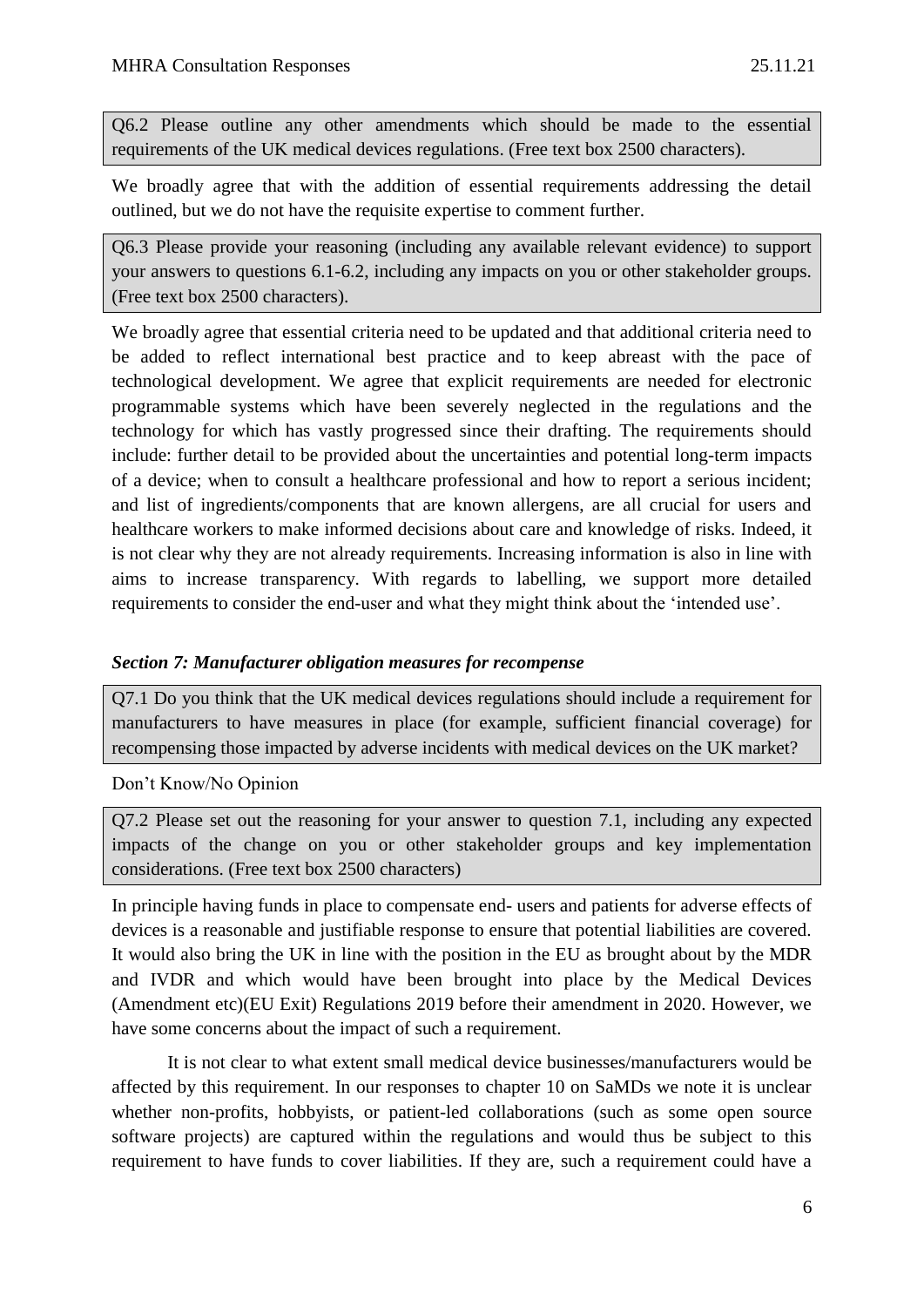Q6.2 Please outline any other amendments which should be made to the essential requirements of the UK medical devices regulations. (Free text box 2500 characters).

We broadly agree that with the addition of essential requirements addressing the detail outlined, but we do not have the requisite expertise to comment further.

Q6.3 Please provide your reasoning (including any available relevant evidence) to support your answers to questions 6.1-6.2, including any impacts on you or other stakeholder groups. (Free text box 2500 characters).

We broadly agree that essential criteria need to be updated and that additional criteria need to be added to reflect international best practice and to keep abreast with the pace of technological development. We agree that explicit requirements are needed for electronic programmable systems which have been severely neglected in the regulations and the technology for which has vastly progressed since their drafting. The requirements should include: further detail to be provided about the uncertainties and potential long-term impacts of a device; when to consult a healthcare professional and how to report a serious incident; and list of ingredients/components that are known allergens, are all crucial for users and healthcare workers to make informed decisions about care and knowledge of risks. Indeed, it is not clear why they are not already requirements. Increasing information is also in line with aims to increase transparency. With regards to labelling, we support more detailed requirements to consider the end-user and what they might think about the 'intended use'.

### *Section 7: Manufacturer obligation measures for recompense*

Q7.1 Do you think that the UK medical devices regulations should include a requirement for manufacturers to have measures in place (for example, sufficient financial coverage) for recompensing those impacted by adverse incidents with medical devices on the UK market?

Don't Know/No Opinion

Q7.2 Please set out the reasoning for your answer to question 7.1, including any expected impacts of the change on you or other stakeholder groups and key implementation considerations. (Free text box 2500 characters)

In principle having funds in place to compensate end- users and patients for adverse effects of devices is a reasonable and justifiable response to ensure that potential liabilities are covered. It would also bring the UK in line with the position in the EU as brought about by the MDR and IVDR and which would have been brought into place by the Medical Devices (Amendment etc)(EU Exit) Regulations 2019 before their amendment in 2020. However, we have some concerns about the impact of such a requirement.

It is not clear to what extent small medical device businesses/manufacturers would be affected by this requirement. In our responses to chapter 10 on SaMDs we note it is unclear whether non-profits, hobbyists, or patient-led collaborations (such as some open source software projects) are captured within the regulations and would thus be subject to this requirement to have funds to cover liabilities. If they are, such a requirement could have a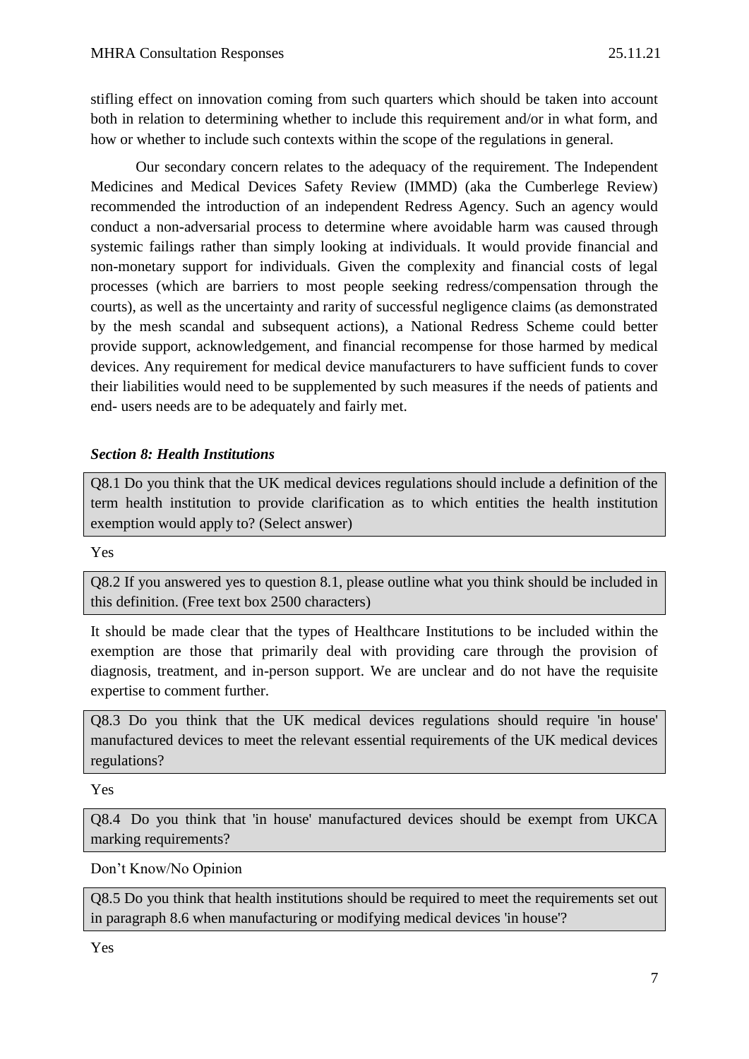stifling effect on innovation coming from such quarters which should be taken into account both in relation to determining whether to include this requirement and/or in what form, and how or whether to include such contexts within the scope of the regulations in general.

Our secondary concern relates to the adequacy of the requirement. The Independent Medicines and Medical Devices Safety Review (IMMD) (aka the Cumberlege Review) recommended the introduction of an independent Redress Agency. Such an agency would conduct a non-adversarial process to determine where avoidable harm was caused through systemic failings rather than simply looking at individuals. It would provide financial and non-monetary support for individuals. Given the complexity and financial costs of legal processes (which are barriers to most people seeking redress/compensation through the courts), as well as the uncertainty and rarity of successful negligence claims (as demonstrated by the mesh scandal and subsequent actions), a National Redress Scheme could better provide support, acknowledgement, and financial recompense for those harmed by medical devices. Any requirement for medical device manufacturers to have sufficient funds to cover their liabilities would need to be supplemented by such measures if the needs of patients and end- users needs are to be adequately and fairly met.

***Section 8: Health Institutions***

Q8.1 Do you think that the UK medical devices regulations should include a definition of the term health institution to provide clarification as to which entities the health institution exemption would apply to? (Select answer)

Yes

Q8.2 If you answered yes to question 8.1, please outline what you think should be included in this definition. (Free text box 2500 characters)

It should be made clear that the types of Healthcare Institutions to be included within the exemption are those that primarily deal with providing care through the provision of diagnosis, treatment, and in-person support. We are unclear and do not have the requisite expertise to comment further.

Q8.3 Do you think that the UK medical devices regulations should require 'in house' manufactured devices to meet the relevant essential requirements of the UK medical devices regulations?

Yes

Q8.4 Do you think that 'in house' manufactured devices should be exempt from UKCA marking requirements?

Don't Know/No Opinion

Q8.5 Do you think that health institutions should be required to meet the requirements set out in paragraph 8.6 when manufacturing or modifying medical devices 'in house'?

Yes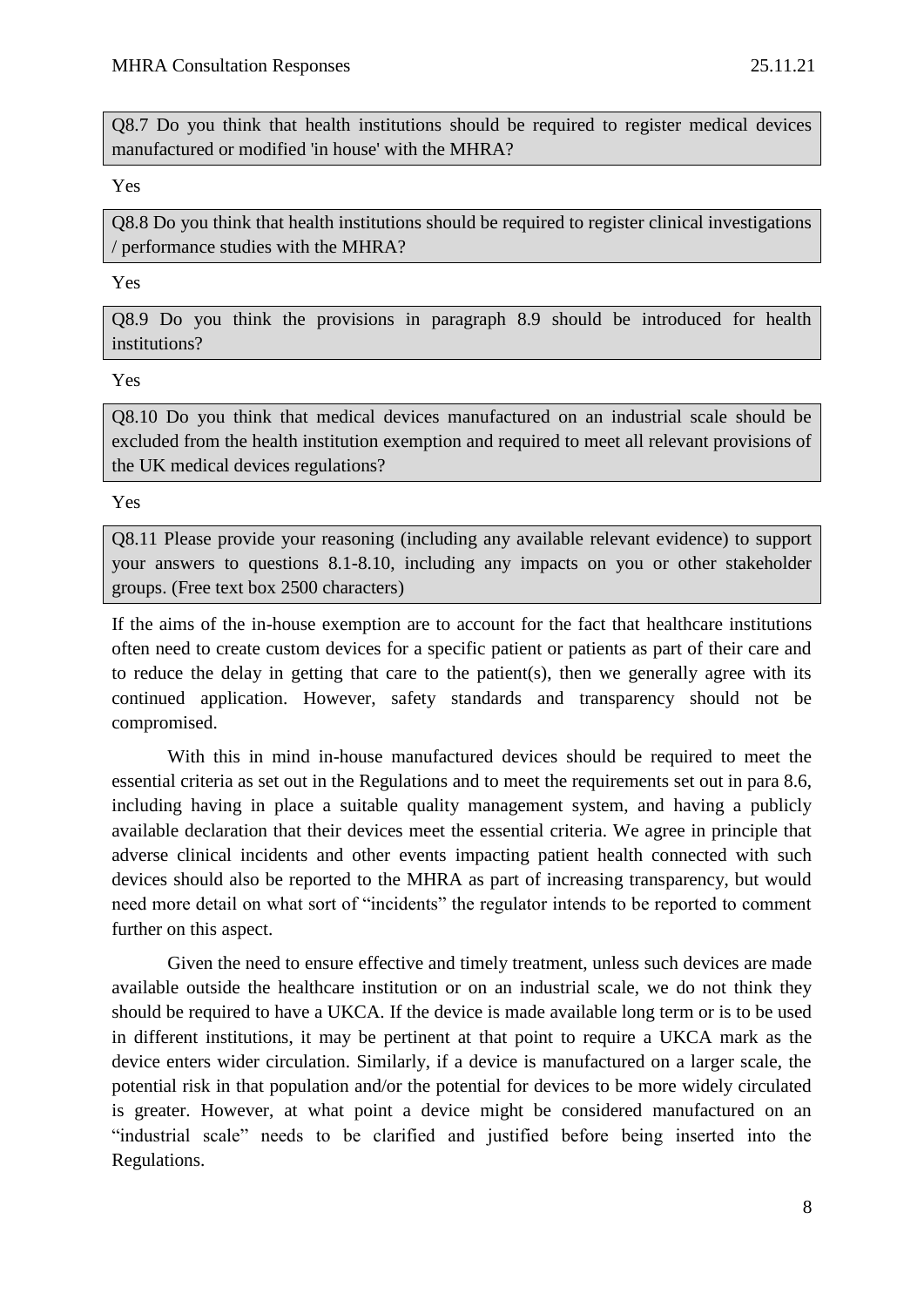Q8.7 Do you think that health institutions should be required to register medical devices manufactured or modified 'in house' with the MHRA?

Yes

Q8.8 Do you think that health institutions should be required to register clinical investigations / performance studies with the MHRA?

Yes

Q8.9 Do you think the provisions in paragraph 8.9 should be introduced for health institutions?

Yes

Q8.10 Do you think that medical devices manufactured on an industrial scale should be excluded from the health institution exemption and required to meet all relevant provisions of the UK medical devices regulations?

Yes

Q8.11 Please provide your reasoning (including any available relevant evidence) to support your answers to questions 8.1-8.10, including any impacts on you or other stakeholder groups. (Free text box 2500 characters)

If the aims of the in-house exemption are to account for the fact that healthcare institutions often need to create custom devices for a specific patient or patients as part of their care and to reduce the delay in getting that care to the patient(s), then we generally agree with its continued application. However, safety standards and transparency should not be compromised.

With this in mind in-house manufactured devices should be required to meet the essential criteria as set out in the Regulations and to meet the requirements set out in para 8.6, including having in place a suitable quality management system, and having a publicly available declaration that their devices meet the essential criteria. We agree in principle that adverse clinical incidents and other events impacting patient health connected with such devices should also be reported to the MHRA as part of increasing transparency, but would need more detail on what sort of "incidents" the regulator intends to be reported to comment further on this aspect.

Given the need to ensure effective and timely treatment, unless such devices are made available outside the healthcare institution or on an industrial scale, we do not think they should be required to have a UKCA. If the device is made available long term or is to be used in different institutions, it may be pertinent at that point to require a UKCA mark as the device enters wider circulation. Similarly, if a device is manufactured on a larger scale, the potential risk in that population and/or the potential for devices to be more widely circulated is greater. However, at what point a device might be considered manufactured on an "industrial scale" needs to be clarified and justified before being inserted into the Regulations.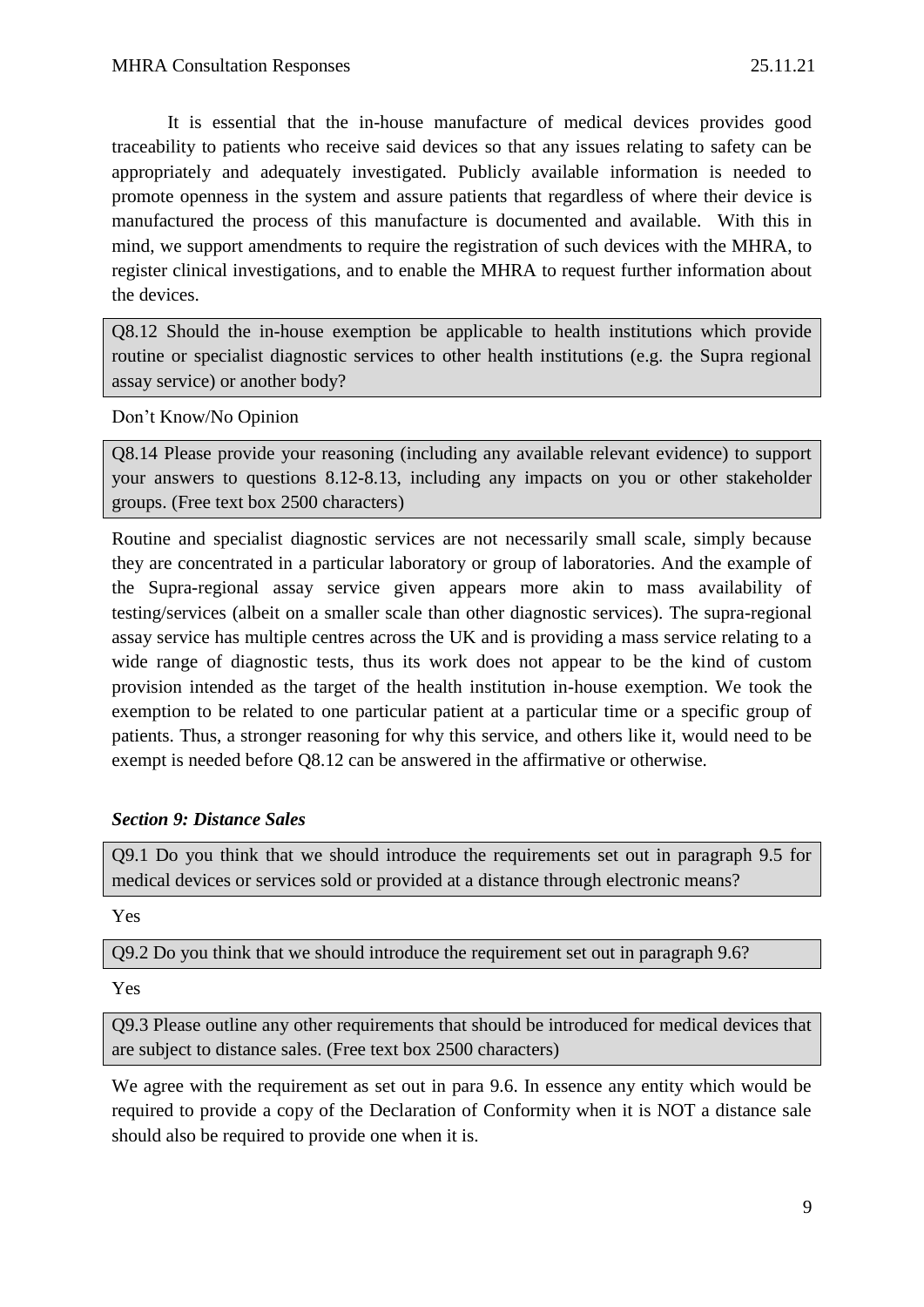It is essential that the in-house manufacture of medical devices provides good traceability to patients who receive said devices so that any issues relating to safety can be appropriately and adequately investigated. Publicly available information is needed to promote openness in the system and assure patients that regardless of where their device is manufactured the process of this manufacture is documented and available. With this in mind, we support amendments to require the registration of such devices with the MHRA, to register clinical investigations, and to enable the MHRA to request further information about the devices.

Q8.12 Should the in-house exemption be applicable to health institutions which provide routine or specialist diagnostic services to other health institutions (e.g. the Supra regional assay service) or another body?

Don't Know/No Opinion

Q8.14 Please provide your reasoning (including any available relevant evidence) to support your answers to questions 8.12-8.13, including any impacts on you or other stakeholder groups. (Free text box 2500 characters)

Routine and specialist diagnostic services are not necessarily small scale, simply because they are concentrated in a particular laboratory or group of laboratories. And the example of the Supra-regional assay service given appears more akin to mass availability of testing/services (albeit on a smaller scale than other diagnostic services). The supra-regional assay service has multiple centres across the UK and is providing a mass service relating to a wide range of diagnostic tests, thus its work does not appear to be the kind of custom provision intended as the target of the health institution in-house exemption. We took the exemption to be related to one particular patient at a particular time or a specific group of patients. Thus, a stronger reasoning for why this service, and others like it, would need to be exempt is needed before Q8.12 can be answered in the affirmative or otherwise.

***Section 9: Distance Sales***

Q9.1 Do you think that we should introduce the requirements set out in paragraph 9.5 for medical devices or services sold or provided at a distance through electronic means?

Yes

Q9.2 Do you think that we should introduce the requirement set out in paragraph 9.6?

Yes

Q9.3 Please outline any other requirements that should be introduced for medical devices that are subject to distance sales. (Free text box 2500 characters)

We agree with the requirement as set out in para 9.6. In essence any entity which would be required to provide a copy of the Declaration of Conformity when it is NOT a distance sale should also be required to provide one when it is.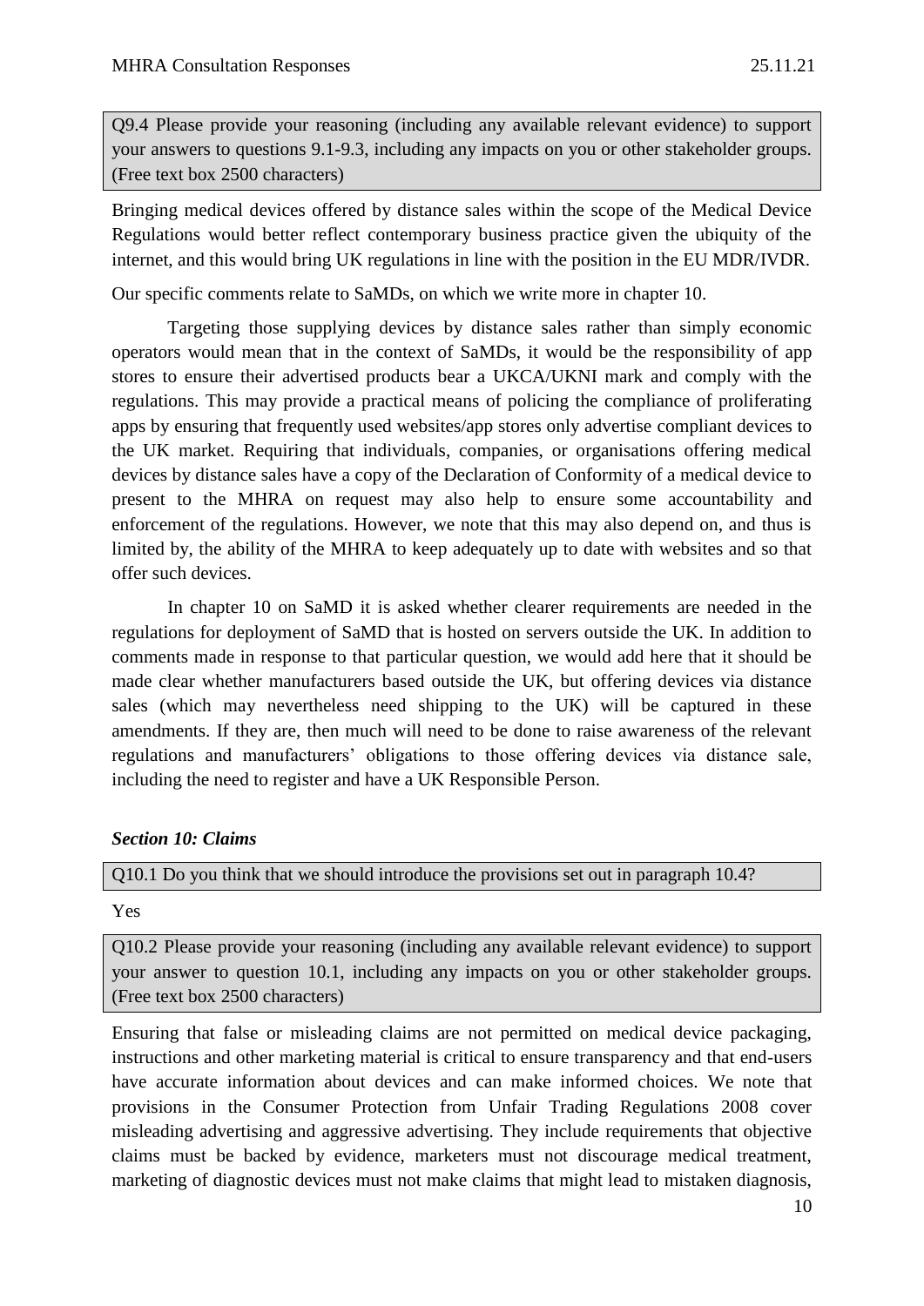Q9.4 Please provide your reasoning (including any available relevant evidence) to support your answers to questions 9.1-9.3, including any impacts on you or other stakeholder groups. (Free text box 2500 characters)

Bringing medical devices offered by distance sales within the scope of the Medical Device Regulations would better reflect contemporary business practice given the ubiquity of the internet, and this would bring UK regulations in line with the position in the EU MDR/IVDR.

Our specific comments relate to SaMDs, on which we write more in chapter 10.

Targeting those supplying devices by distance sales rather than simply economic operators would mean that in the context of SaMDs, it would be the responsibility of app stores to ensure their advertised products bear a UKCA/UKNI mark and comply with the regulations. This may provide a practical means of policing the compliance of proliferating apps by ensuring that frequently used websites/app stores only advertise compliant devices to the UK market. Requiring that individuals, companies, or organisations offering medical devices by distance sales have a copy of the Declaration of Conformity of a medical device to present to the MHRA on request may also help to ensure some accountability and enforcement of the regulations. However, we note that this may also depend on, and thus is limited by, the ability of the MHRA to keep adequately up to date with websites and so that offer such devices.

In chapter 10 on SaMD it is asked whether clearer requirements are needed in the regulations for deployment of SaMD that is hosted on servers outside the UK. In addition to comments made in response to that particular question, we would add here that it should be made clear whether manufacturers based outside the UK, but offering devices via distance sales (which may nevertheless need shipping to the UK) will be captured in these amendments. If they are, then much will need to be done to raise awareness of the relevant regulations and manufacturers' obligations to those offering devices via distance sale, including the need to register and have a UK Responsible Person.

### *Section 10: Claims*

Q10.1 Do you think that we should introduce the provisions set out in paragraph 10.4?

Yes

Q10.2 Please provide your reasoning (including any available relevant evidence) to support your answer to question 10.1, including any impacts on you or other stakeholder groups. (Free text box 2500 characters)

Ensuring that false or misleading claims are not permitted on medical device packaging, instructions and other marketing material is critical to ensure transparency and that end-users have accurate information about devices and can make informed choices. We note that provisions in the Consumer Protection from Unfair Trading Regulations 2008 cover misleading advertising and aggressive advertising. They include requirements that objective claims must be backed by evidence, marketers must not discourage medical treatment, marketing of diagnostic devices must not make claims that might lead to mistaken diagnosis,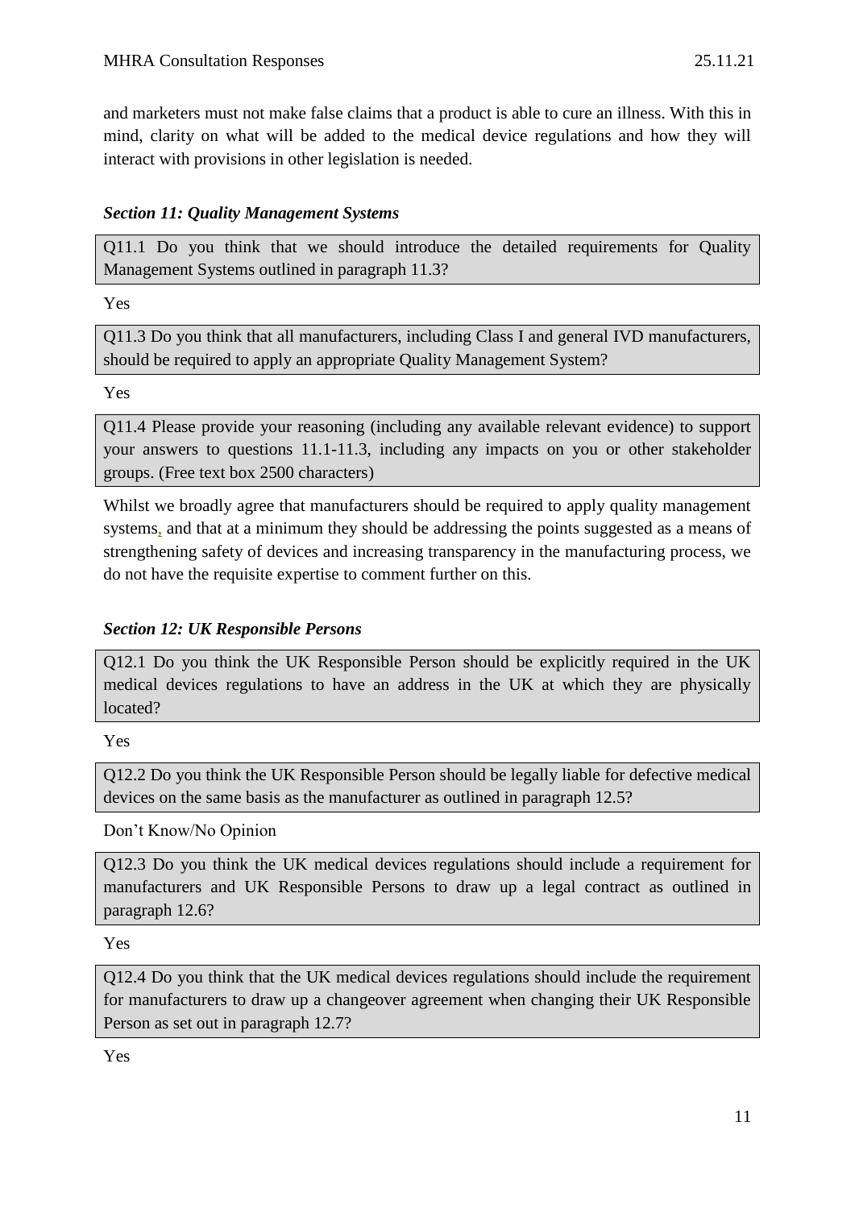and marketers must not make false claims that a product is able to cure an illness. With this in mind, clarity on what will be added to the medical device regulations and how they will interact with provisions in other legislation is needed.

### *Section 11: Quality Management Systems*

Q11.1 Do you think that we should introduce the detailed requirements for Quality Management Systems outlined in paragraph 11.3?

Yes

Q11.3 Do you think that all manufacturers, including Class I and general IVD manufacturers, should be required to apply an appropriate Quality Management System?

Yes

Q11.4 Please provide your reasoning (including any available relevant evidence) to support your answers to questions 11.1-11.3, including any impacts on you or other stakeholder groups. (Free text box 2500 characters)

Whilst we broadly agree that manufacturers should be required to apply quality management systems, and that at a minimum they should be addressing the points suggested as a means of strengthening safety of devices and increasing transparency in the manufacturing process, we do not have the requisite expertise to comment further on this.

### *Section 12: UK Responsible Persons*

Q12.1 Do you think the UK Responsible Person should be explicitly required in the UK medical devices regulations to have an address in the UK at which they are physically located?

Yes

Q12.2 Do you think the UK Responsible Person should be legally liable for defective medical devices on the same basis as the manufacturer as outlined in paragraph 12.5?

Don't Know/No Opinion

Q12.3 Do you think the UK medical devices regulations should include a requirement for manufacturers and UK Responsible Persons to draw up a legal contract as outlined in paragraph 12.6?

Yes

Q12.4 Do you think that the UK medical devices regulations should include the requirement for manufacturers to draw up a changeover agreement when changing their UK Responsible Person as set out in paragraph 12.7?

Yes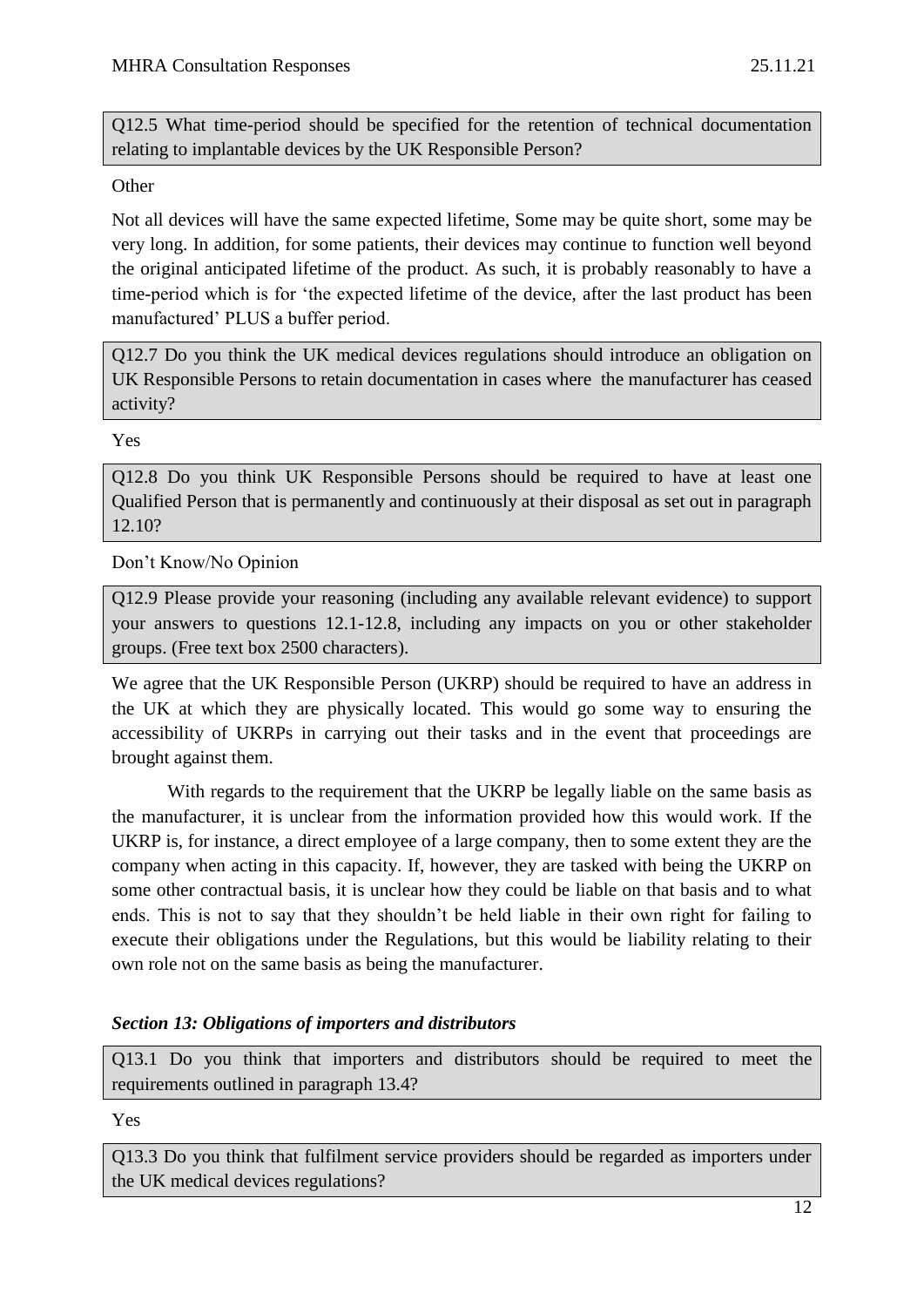Q12.5 What time-period should be specified for the retention of technical documentation relating to implantable devices by the UK Responsible Person?

Other

Not all devices will have the same expected lifetime, Some may be quite short, some may be very long. In addition, for some patients, their devices may continue to function well beyond the original anticipated lifetime of the product. As such, it is probably reasonably to have a time-period which is for 'the expected lifetime of the device, after the last product has been manufactured' PLUS a buffer period.

Q12.7 Do you think the UK medical devices regulations should introduce an obligation on UK Responsible Persons to retain documentation in cases where the manufacturer has ceased activity?

Yes

Q12.8 Do you think UK Responsible Persons should be required to have at least one Qualified Person that is permanently and continuously at their disposal as set out in paragraph 12.10?

Don't Know/No Opinion

Q12.9 Please provide your reasoning (including any available relevant evidence) to support your answers to questions 12.1-12.8, including any impacts on you or other stakeholder groups. (Free text box 2500 characters).

We agree that the UK Responsible Person (UKRP) should be required to have an address in the UK at which they are physically located. This would go some way to ensuring the accessibility of UKRPs in carrying out their tasks and in the event that proceedings are brought against them.

With regards to the requirement that the UKRP be legally liable on the same basis as the manufacturer, it is unclear from the information provided how this would work. If the UKRP is, for instance, a direct employee of a large company, then to some extent they are the company when acting in this capacity. If, however, they are tasked with being the UKRP on some other contractual basis, it is unclear how they could be liable on that basis and to what ends. This is not to say that they shouldn't be held liable in their own right for failing to execute their obligations under the Regulations, but this would be liability relating to their own role not on the same basis as being the manufacturer.

### *Section 13: Obligations of importers and distributors*

Q13.1 Do you think that importers and distributors should be required to meet the requirements outlined in paragraph 13.4?

Yes

Q13.3 Do you think that fulfilment service providers should be regarded as importers under the UK medical devices regulations?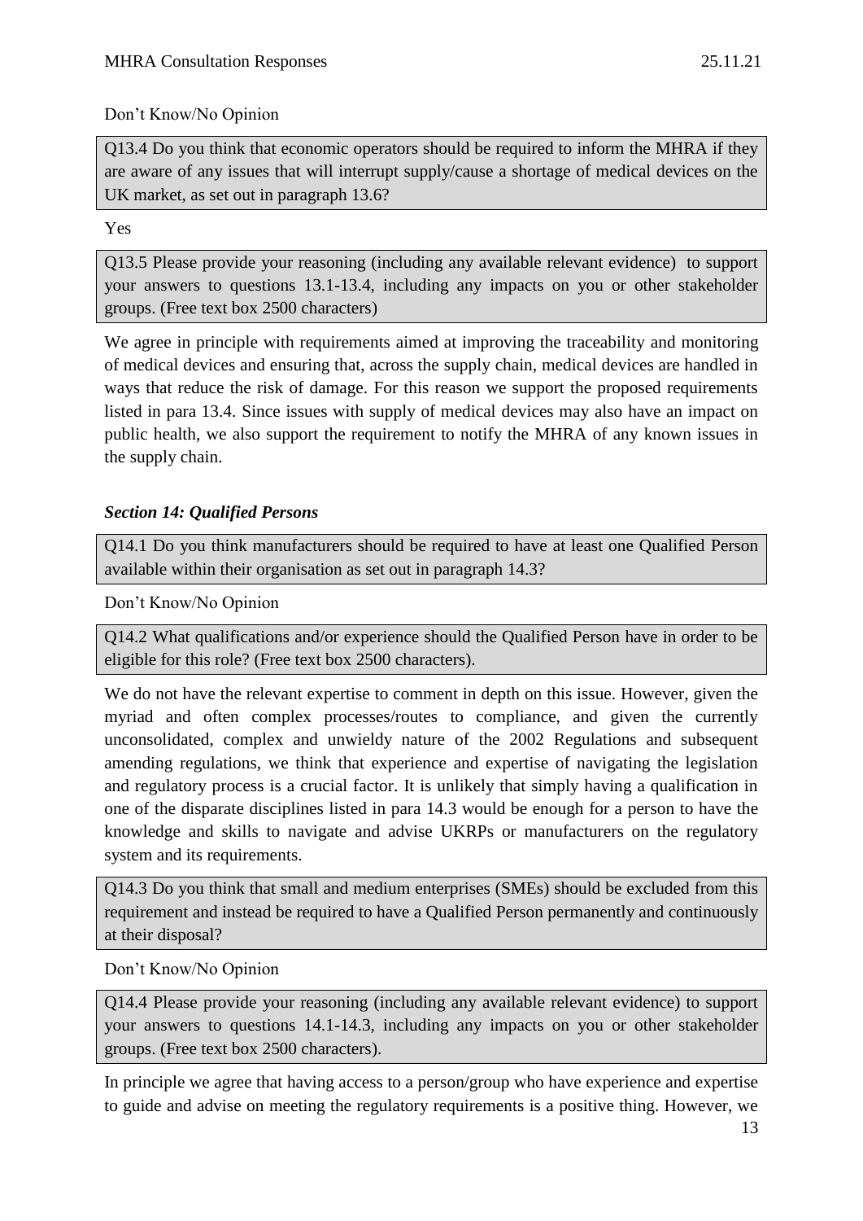Don't Know/No Opinion

> Q13.4 Do you think that economic operators should be required to inform the MHRA if they are aware of any issues that will interrupt supply/cause a shortage of medical devices on the UK market, as set out in paragraph 13.6?

Yes

> Q13.5 Please provide your reasoning (including any available relevant evidence) to support your answers to questions 13.1-13.4, including any impacts on you or other stakeholder groups. (Free text box 2500 characters)

We agree in principle with requirements aimed at improving the traceability and monitoring of medical devices and ensuring that, across the supply chain, medical devices are handled in ways that reduce the risk of damage. For this reason we support the proposed requirements listed in para 13.4. Since issues with supply of medical devices may also have an impact on public health, we also support the requirement to notify the MHRA of any known issues in the supply chain.

### *Section 14: Qualified Persons*

> Q14.1 Do you think manufacturers should be required to have at least one Qualified Person available within their organisation as set out in paragraph 14.3?

Don't Know/No Opinion

> Q14.2 What qualifications and/or experience should the Qualified Person have in order to be eligible for this role? (Free text box 2500 characters).

We do not have the relevant expertise to comment in depth on this issue. However, given the myriad and often complex processes/routes to compliance, and given the currently unconsolidated, complex and unwieldy nature of the 2002 Regulations and subsequent amending regulations, we think that experience and expertise of navigating the legislation and regulatory process is a crucial factor. It is unlikely that simply having a qualification in one of the disparate disciplines listed in para 14.3 would be enough for a person to have the knowledge and skills to navigate and advise UKRPs or manufacturers on the regulatory system and its requirements.

> Q14.3 Do you think that small and medium enterprises (SMEs) should be excluded from this requirement and instead be required to have a Qualified Person permanently and continuously at their disposal?

Don't Know/No Opinion

> Q14.4 Please provide your reasoning (including any available relevant evidence) to support your answers to questions 14.1-14.3, including any impacts on you or other stakeholder groups. (Free text box 2500 characters).

In principle we agree that having access to a person/group who have experience and expertise to guide and advise on meeting the regulatory requirements is a positive thing. However, we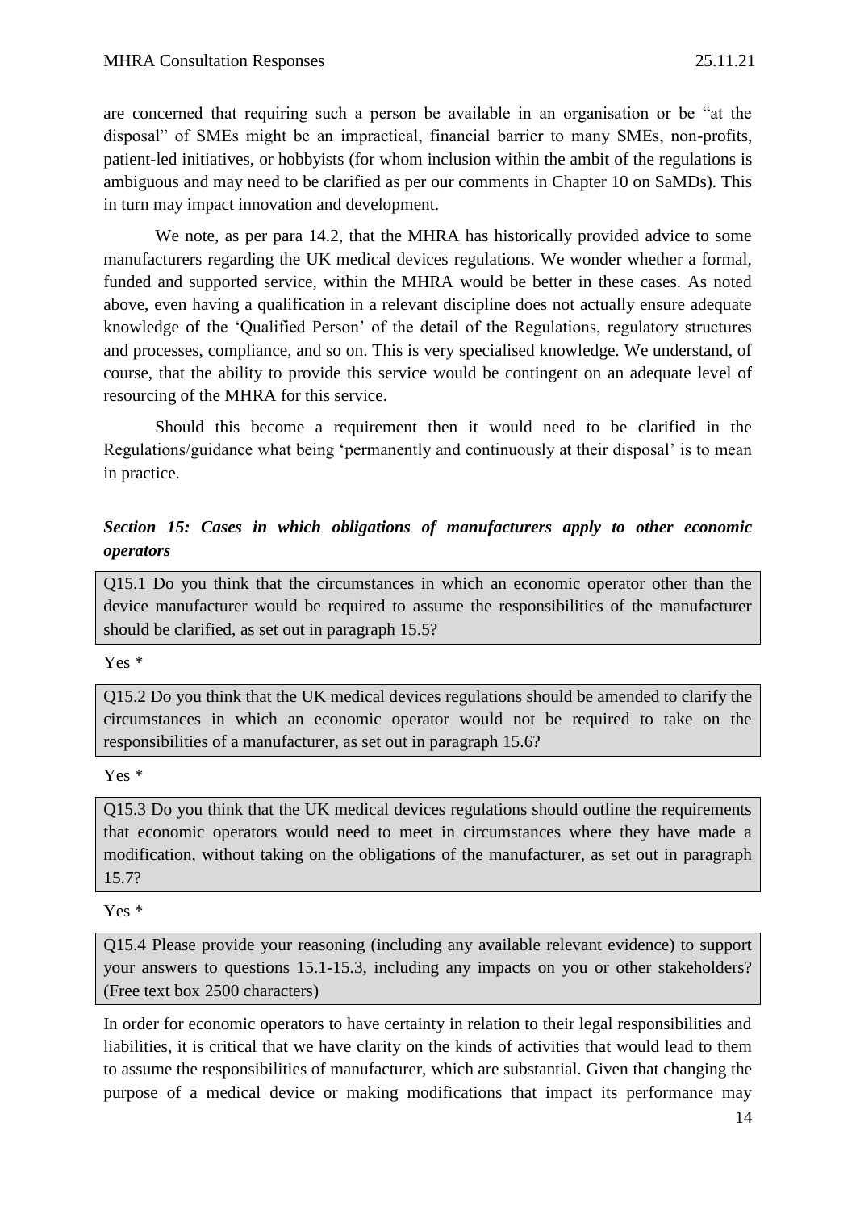are concerned that requiring such a person be available in an organisation or be "at the disposal" of SMEs might be an impractical, financial barrier to many SMEs, non-profits, patient-led initiatives, or hobbyists (for whom inclusion within the ambit of the regulations is ambiguous and may need to be clarified as per our comments in Chapter 10 on SaMDs). This in turn may impact innovation and development.

We note, as per para 14.2, that the MHRA has historically provided advice to some manufacturers regarding the UK medical devices regulations. We wonder whether a formal, funded and supported service, within the MHRA would be better in these cases. As noted above, even having a qualification in a relevant discipline does not actually ensure adequate knowledge of the 'Qualified Person' of the detail of the Regulations, regulatory structures and processes, compliance, and so on. This is very specialised knowledge. We understand, of course, that the ability to provide this service would be contingent on an adequate level of resourcing of the MHRA for this service.

Should this become a requirement then it would need to be clarified in the Regulations/guidance what being 'permanently and continuously at their disposal' is to mean in practice.

### *Section 15: Cases in which obligations of manufacturers apply to other economic operators*

Q15.1 Do you think that the circumstances in which an economic operator other than the device manufacturer would be required to assume the responsibilities of the manufacturer should be clarified, as set out in paragraph 15.5?

Yes *

Q15.2 Do you think that the UK medical devices regulations should be amended to clarify the circumstances in which an economic operator would not be required to take on the responsibilities of a manufacturer, as set out in paragraph 15.6?

Yes *

Q15.3 Do you think that the UK medical devices regulations should outline the requirements that economic operators would need to meet in circumstances where they have made a modification, without taking on the obligations of the manufacturer, as set out in paragraph 15.7?

Yes *

Q15.4 Please provide your reasoning (including any available relevant evidence) to support your answers to questions 15.1-15.3, including any impacts on you or other stakeholders? (Free text box 2500 characters)

In order for economic operators to have certainty in relation to their legal responsibilities and liabilities, it is critical that we have clarity on the kinds of activities that would lead to them to assume the responsibilities of manufacturer, which are substantial. Given that changing the purpose of a medical device or making modifications that impact its performance may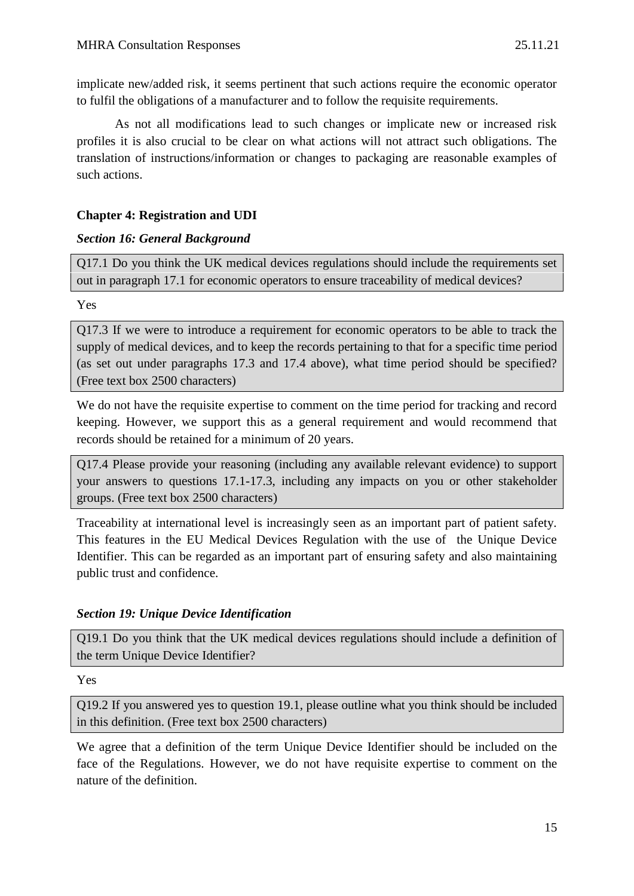implicate new/added risk, it seems pertinent that such actions require the economic operator to fulfil the obligations of a manufacturer and to follow the requisite requirements.

As not all modifications lead to such changes or implicate new or increased risk profiles it is also crucial to be clear on what actions will not attract such obligations. The translation of instructions/information or changes to packaging are reasonable examples of such actions.

**Chapter 4: Registration and UDI**

***Section 16: General Background***

Q17.1 Do you think the UK medical devices regulations should include the requirements set out in paragraph 17.1 for economic operators to ensure traceability of medical devices?

Yes

Q17.3 If we were to introduce a requirement for economic operators to be able to track the supply of medical devices, and to keep the records pertaining to that for a specific time period (as set out under paragraphs 17.3 and 17.4 above), what time period should be specified? (Free text box 2500 characters)

We do not have the requisite expertise to comment on the time period for tracking and record keeping. However, we support this as a general requirement and would recommend that records should be retained for a minimum of 20 years.

Q17.4 Please provide your reasoning (including any available relevant evidence) to support your answers to questions 17.1-17.3, including any impacts on you or other stakeholder groups. (Free text box 2500 characters)

Traceability at international level is increasingly seen as an important part of patient safety. This features in the EU Medical Devices Regulation with the use of the Unique Device Identifier. This can be regarded as an important part of ensuring safety and also maintaining public trust and confidence.

***Section 19: Unique Device Identification***

Q19.1 Do you think that the UK medical devices regulations should include a definition of the term Unique Device Identifier?

Yes

Q19.2 If you answered yes to question 19.1, please outline what you think should be included in this definition. (Free text box 2500 characters)

We agree that a definition of the term Unique Device Identifier should be included on the face of the Regulations. However, we do not have requisite expertise to comment on the nature of the definition.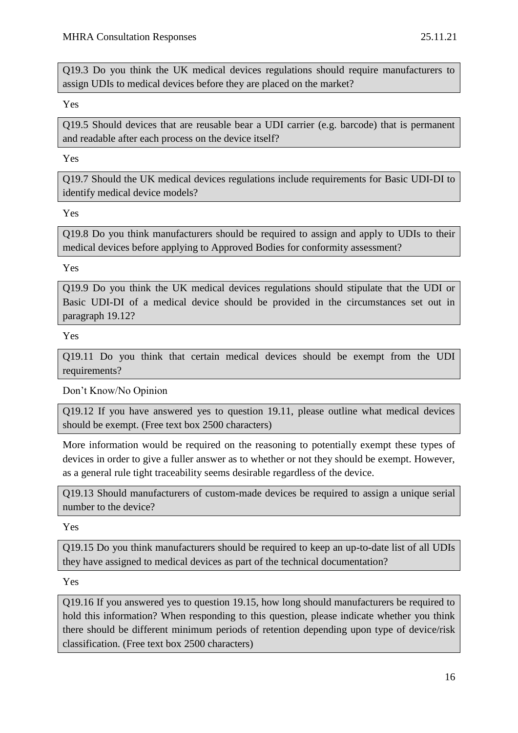**Q19.3 Do you think the UK medical devices regulations should require manufacturers to assign UDIs to medical devices before they are placed on the market?**

Yes

**Q19.5 Should devices that are reusable bear a UDI carrier (e.g. barcode) that is permanent and readable after each process on the device itself?**

Yes

**Q19.7 Should the UK medical devices regulations include requirements for Basic UDI-DI to identify medical device models?**

Yes

**Q19.8 Do you think manufacturers should be required to assign and apply to UDIs to their medical devices before applying to Approved Bodies for conformity assessment?**

Yes

**Q19.9 Do you think the UK medical devices regulations should stipulate that the UDI or Basic UDI-DI of a medical device should be provided in the circumstances set out in paragraph 19.12?**

Yes

**Q19.11 Do you think that certain medical devices should be exempt from the UDI requirements?**

Don't Know/No Opinion

**Q19.12 If you have answered yes to question 19.11, please outline what medical devices should be exempt. (Free text box 2500 characters)**

More information would be required on the reasoning to potentially exempt these types of devices in order to give a fuller answer as to whether or not they should be exempt. However, as a general rule tight traceability seems desirable regardless of the device.

**Q19.13 Should manufacturers of custom-made devices be required to assign a unique serial number to the device?**

Yes

**Q19.15 Do you think manufacturers should be required to keep an up-to-date list of all UDIs they have assigned to medical devices as part of the technical documentation?**

Yes

**Q19.16 If you answered yes to question 19.15, how long should manufacturers be required to hold this information? When responding to this question, please indicate whether you think there should be different minimum periods of retention depending upon type of device/risk classification. (Free text box 2500 characters)**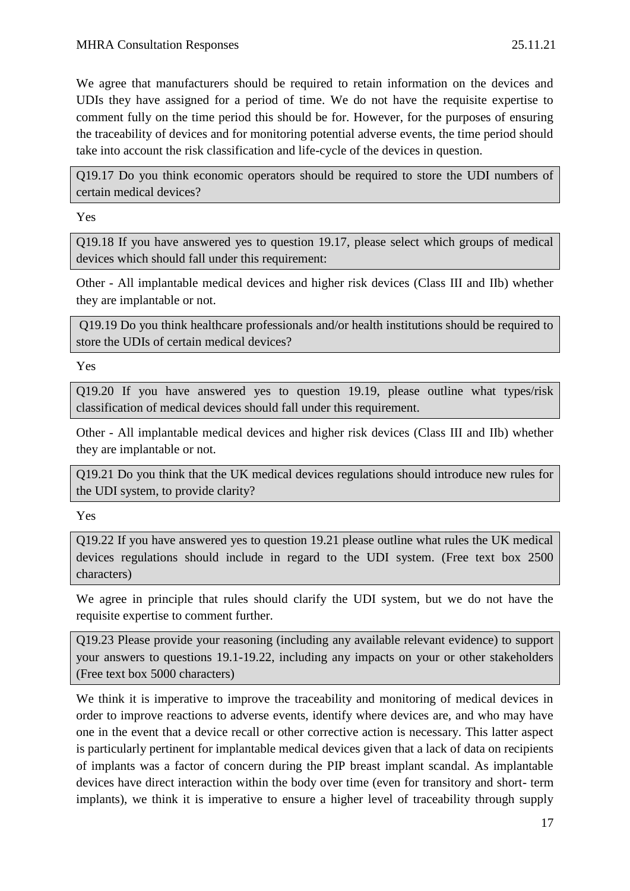We agree that manufacturers should be required to retain information on the devices and UDIs they have assigned for a period of time. We do not have the requisite expertise to comment fully on the time period this should be for. However, for the purposes of ensuring the traceability of devices and for monitoring potential adverse events, the time period should take into account the risk classification and life-cycle of the devices in question.

**Q19.17 Do you think economic operators should be required to store the UDI numbers of certain medical devices?**

Yes

**Q19.18 If you have answered yes to question 19.17, please select which groups of medical devices which should fall under this requirement:**

Other - All implantable medical devices and higher risk devices (Class III and IIb) whether they are implantable or not.

**Q19.19 Do you think healthcare professionals and/or health institutions should be required to store the UDIs of certain medical devices?**

Yes

**Q19.20 If you have answered yes to question 19.19, please outline what types/risk classification of medical devices should fall under this requirement.**

Other - All implantable medical devices and higher risk devices (Class III and IIb) whether they are implantable or not.

**Q19.21 Do you think that the UK medical devices regulations should introduce new rules for the UDI system, to provide clarity?**

Yes

**Q19.22 If you have answered yes to question 19.21 please outline what rules the UK medical devices regulations should include in regard to the UDI system. (Free text box 2500 characters)**

We agree in principle that rules should clarify the UDI system, but we do not have the requisite expertise to comment further.

**Q19.23 Please provide your reasoning (including any available relevant evidence) to support your answers to questions 19.1-19.22, including any impacts on your or other stakeholders (Free text box 5000 characters)**

We think it is imperative to improve the traceability and monitoring of medical devices in order to improve reactions to adverse events, identify where devices are, and who may have one in the event that a device recall or other corrective action is necessary. This latter aspect is particularly pertinent for implantable medical devices given that a lack of data on recipients of implants was a factor of concern during the PIP breast implant scandal. As implantable devices have direct interaction within the body over time (even for transitory and short- term implants), we think it is imperative to ensure a higher level of traceability through supply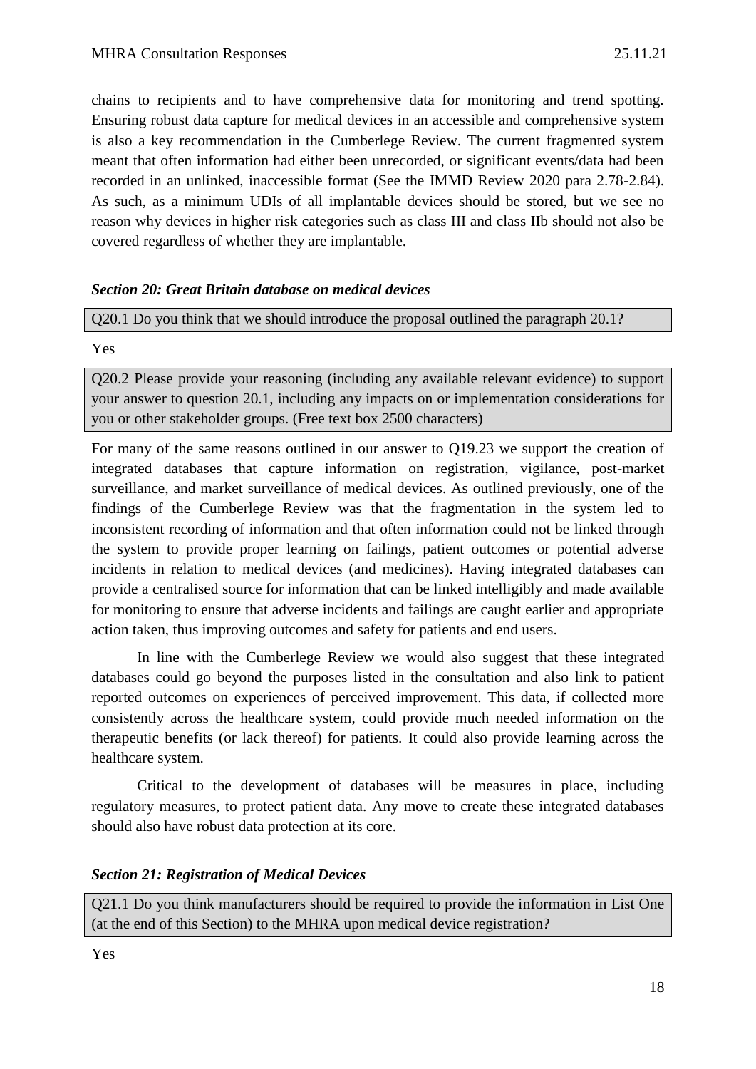chains to recipients and to have comprehensive data for monitoring and trend spotting. Ensuring robust data capture for medical devices in an accessible and comprehensive system is also a key recommendation in the Cumberlege Review. The current fragmented system meant that often information had either been unrecorded, or significant events/data had been recorded in an unlinked, inaccessible format (See the IMMD Review 2020 para 2.78-2.84). As such, as a minimum UDIs of all implantable devices should be stored, but we see no reason why devices in higher risk categories such as class III and class IIb should not also be covered regardless of whether they are implantable.

***Section 20: Great Britain database on medical devices***

Q20.1 Do you think that we should introduce the proposal outlined the paragraph 20.1?

Yes

Q20.2 Please provide your reasoning (including any available relevant evidence) to support your answer to question 20.1, including any impacts on or implementation considerations for you or other stakeholder groups. (Free text box 2500 characters)

For many of the same reasons outlined in our answer to Q19.23 we support the creation of integrated databases that capture information on registration, vigilance, post-market surveillance, and market surveillance of medical devices. As outlined previously, one of the findings of the Cumberlege Review was that the fragmentation in the system led to inconsistent recording of information and that often information could not be linked through the system to provide proper learning on failings, patient outcomes or potential adverse incidents in relation to medical devices (and medicines). Having integrated databases can provide a centralised source for information that can be linked intelligibly and made available for monitoring to ensure that adverse incidents and failings are caught earlier and appropriate action taken, thus improving outcomes and safety for patients and end users.

In line with the Cumberlege Review we would also suggest that these integrated databases could go beyond the purposes listed in the consultation and also link to patient reported outcomes on experiences of perceived improvement. This data, if collected more consistently across the healthcare system, could provide much needed information on the therapeutic benefits (or lack thereof) for patients. It could also provide learning across the healthcare system.

Critical to the development of databases will be measures in place, including regulatory measures, to protect patient data. Any move to create these integrated databases should also have robust data protection at its core.

***Section 21: Registration of Medical Devices***

Q21.1 Do you think manufacturers should be required to provide the information in List One (at the end of this Section) to the MHRA upon medical device registration?

Yes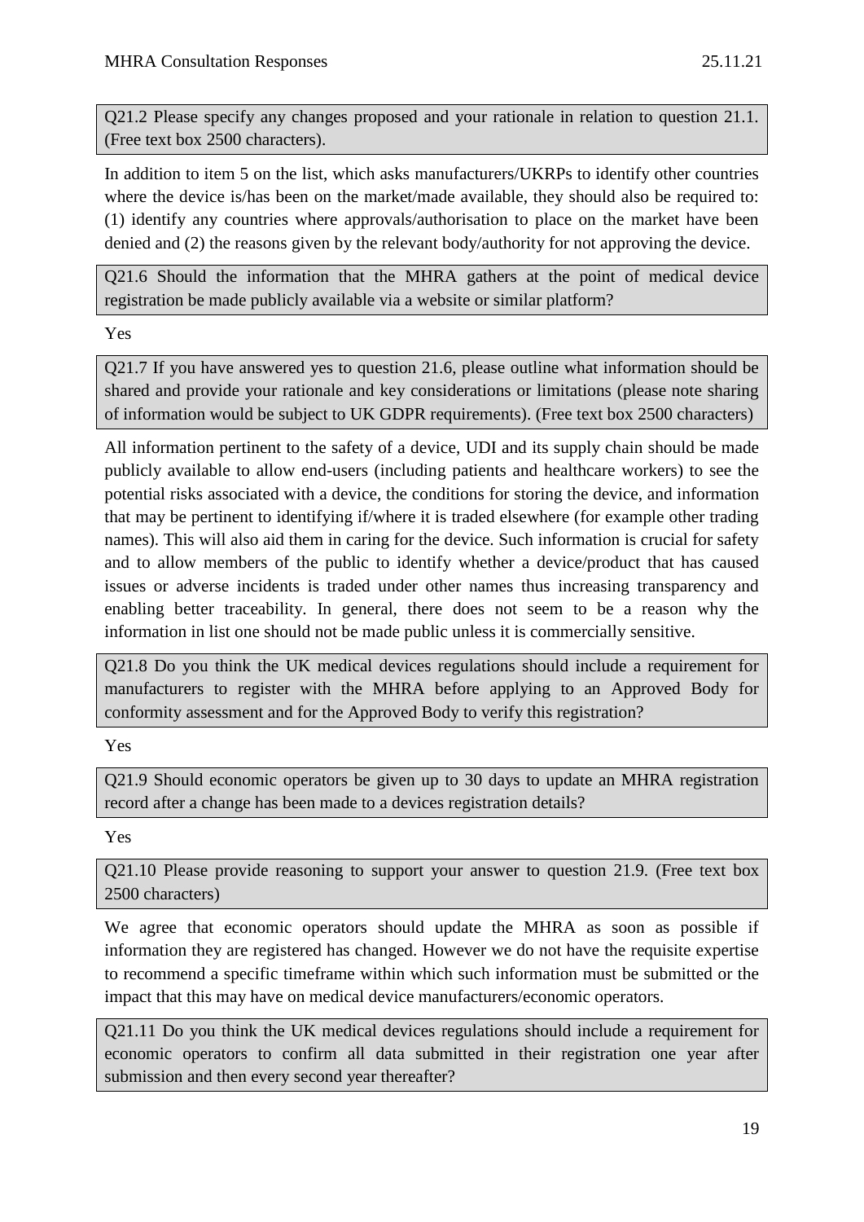**Q21.2 Please specify any changes proposed and your rationale in relation to question 21.1. (Free text box 2500 characters).**

In addition to item 5 on the list, which asks manufacturers/UKRPs to identify other countries where the device is/has been on the market/made available, they should also be required to: (1) identify any countries where approvals/authorisation to place on the market have been denied and (2) the reasons given by the relevant body/authority for not approving the device.

**Q21.6 Should the information that the MHRA gathers at the point of medical device registration be made publicly available via a website or similar platform?**

Yes

**Q21.7 If you have answered yes to question 21.6, please outline what information should be shared and provide your rationale and key considerations or limitations (please note sharing of information would be subject to UK GDPR requirements). (Free text box 2500 characters)**

All information pertinent to the safety of a device, UDI and its supply chain should be made publicly available to allow end-users (including patients and healthcare workers) to see the potential risks associated with a device, the conditions for storing the device, and information that may be pertinent to identifying if/where it is traded elsewhere (for example other trading names). This will also aid them in caring for the device. Such information is crucial for safety and to allow members of the public to identify whether a device/product that has caused issues or adverse incidents is traded under other names thus increasing transparency and enabling better traceability. In general, there does not seem to be a reason why the information in list one should not be made public unless it is commercially sensitive.

**Q21.8 Do you think the UK medical devices regulations should include a requirement for manufacturers to register with the MHRA before applying to an Approved Body for conformity assessment and for the Approved Body to verify this registration?**

Yes

**Q21.9 Should economic operators be given up to 30 days to update an MHRA registration record after a change has been made to a devices registration details?**

Yes

**Q21.10 Please provide reasoning to support your answer to question 21.9. (Free text box 2500 characters)**

We agree that economic operators should update the MHRA as soon as possible if information they are registered has changed. However we do not have the requisite expertise to recommend a specific timeframe within which such information must be submitted or the impact that this may have on medical device manufacturers/economic operators.

**Q21.11 Do you think the UK medical devices regulations should include a requirement for economic operators to confirm all data submitted in their registration one year after submission and then every second year thereafter?**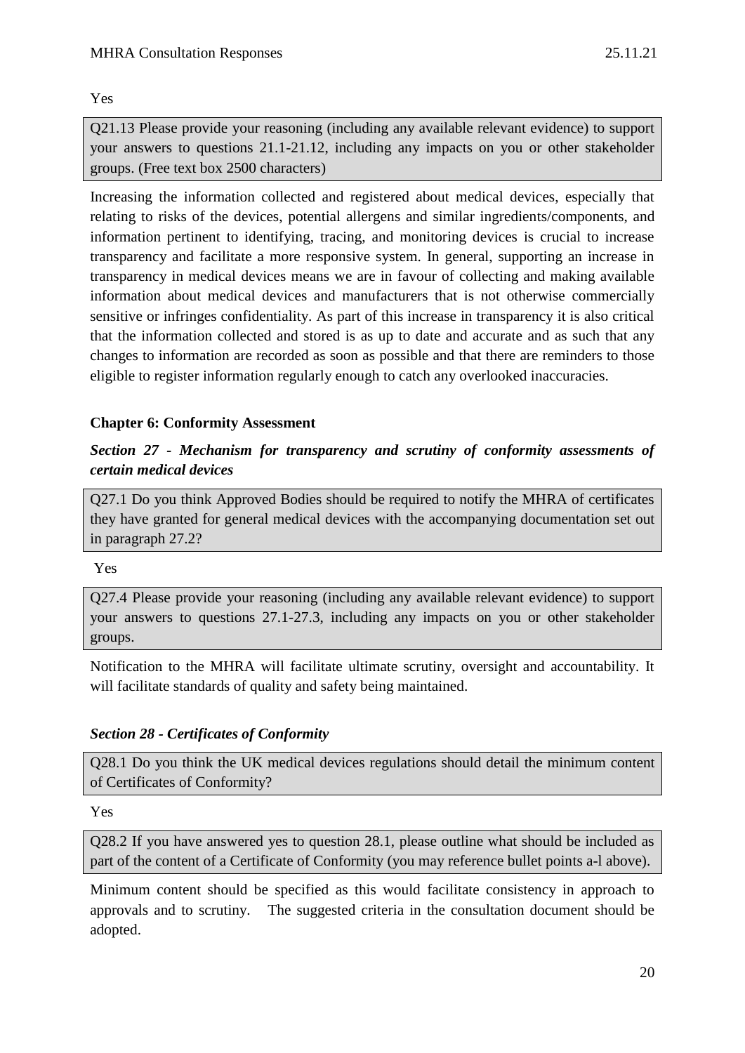Yes

Q21.13 Please provide your reasoning (including any available relevant evidence) to support your answers to questions 21.1-21.12, including any impacts on you or other stakeholder groups. (Free text box 2500 characters)

Increasing the information collected and registered about medical devices, especially that relating to risks of the devices, potential allergens and similar ingredients/components, and information pertinent to identifying, tracing, and monitoring devices is crucial to increase transparency and facilitate a more responsive system. In general, supporting an increase in transparency in medical devices means we are in favour of collecting and making available information about medical devices and manufacturers that is not otherwise commercially sensitive or infringes confidentiality. As part of this increase in transparency it is also critical that the information collected and stored is as up to date and accurate and as such that any changes to information are recorded as soon as possible and that there are reminders to those eligible to register information regularly enough to catch any overlooked inaccuracies.

**Chapter 6: Conformity Assessment**

***Section 27 - Mechanism for transparency and scrutiny of conformity assessments of certain medical devices***

Q27.1 Do you think Approved Bodies should be required to notify the MHRA of certificates they have granted for general medical devices with the accompanying documentation set out in paragraph 27.2?

Yes

Q27.4 Please provide your reasoning (including any available relevant evidence) to support your answers to questions 27.1-27.3, including any impacts on you or other stakeholder groups.

Notification to the MHRA will facilitate ultimate scrutiny, oversight and accountability. It will facilitate standards of quality and safety being maintained.

***Section 28 - Certificates of Conformity***

Q28.1 Do you think the UK medical devices regulations should detail the minimum content of Certificates of Conformity?

Yes

Q28.2 If you have answered yes to question 28.1, please outline what should be included as part of the content of a Certificate of Conformity (you may reference bullet points a-l above).

Minimum content should be specified as this would facilitate consistency in approach to approvals and to scrutiny. The suggested criteria in the consultation document should be adopted.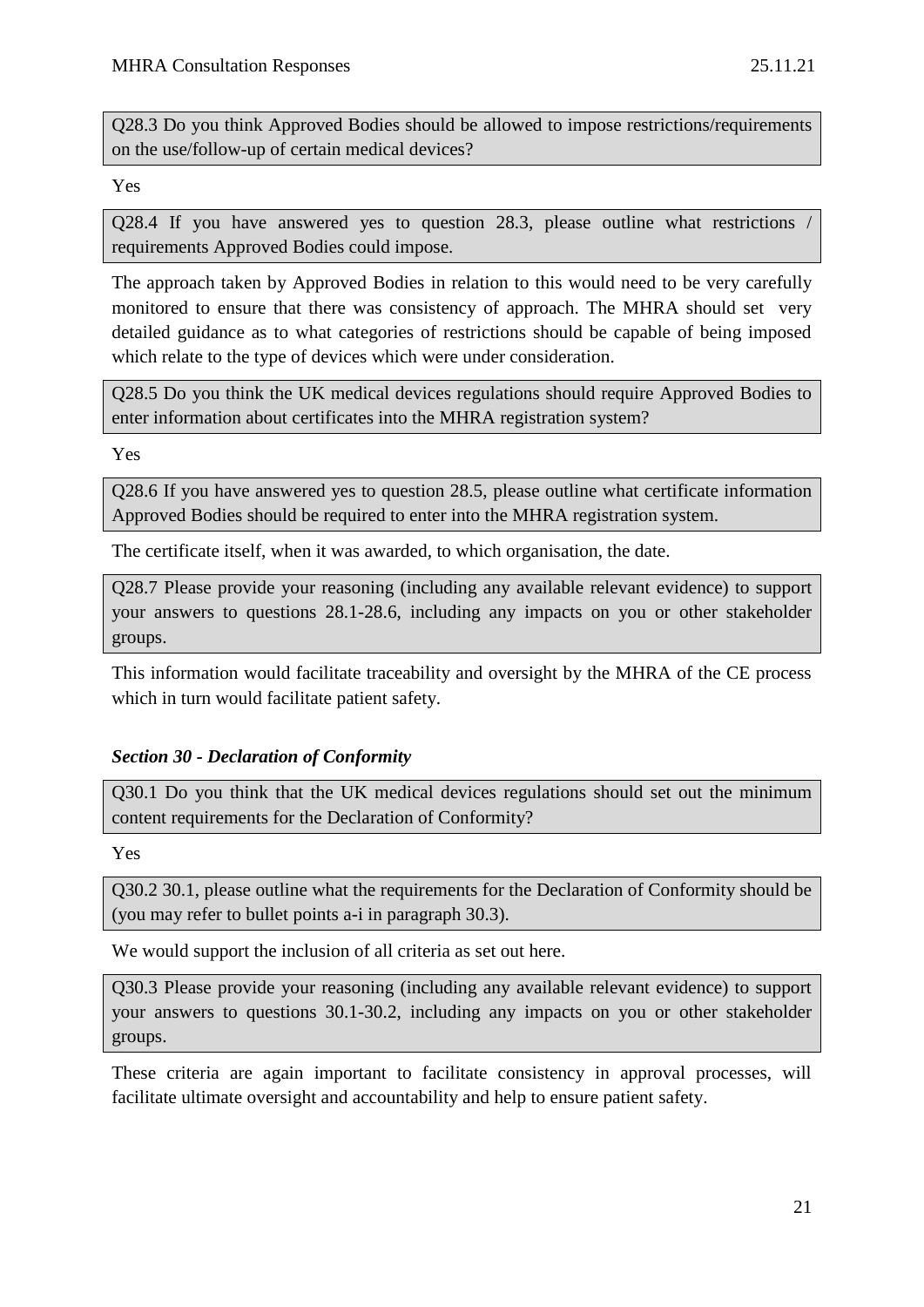Q28.3 Do you think Approved Bodies should be allowed to impose restrictions/requirements on the use/follow-up of certain medical devices?

Yes

Q28.4 If you have answered yes to question 28.3, please outline what restrictions / requirements Approved Bodies could impose.

The approach taken by Approved Bodies in relation to this would need to be very carefully monitored to ensure that there was consistency of approach. The MHRA should set very detailed guidance as to what categories of restrictions should be capable of being imposed which relate to the type of devices which were under consideration.

Q28.5 Do you think the UK medical devices regulations should require Approved Bodies to enter information about certificates into the MHRA registration system?

Yes

Q28.6 If you have answered yes to question 28.5, please outline what certificate information Approved Bodies should be required to enter into the MHRA registration system.

The certificate itself, when it was awarded, to which organisation, the date.

Q28.7 Please provide your reasoning (including any available relevant evidence) to support your answers to questions 28.1-28.6, including any impacts on you or other stakeholder groups.

This information would facilitate traceability and oversight by the MHRA of the CE process which in turn would facilitate patient safety.

### *Section 30 - Declaration of Conformity*

Q30.1 Do you think that the UK medical devices regulations should set out the minimum content requirements for the Declaration of Conformity?

Yes

Q30.2 30.1, please outline what the requirements for the Declaration of Conformity should be (you may refer to bullet points a-i in paragraph 30.3).

We would support the inclusion of all criteria as set out here.

Q30.3 Please provide your reasoning (including any available relevant evidence) to support your answers to questions 30.1-30.2, including any impacts on you or other stakeholder groups.

These criteria are again important to facilitate consistency in approval processes, will facilitate ultimate oversight and accountability and help to ensure patient safety.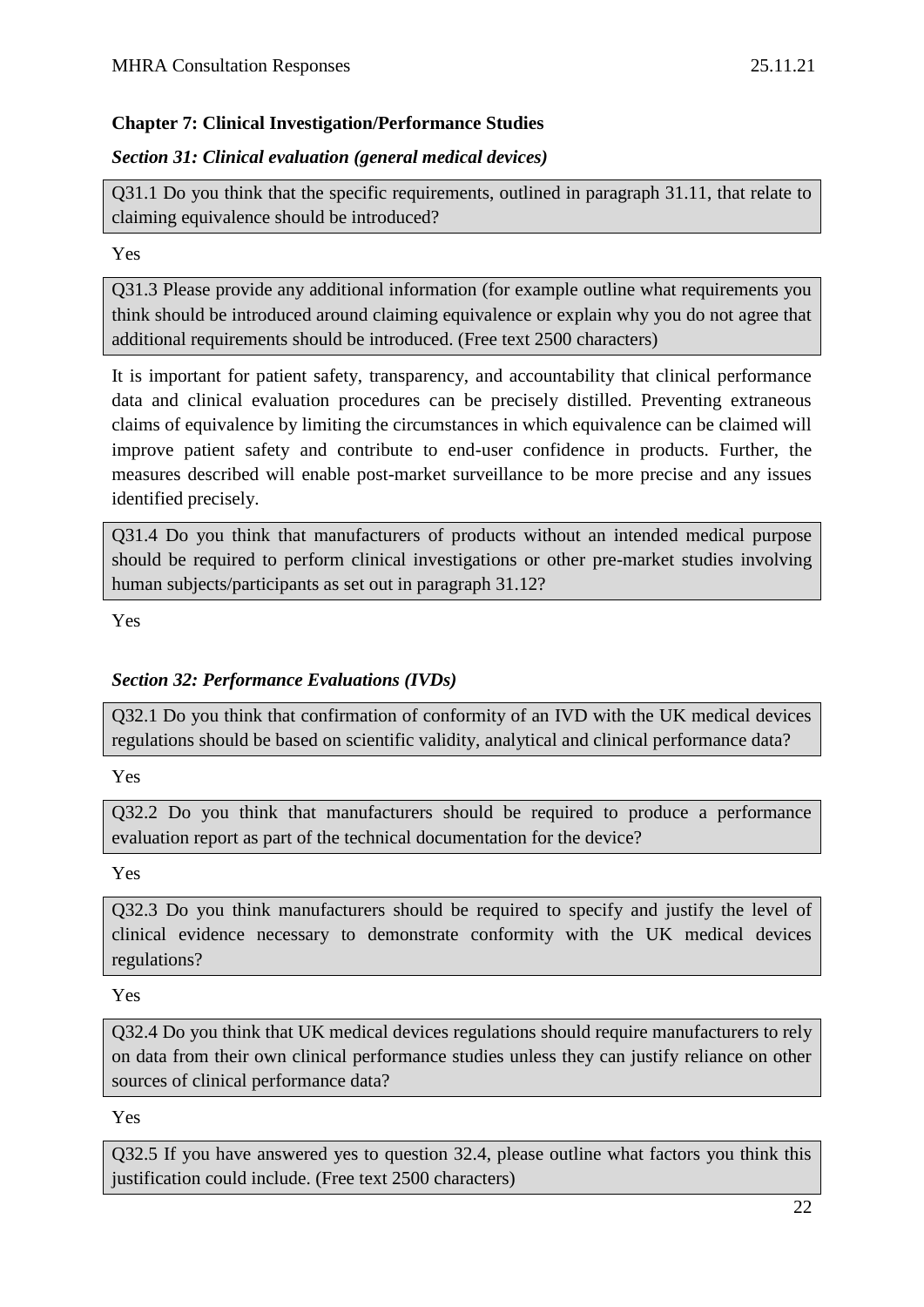### Chapter 7: Clinical Investigation/Performance Studies

#### *Section 31: Clinical evaluation (general medical devices)*

Q31.1 Do you think that the specific requirements, outlined in paragraph 31.11, that relate to claiming equivalence should be introduced?

Yes

Q31.3 Please provide any additional information (for example outline what requirements you think should be introduced around claiming equivalence or explain why you do not agree that additional requirements should be introduced. (Free text 2500 characters)

It is important for patient safety, transparency, and accountability that clinical performance data and clinical evaluation procedures can be precisely distilled. Preventing extraneous claims of equivalence by limiting the circumstances in which equivalence can be claimed will improve patient safety and contribute to end-user confidence in products. Further, the measures described will enable post-market surveillance to be more precise and any issues identified precisely.

Q31.4 Do you think that manufacturers of products without an intended medical purpose should be required to perform clinical investigations or other pre-market studies involving human subjects/participants as set out in paragraph 31.12?

Yes

#### *Section 32: Performance Evaluations (IVDs)*

Q32.1 Do you think that confirmation of conformity of an IVD with the UK medical devices regulations should be based on scientific validity, analytical and clinical performance data?

Yes

Q32.2 Do you think that manufacturers should be required to produce a performance evaluation report as part of the technical documentation for the device?

Yes

Q32.3 Do you think manufacturers should be required to specify and justify the level of clinical evidence necessary to demonstrate conformity with the UK medical devices regulations?

Yes

Q32.4 Do you think that UK medical devices regulations should require manufacturers to rely on data from their own clinical performance studies unless they can justify reliance on other sources of clinical performance data?

Yes

Q32.5 If you have answered yes to question 32.4, please outline what factors you think this justification could include. (Free text 2500 characters)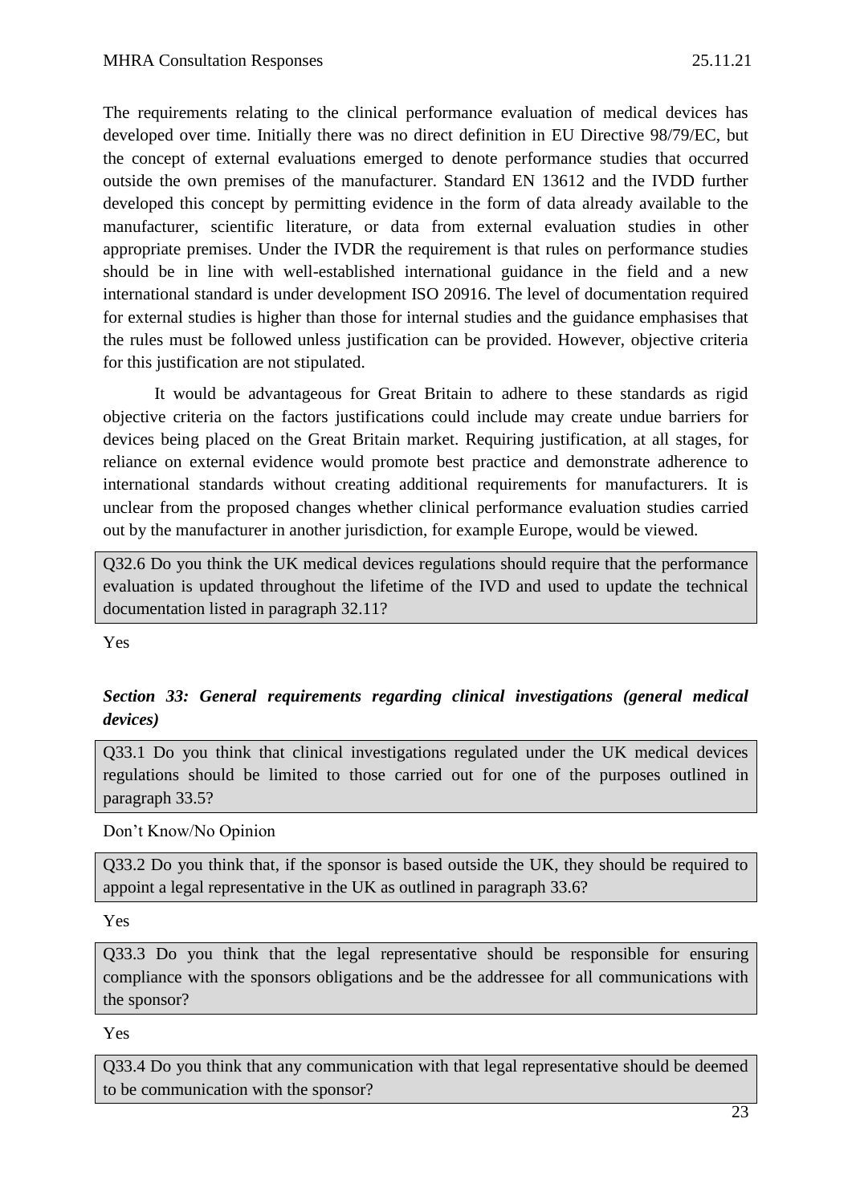The requirements relating to the clinical performance evaluation of medical devices has developed over time. Initially there was no direct definition in EU Directive 98/79/EC, but the concept of external evaluations emerged to denote performance studies that occurred outside the own premises of the manufacturer. Standard EN 13612 and the IVDD further developed this concept by permitting evidence in the form of data already available to the manufacturer, scientific literature, or data from external evaluation studies in other appropriate premises. Under the IVDR the requirement is that rules on performance studies should be in line with well-established international guidance in the field and a new international standard is under development ISO 20916. The level of documentation required for external studies is higher than those for internal studies and the guidance emphasises that the rules must be followed unless justification can be provided. However, objective criteria for this justification are not stipulated.

It would be advantageous for Great Britain to adhere to these standards as rigid objective criteria on the factors justifications could include may create undue barriers for devices being placed on the Great Britain market. Requiring justification, at all stages, for reliance on external evidence would promote best practice and demonstrate adherence to international standards without creating additional requirements for manufacturers. It is unclear from the proposed changes whether clinical performance evaluation studies carried out by the manufacturer in another jurisdiction, for example Europe, would be viewed.

> Q32.6 Do you think the UK medical devices regulations should require that the performance evaluation is updated throughout the lifetime of the IVD and used to update the technical documentation listed in paragraph 32.11?

Yes

### *Section 33: General requirements regarding clinical investigations (general medical devices)*

> Q33.1 Do you think that clinical investigations regulated under the UK medical devices regulations should be limited to those carried out for one of the purposes outlined in paragraph 33.5?

Don't Know/No Opinion

> Q33.2 Do you think that, if the sponsor is based outside the UK, they should be required to appoint a legal representative in the UK as outlined in paragraph 33.6?

Yes

> Q33.3 Do you think that the legal representative should be responsible for ensuring compliance with the sponsors obligations and be the addressee for all communications with the sponsor?

Yes

> Q33.4 Do you think that any communication with that legal representative should be deemed to be communication with the sponsor?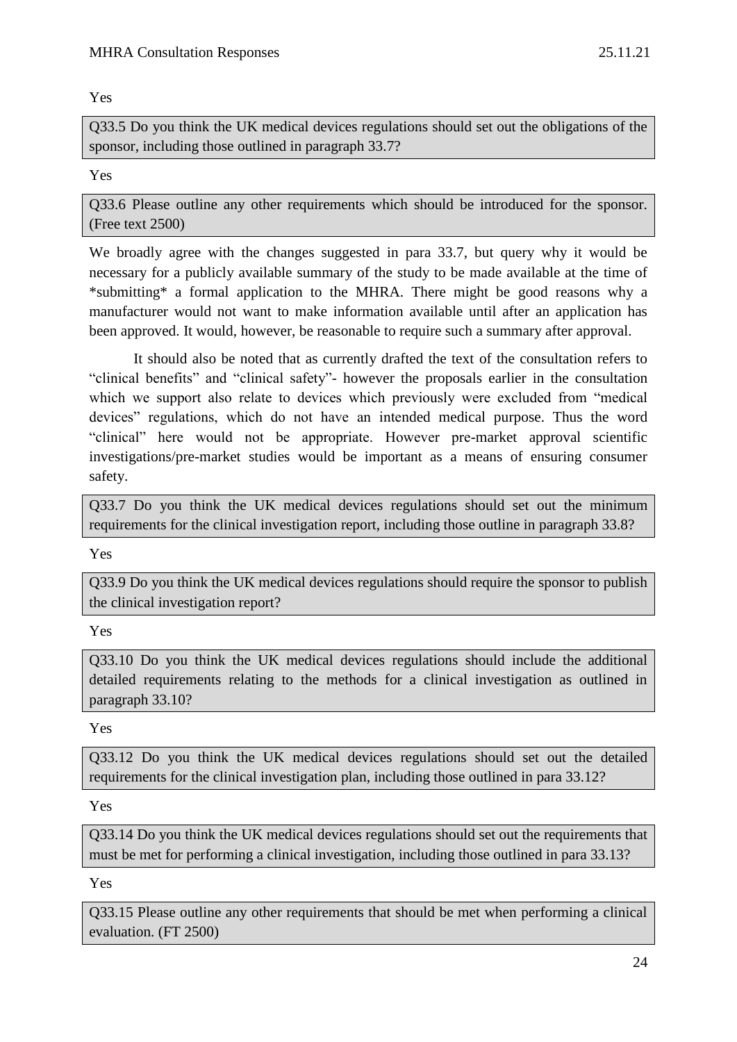Yes

**Q33.5 Do you think the UK medical devices regulations should set out the obligations of the sponsor, including those outlined in paragraph 33.7?**

Yes

**Q33.6 Please outline any other requirements which should be introduced for the sponsor. (Free text 2500)**

We broadly agree with the changes suggested in para 33.7, but query why it would be necessary for a publicly available summary of the study to be made available at the time of *submitting* a formal application to the MHRA. There might be good reasons why a manufacturer would not want to make information available until after an application has been approved. It would, however, be reasonable to require such a summary after approval.

It should also be noted that as currently drafted the text of the consultation refers to "clinical benefits" and "clinical safety"- however the proposals earlier in the consultation which we support also relate to devices which previously were excluded from "medical devices" regulations, which do not have an intended medical purpose. Thus the word "clinical" here would not be appropriate. However pre-market approval scientific investigations/pre-market studies would be important as a means of ensuring consumer safety.

**Q33.7 Do you think the UK medical devices regulations should set out the minimum requirements for the clinical investigation report, including those outline in paragraph 33.8?**

Yes

**Q33.9 Do you think the UK medical devices regulations should require the sponsor to publish the clinical investigation report?**

Yes

**Q33.10 Do you think the UK medical devices regulations should include the additional detailed requirements relating to the methods for a clinical investigation as outlined in paragraph 33.10?**

Yes

**Q33.12 Do you think the UK medical devices regulations should set out the detailed requirements for the clinical investigation plan, including those outlined in para 33.12?**

Yes

**Q33.14 Do you think the UK medical devices regulations should set out the requirements that must be met for performing a clinical investigation, including those outlined in para 33.13?**

Yes

**Q33.15 Please outline any other requirements that should be met when performing a clinical evaluation. (FT 2500)**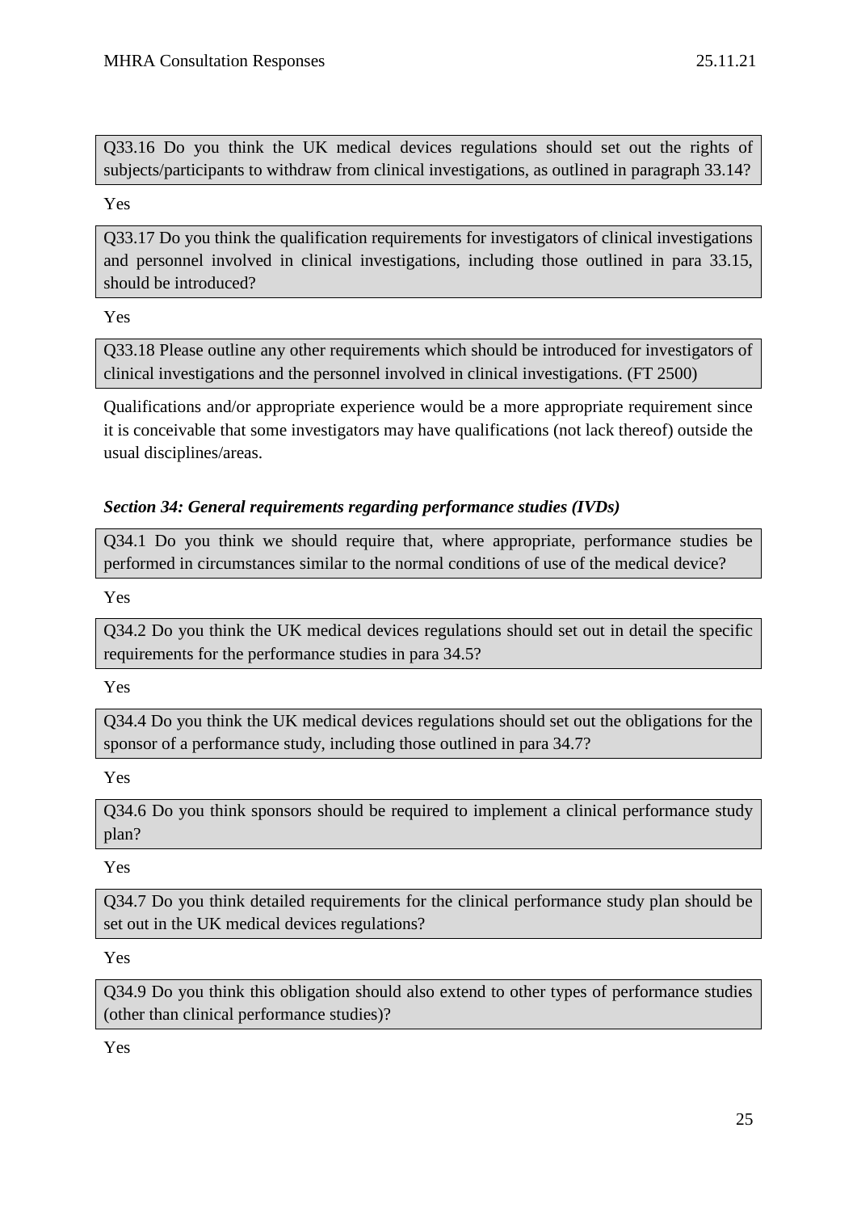Q33.16 Do you think the UK medical devices regulations should set out the rights of subjects/participants to withdraw from clinical investigations, as outlined in paragraph 33.14?

Yes

Q33.17 Do you think the qualification requirements for investigators of clinical investigations and personnel involved in clinical investigations, including those outlined in para 33.15, should be introduced?

Yes

Q33.18 Please outline any other requirements which should be introduced for investigators of clinical investigations and the personnel involved in clinical investigations. (FT 2500)

Qualifications and/or appropriate experience would be a more appropriate requirement since it is conceivable that some investigators may have qualifications (not lack thereof) outside the usual disciplines/areas.

### *Section 34: General requirements regarding performance studies (IVDs)*

Q34.1 Do you think we should require that, where appropriate, performance studies be performed in circumstances similar to the normal conditions of use of the medical device?

Yes

Q34.2 Do you think the UK medical devices regulations should set out in detail the specific requirements for the performance studies in para 34.5?

Yes

Q34.4 Do you think the UK medical devices regulations should set out the obligations for the sponsor of a performance study, including those outlined in para 34.7?

Yes

Q34.6 Do you think sponsors should be required to implement a clinical performance study plan?

Yes

Q34.7 Do you think detailed requirements for the clinical performance study plan should be set out in the UK medical devices regulations?

Yes

Q34.9 Do you think this obligation should also extend to other types of performance studies (other than clinical performance studies)?

Yes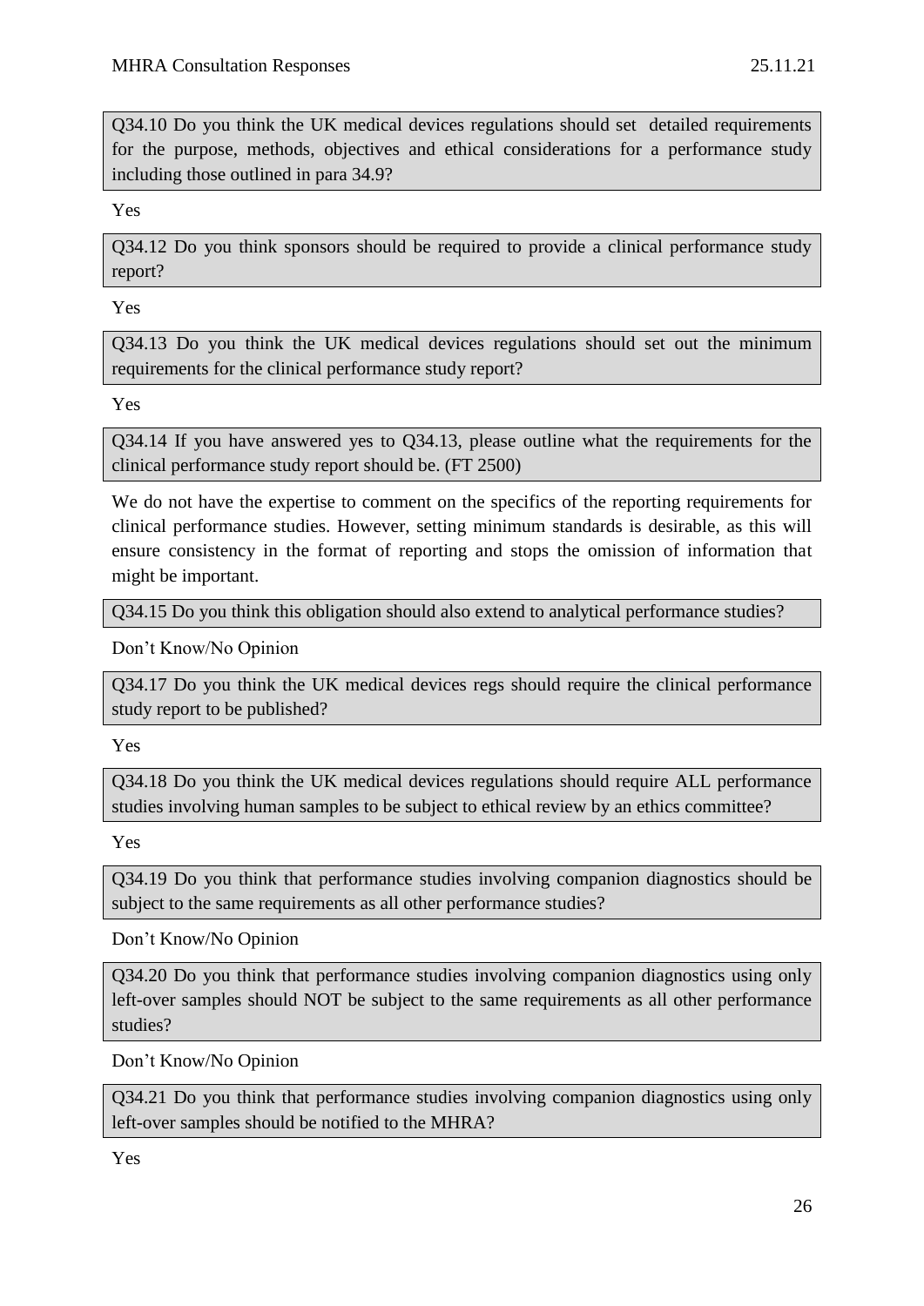Q34.10 Do you think the UK medical devices regulations should set detailed requirements for the purpose, methods, objectives and ethical considerations for a performance study including those outlined in para 34.9?

Yes

Q34.12 Do you think sponsors should be required to provide a clinical performance study report?

Yes

Q34.13 Do you think the UK medical devices regulations should set out the minimum requirements for the clinical performance study report?

Yes

Q34.14 If you have answered yes to Q34.13, please outline what the requirements for the clinical performance study report should be. (FT 2500)

We do not have the expertise to comment on the specifics of the reporting requirements for clinical performance studies. However, setting minimum standards is desirable, as this will ensure consistency in the format of reporting and stops the omission of information that might be important.

Q34.15 Do you think this obligation should also extend to analytical performance studies?

Don't Know/No Opinion

Q34.17 Do you think the UK medical devices regs should require the clinical performance study report to be published?

Yes

Q34.18 Do you think the UK medical devices regulations should require ALL performance studies involving human samples to be subject to ethical review by an ethics committee?

Yes

Q34.19 Do you think that performance studies involving companion diagnostics should be subject to the same requirements as all other performance studies?

Don't Know/No Opinion

Q34.20 Do you think that performance studies involving companion diagnostics using only left-over samples should NOT be subject to the same requirements as all other performance studies?

Don't Know/No Opinion

Q34.21 Do you think that performance studies involving companion diagnostics using only left-over samples should be notified to the MHRA?

Yes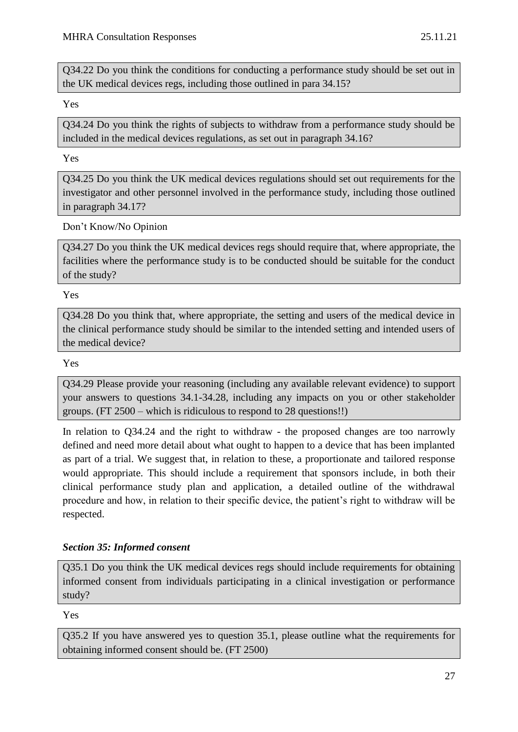Q34.22 Do you think the conditions for conducting a performance study should be set out in the UK medical devices regs, including those outlined in para 34.15?

Yes

Q34.24 Do you think the rights of subjects to withdraw from a performance study should be included in the medical devices regulations, as set out in paragraph 34.16?

Yes

Q34.25 Do you think the UK medical devices regulations should set out requirements for the investigator and other personnel involved in the performance study, including those outlined in paragraph 34.17?

Don't Know/No Opinion

Q34.27 Do you think the UK medical devices regs should require that, where appropriate, the facilities where the performance study is to be conducted should be suitable for the conduct of the study?

Yes

Q34.28 Do you think that, where appropriate, the setting and users of the medical device in the clinical performance study should be similar to the intended setting and intended users of the medical device?

Yes

Q34.29 Please provide your reasoning (including any available relevant evidence) to support your answers to questions 34.1-34.28, including any impacts on you or other stakeholder groups. (FT 2500 – which is ridiculous to respond to 28 questions!!)

In relation to Q34.24 and the right to withdraw - the proposed changes are too narrowly defined and need more detail about what ought to happen to a device that has been implanted as part of a trial. We suggest that, in relation to these, a proportionate and tailored response would appropriate. This should include a requirement that sponsors include, in both their clinical performance study plan and application, a detailed outline of the withdrawal procedure and how, in relation to their specific device, the patient's right to withdraw will be respected.

### *Section 35: Informed consent*

Q35.1 Do you think the UK medical devices regs should include requirements for obtaining informed consent from individuals participating in a clinical investigation or performance study?

Yes

Q35.2 If you have answered yes to question 35.1, please outline what the requirements for obtaining informed consent should be. (FT 2500)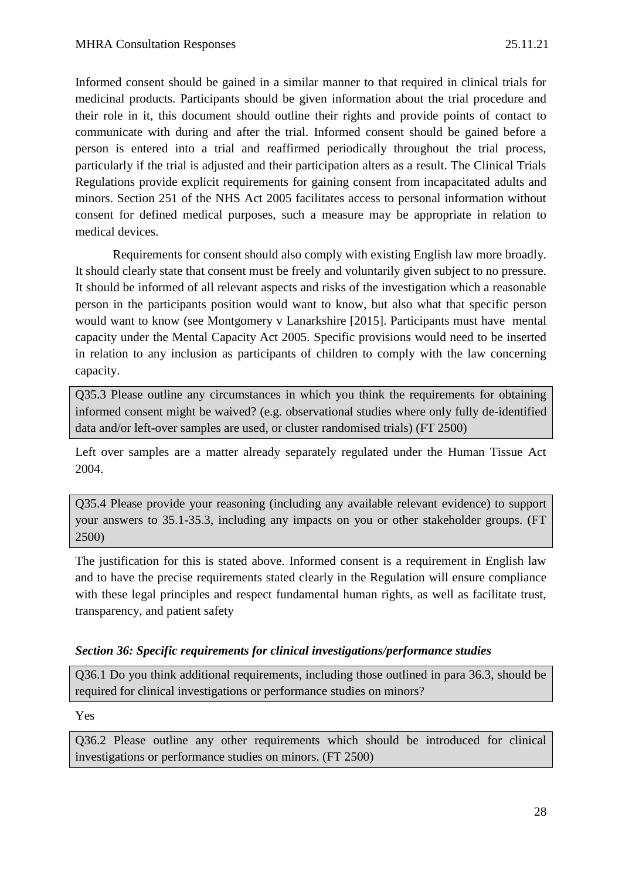Informed consent should be gained in a similar manner to that required in clinical trials for medicinal products. Participants should be given information about the trial procedure and their role in it, this document should outline their rights and provide points of contact to communicate with during and after the trial. Informed consent should be gained before a person is entered into a trial and reaffirmed periodically throughout the trial process, particularly if the trial is adjusted and their participation alters as a result. The Clinical Trials Regulations provide explicit requirements for gaining consent from incapacitated adults and minors. Section 251 of the NHS Act 2005 facilitates access to personal information without consent for defined medical purposes, such a measure may be appropriate in relation to medical devices.

Requirements for consent should also comply with existing English law more broadly. It should clearly state that consent must be freely and voluntarily given subject to no pressure. It should be informed of all relevant aspects and risks of the investigation which a reasonable person in the participants position would want to know, but also what that specific person would want to know (see Montgomery v Lanarkshire [2015]. Participants must have mental capacity under the Mental Capacity Act 2005. Specific provisions would need to be inserted in relation to any inclusion as participants of children to comply with the law concerning capacity.

Q35.3 Please outline any circumstances in which you think the requirements for obtaining informed consent might be waived? (e.g. observational studies where only fully de-identified data and/or left-over samples are used, or cluster randomised trials) (FT 2500)

Left over samples are a matter already separately regulated under the Human Tissue Act 2004.

Q35.4 Please provide your reasoning (including any available relevant evidence) to support your answers to 35.1-35.3, including any impacts on you or other stakeholder groups. (FT 2500)

The justification for this is stated above. Informed consent is a requirement in English law and to have the precise requirements stated clearly in the Regulation will ensure compliance with these legal principles and respect fundamental human rights, as well as facilitate trust, transparency, and patient safety

### *Section 36: Specific requirements for clinical investigations/performance studies*

Q36.1 Do you think additional requirements, including those outlined in para 36.3, should be required for clinical investigations or performance studies on minors?

Yes

Q36.2 Please outline any other requirements which should be introduced for clinical investigations or performance studies on minors. (FT 2500)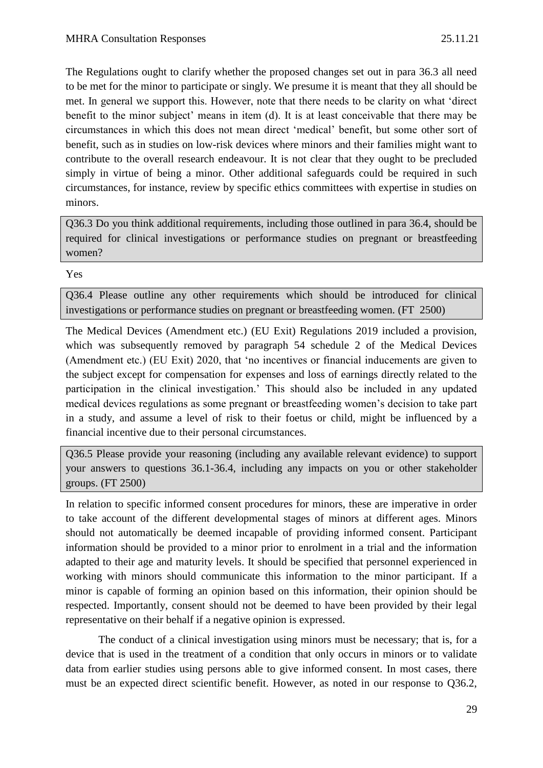The Regulations ought to clarify whether the proposed changes set out in para 36.3 all need to be met for the minor to participate or singly. We presume it is meant that they all should be met. In general we support this. However, note that there needs to be clarity on what 'direct benefit to the minor subject' means in item (d). It is at least conceivable that there may be circumstances in which this does not mean direct 'medical' benefit, but some other sort of benefit, such as in studies on low-risk devices where minors and their families might want to contribute to the overall research endeavour. It is not clear that they ought to be precluded simply in virtue of being a minor. Other additional safeguards could be required in such circumstances, for instance, review by specific ethics committees with expertise in studies on minors.

**Q36.3 Do you think additional requirements, including those outlined in para 36.4, should be required for clinical investigations or performance studies on pregnant or breastfeeding women?**

Yes

**Q36.4 Please outline any other requirements which should be introduced for clinical investigations or performance studies on pregnant or breastfeeding women. (FT 2500)**

The Medical Devices (Amendment etc.) (EU Exit) Regulations 2019 included a provision, which was subsequently removed by paragraph 54 schedule 2 of the Medical Devices (Amendment etc.) (EU Exit) 2020, that 'no incentives or financial inducements are given to the subject except for compensation for expenses and loss of earnings directly related to the participation in the clinical investigation.' This should also be included in any updated medical devices regulations as some pregnant or breastfeeding women's decision to take part in a study, and assume a level of risk to their foetus or child, might be influenced by a financial incentive due to their personal circumstances.

**Q36.5 Please provide your reasoning (including any available relevant evidence) to support your answers to questions 36.1-36.4, including any impacts on you or other stakeholder groups. (FT 2500)**

In relation to specific informed consent procedures for minors, these are imperative in order to take account of the different developmental stages of minors at different ages. Minors should not automatically be deemed incapable of providing informed consent. Participant information should be provided to a minor prior to enrolment in a trial and the information adapted to their age and maturity levels. It should be specified that personnel experienced in working with minors should communicate this information to the minor participant. If a minor is capable of forming an opinion based on this information, their opinion should be respected. Importantly, consent should not be deemed to have been provided by their legal representative on their behalf if a negative opinion is expressed.

The conduct of a clinical investigation using minors must be necessary; that is, for a device that is used in the treatment of a condition that only occurs in minors or to validate data from earlier studies using persons able to give informed consent. In most cases, there must be an expected direct scientific benefit. However, as noted in our response to Q36.2,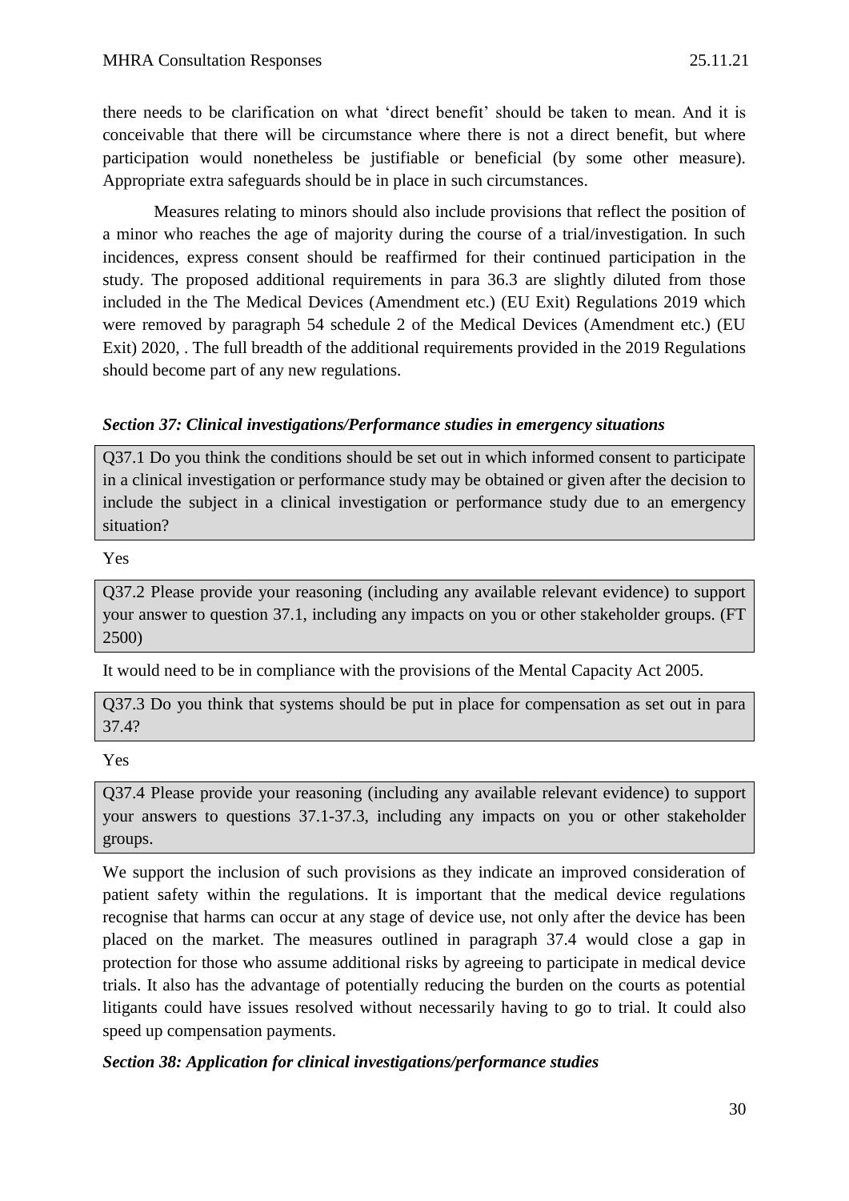there needs to be clarification on what 'direct benefit' should be taken to mean. And it is conceivable that there will be circumstance where there is not a direct benefit, but where participation would nonetheless be justifiable or beneficial (by some other measure). Appropriate extra safeguards should be in place in such circumstances.

Measures relating to minors should also include provisions that reflect the position of a minor who reaches the age of majority during the course of a trial/investigation. In such incidences, express consent should be reaffirmed for their continued participation in the study. The proposed additional requirements in para 36.3 are slightly diluted from those included in the The Medical Devices (Amendment etc.) (EU Exit) Regulations 2019 which were removed by paragraph 54 schedule 2 of the Medical Devices (Amendment etc.) (EU Exit) 2020, . The full breadth of the additional requirements provided in the 2019 Regulations should become part of any new regulations.

***Section 37: Clinical investigations/Performance studies in emergency situations***

Q37.1 Do you think the conditions should be set out in which informed consent to participate in a clinical investigation or performance study may be obtained or given after the decision to include the subject in a clinical investigation or performance study due to an emergency situation?

Yes

Q37.2 Please provide your reasoning (including any available relevant evidence) to support your answer to question 37.1, including any impacts on you or other stakeholder groups. (FT 2500)

It would need to be in compliance with the provisions of the Mental Capacity Act 2005.

Q37.3 Do you think that systems should be put in place for compensation as set out in para 37.4?

Yes

Q37.4 Please provide your reasoning (including any available relevant evidence) to support your answers to questions 37.1-37.3, including any impacts on you or other stakeholder groups.

We support the inclusion of such provisions as they indicate an improved consideration of patient safety within the regulations. It is important that the medical device regulations recognise that harms can occur at any stage of device use, not only after the device has been placed on the market. The measures outlined in paragraph 37.4 would close a gap in protection for those who assume additional risks by agreeing to participate in medical device trials. It also has the advantage of potentially reducing the burden on the courts as potential litigants could have issues resolved without necessarily having to go to trial. It could also speed up compensation payments.

***Section 38: Application for clinical investigations/performance studies***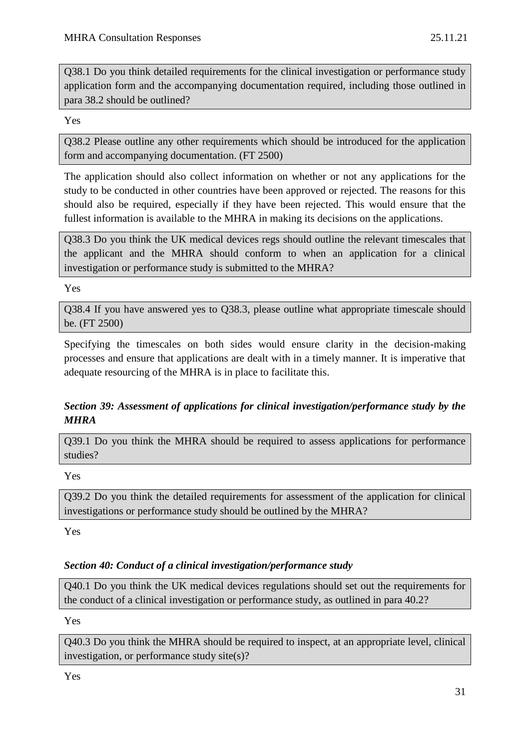Q38.1 Do you think detailed requirements for the clinical investigation or performance study application form and the accompanying documentation required, including those outlined in para 38.2 should be outlined?

Yes

Q38.2 Please outline any other requirements which should be introduced for the application form and accompanying documentation. (FT 2500)

The application should also collect information on whether or not any applications for the study to be conducted in other countries have been approved or rejected. The reasons for this should also be required, especially if they have been rejected. This would ensure that the fullest information is available to the MHRA in making its decisions on the applications.

Q38.3 Do you think the UK medical devices regs should outline the relevant timescales that the applicant and the MHRA should conform to when an application for a clinical investigation or performance study is submitted to the MHRA?

Yes

Q38.4 If you have answered yes to Q38.3, please outline what appropriate timescale should be. (FT 2500)

Specifying the timescales on both sides would ensure clarity in the decision-making processes and ensure that applications are dealt with in a timely manner. It is imperative that adequate resourcing of the MHRA is in place to facilitate this.

### *Section 39: Assessment of applications for clinical investigation/performance study by the MHRA*

Q39.1 Do you think the MHRA should be required to assess applications for performance studies?

Yes

Q39.2 Do you think the detailed requirements for assessment of the application for clinical investigations or performance study should be outlined by the MHRA?

Yes

### *Section 40: Conduct of a clinical investigation/performance study*

Q40.1 Do you think the UK medical devices regulations should set out the requirements for the conduct of a clinical investigation or performance study, as outlined in para 40.2?

Yes

Q40.3 Do you think the MHRA should be required to inspect, at an appropriate level, clinical investigation, or performance study site(s)?

Yes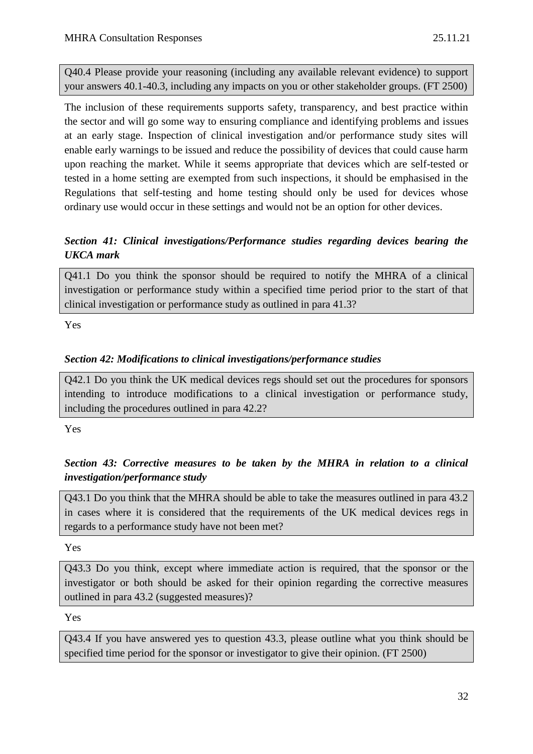Q40.4 Please provide your reasoning (including any available relevant evidence) to support your answers 40.1-40.3, including any impacts on you or other stakeholder groups. (FT 2500)

The inclusion of these requirements supports safety, transparency, and best practice within the sector and will go some way to ensuring compliance and identifying problems and issues at an early stage. Inspection of clinical investigation and/or performance study sites will enable early warnings to be issued and reduce the possibility of devices that could cause harm upon reaching the market. While it seems appropriate that devices which are self-tested or tested in a home setting are exempted from such inspections, it should be emphasised in the Regulations that self-testing and home testing should only be used for devices whose ordinary use would occur in these settings and would not be an option for other devices.

### *Section 41: Clinical investigations/Performance studies regarding devices bearing the UKCA mark*

Q41.1 Do you think the sponsor should be required to notify the MHRA of a clinical investigation or performance study within a specified time period prior to the start of that clinical investigation or performance study as outlined in para 41.3?

Yes

### *Section 42: Modifications to clinical investigations/performance studies*

Q42.1 Do you think the UK medical devices regs should set out the procedures for sponsors intending to introduce modifications to a clinical investigation or performance study, including the procedures outlined in para 42.2?

Yes

### *Section 43: Corrective measures to be taken by the MHRA in relation to a clinical investigation/performance study*

Q43.1 Do you think that the MHRA should be able to take the measures outlined in para 43.2 in cases where it is considered that the requirements of the UK medical devices regs in regards to a performance study have not been met?

Yes

Q43.3 Do you think, except where immediate action is required, that the sponsor or the investigator or both should be asked for their opinion regarding the corrective measures outlined in para 43.2 (suggested measures)?

Yes

Q43.4 If you have answered yes to question 43.3, please outline what you think should be specified time period for the sponsor or investigator to give their opinion. (FT 2500)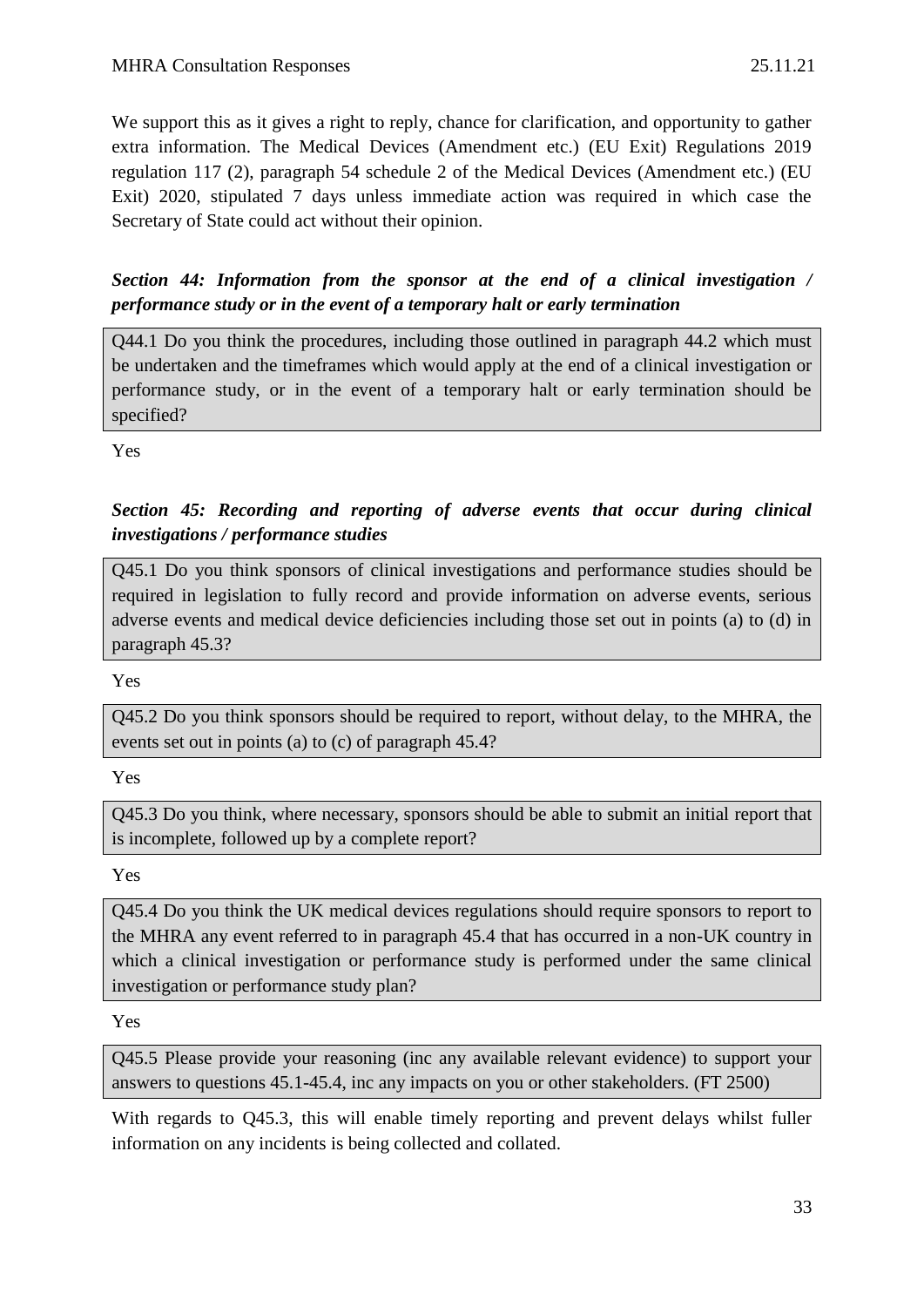We support this as it gives a right to reply, chance for clarification, and opportunity to gather extra information. The Medical Devices (Amendment etc.) (EU Exit) Regulations 2019 regulation 117 (2), paragraph 54 schedule 2 of the Medical Devices (Amendment etc.) (EU Exit) 2020, stipulated 7 days unless immediate action was required in which case the Secretary of State could act without their opinion.

### *Section 44: Information from the sponsor at the end of a clinical investigation / performance study or in the event of a temporary halt or early termination*

> Q44.1 Do you think the procedures, including those outlined in paragraph 44.2 which must be undertaken and the timeframes which would apply at the end of a clinical investigation or performance study, or in the event of a temporary halt or early termination should be specified?

Yes

### *Section 45: Recording and reporting of adverse events that occur during clinical investigations / performance studies*

> Q45.1 Do you think sponsors of clinical investigations and performance studies should be required in legislation to fully record and provide information on adverse events, serious adverse events and medical device deficiencies including those set out in points (a) to (d) in paragraph 45.3?

Yes

> Q45.2 Do you think sponsors should be required to report, without delay, to the MHRA, the events set out in points (a) to (c) of paragraph 45.4?

Yes

> Q45.3 Do you think, where necessary, sponsors should be able to submit an initial report that is incomplete, followed up by a complete report?

Yes

> Q45.4 Do you think the UK medical devices regulations should require sponsors to report to the MHRA any event referred to in paragraph 45.4 that has occurred in a non-UK country in which a clinical investigation or performance study is performed under the same clinical investigation or performance study plan?

Yes

> Q45.5 Please provide your reasoning (inc any available relevant evidence) to support your answers to questions 45.1-45.4, inc any impacts on you or other stakeholders. (FT 2500)

With regards to Q45.3, this will enable timely reporting and prevent delays whilst fuller information on any incidents is being collected and collated.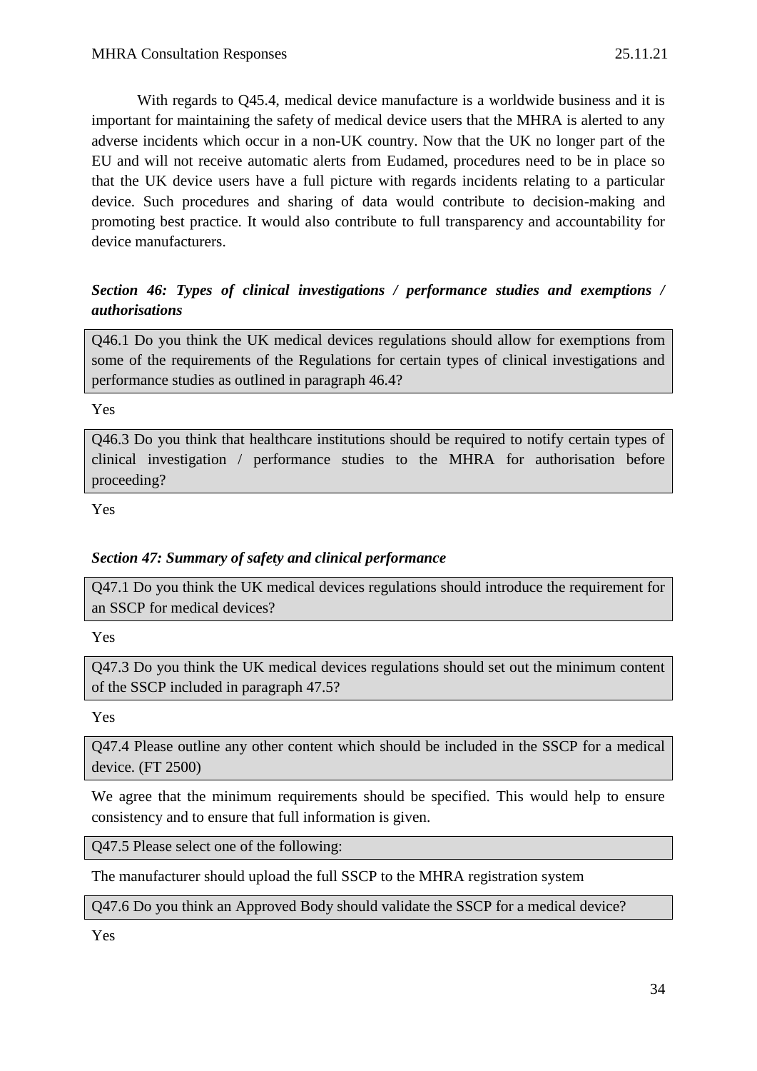With regards to Q45.4, medical device manufacture is a worldwide business and it is important for maintaining the safety of medical device users that the MHRA is alerted to any adverse incidents which occur in a non-UK country. Now that the UK no longer part of the EU and will not receive automatic alerts from Eudamed, procedures need to be in place so that the UK device users have a full picture with regards incidents relating to a particular device. Such procedures and sharing of data would contribute to decision-making and promoting best practice. It would also contribute to full transparency and accountability for device manufacturers.

### *Section 46: Types of clinical investigations / performance studies and exemptions / authorisations*

| Q46.1 Do you think the UK medical devices regulations should allow for exemptions from some of the requirements of the Regulations for certain types of clinical investigations and performance studies as outlined in paragraph 46.4? |
|---|

Yes

| Q46.3 Do you think that healthcare institutions should be required to notify certain types of clinical investigation / performance studies to the MHRA for authorisation before proceeding? |
|---|

Yes

### *Section 47: Summary of safety and clinical performance*

| Q47.1 Do you think the UK medical devices regulations should introduce the requirement for an SSCP for medical devices? |
|---|

Yes

| Q47.3 Do you think the UK medical devices regulations should set out the minimum content of the SSCP included in paragraph 47.5? |
|---|

Yes

| Q47.4 Please outline any other content which should be included in the SSCP for a medical device. (FT 2500) |
|---|

We agree that the minimum requirements should be specified. This would help to ensure consistency and to ensure that full information is given.

| Q47.5 Please select one of the following: |
|---|

The manufacturer should upload the full SSCP to the MHRA registration system

| Q47.6 Do you think an Approved Body should validate the SSCP for a medical device? |
|---|

Yes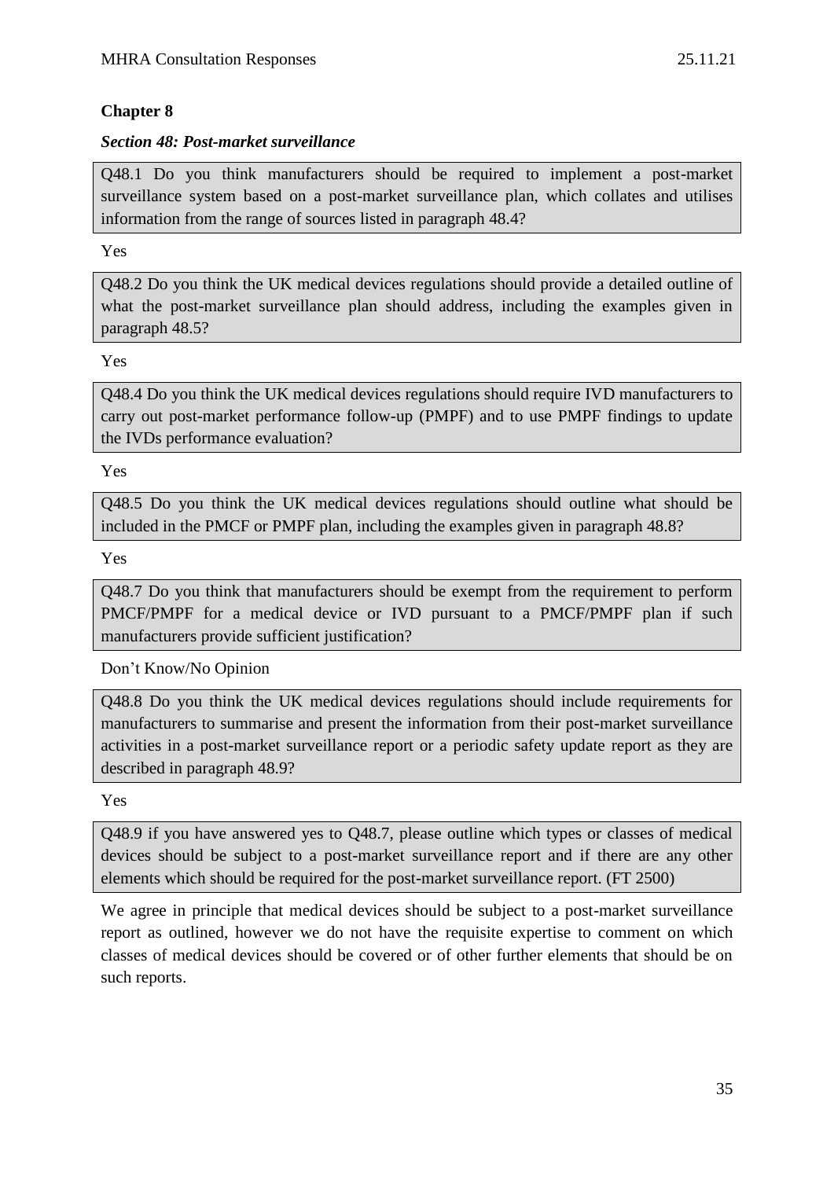## Chapter 8

### *Section 48: Post-market surveillance*

> Q48.1 Do you think manufacturers should be required to implement a post-market surveillance system based on a post-market surveillance plan, which collates and utilises information from the range of sources listed in paragraph 48.4?

Yes

> Q48.2 Do you think the UK medical devices regulations should provide a detailed outline of what the post-market surveillance plan should address, including the examples given in paragraph 48.5?

Yes

> Q48.4 Do you think the UK medical devices regulations should require IVD manufacturers to carry out post-market performance follow-up (PMPF) and to use PMPF findings to update the IVDs performance evaluation?

Yes

> Q48.5 Do you think the UK medical devices regulations should outline what should be included in the PMCF or PMPF plan, including the examples given in paragraph 48.8?

Yes

> Q48.7 Do you think that manufacturers should be exempt from the requirement to perform PMCF/PMPF for a medical device or IVD pursuant to a PMCF/PMPF plan if such manufacturers provide sufficient justification?

Don’t Know/No Opinion

> Q48.8 Do you think the UK medical devices regulations should include requirements for manufacturers to summarise and present the information from their post-market surveillance activities in a post-market surveillance report or a periodic safety update report as they are described in paragraph 48.9?

Yes

> Q48.9 if you have answered yes to Q48.7, please outline which types or classes of medical devices should be subject to a post-market surveillance report and if there are any other elements which should be required for the post-market surveillance report. (FT 2500)

We agree in principle that medical devices should be subject to a post-market surveillance report as outlined, however we do not have the requisite expertise to comment on which classes of medical devices should be covered or of other further elements that should be on such reports.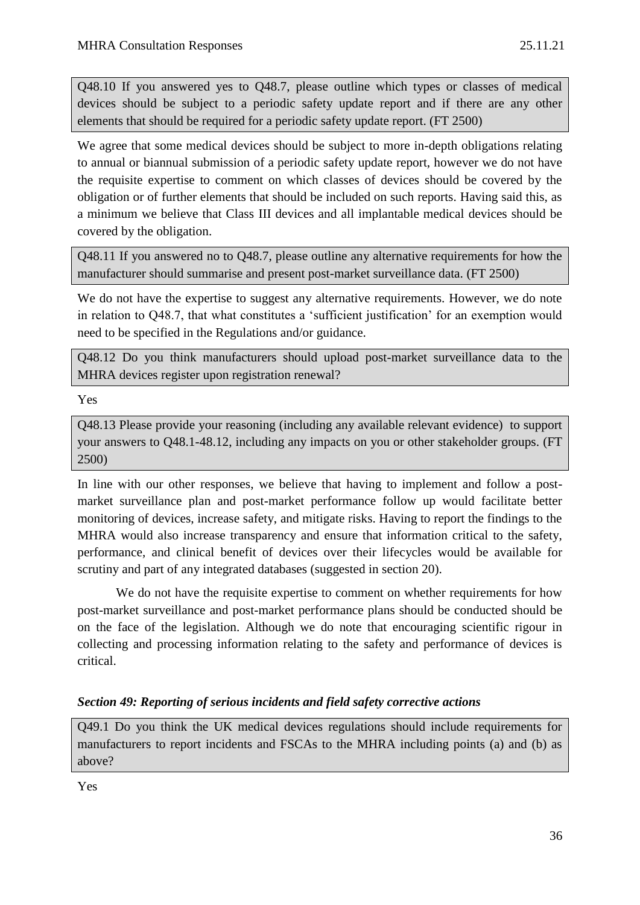Q48.10 If you answered yes to Q48.7, please outline which types or classes of medical devices should be subject to a periodic safety update report and if there are any other elements that should be required for a periodic safety update report. (FT 2500)

We agree that some medical devices should be subject to more in-depth obligations relating to annual or biannual submission of a periodic safety update report, however we do not have the requisite expertise to comment on which classes of devices should be covered by the obligation or of further elements that should be included on such reports. Having said this, as a minimum we believe that Class III devices and all implantable medical devices should be covered by the obligation.

Q48.11 If you answered no to Q48.7, please outline any alternative requirements for how the manufacturer should summarise and present post-market surveillance data. (FT 2500)

We do not have the expertise to suggest any alternative requirements. However, we do note in relation to Q48.7, that what constitutes a 'sufficient justification' for an exemption would need to be specified in the Regulations and/or guidance.

Q48.12 Do you think manufacturers should upload post-market surveillance data to the MHRA devices register upon registration renewal?

Yes

Q48.13 Please provide your reasoning (including any available relevant evidence) to support your answers to Q48.1-48.12, including any impacts on you or other stakeholder groups. (FT 2500)

In line with our other responses, we believe that having to implement and follow a post-market surveillance plan and post-market performance follow up would facilitate better monitoring of devices, increase safety, and mitigate risks. Having to report the findings to the MHRA would also increase transparency and ensure that information critical to the safety, performance, and clinical benefit of devices over their lifecycles would be available for scrutiny and part of any integrated databases (suggested in section 20).

We do not have the requisite expertise to comment on whether requirements for how post-market surveillance and post-market performance plans should be conducted should be on the face of the legislation. Although we do note that encouraging scientific rigour in collecting and processing information relating to the safety and performance of devices is critical.

### *Section 49: Reporting of serious incidents and field safety corrective actions*

Q49.1 Do you think the UK medical devices regulations should include requirements for manufacturers to report incidents and FSCAs to the MHRA including points (a) and (b) as above?

Yes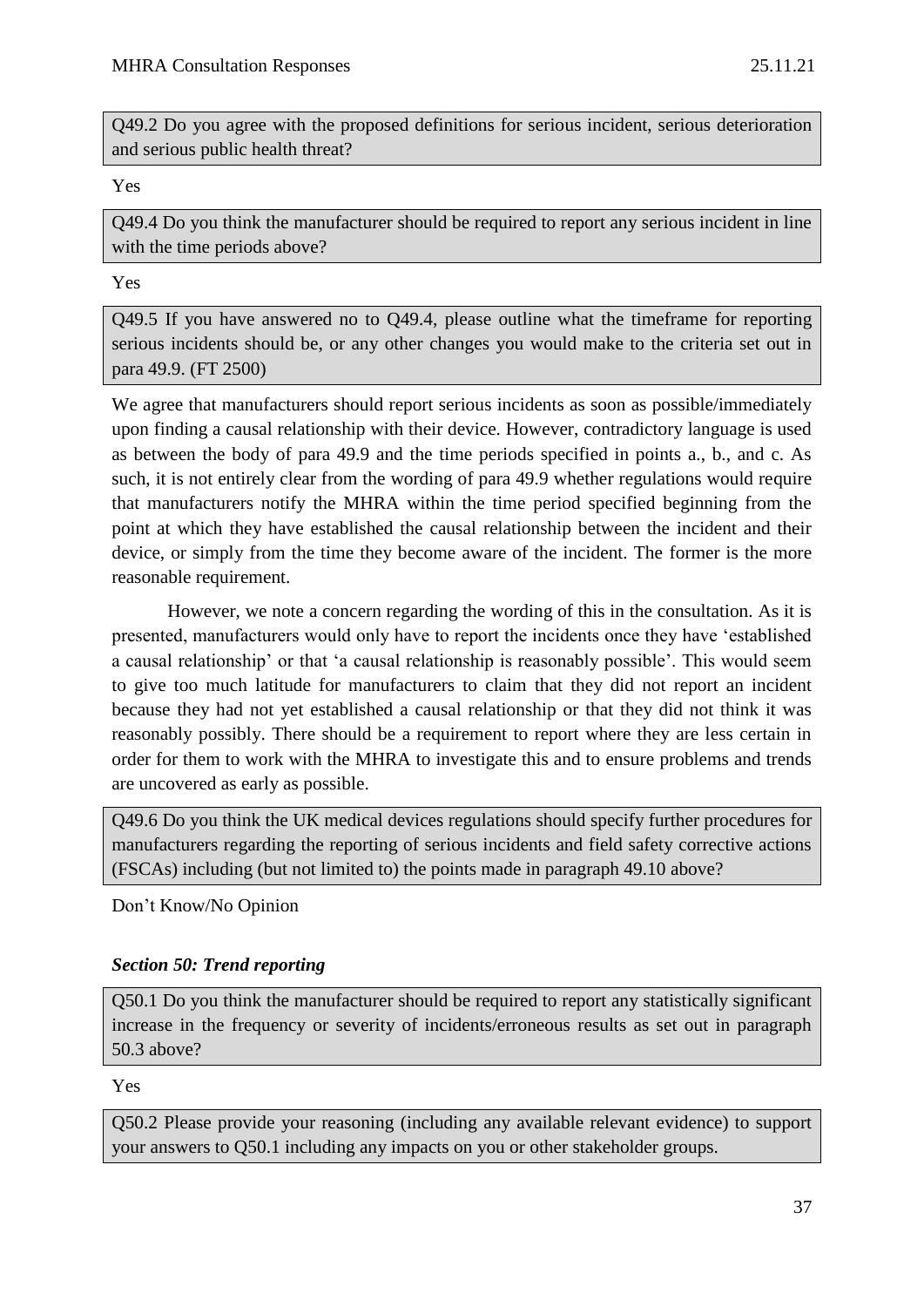Q49.2 Do you agree with the proposed definitions for serious incident, serious deterioration and serious public health threat?

Yes

Q49.4 Do you think the manufacturer should be required to report any serious incident in line with the time periods above?

Yes

Q49.5 If you have answered no to Q49.4, please outline what the timeframe for reporting serious incidents should be, or any other changes you would make to the criteria set out in para 49.9. (FT 2500)

We agree that manufacturers should report serious incidents as soon as possible/immediately upon finding a causal relationship with their device. However, contradictory language is used as between the body of para 49.9 and the time periods specified in points a., b., and c. As such, it is not entirely clear from the wording of para 49.9 whether regulations would require that manufacturers notify the MHRA within the time period specified beginning from the point at which they have established the causal relationship between the incident and their device, or simply from the time they become aware of the incident. The former is the more reasonable requirement.

However, we note a concern regarding the wording of this in the consultation. As it is presented, manufacturers would only have to report the incidents once they have 'established a causal relationship' or that 'a causal relationship is reasonably possible'. This would seem to give too much latitude for manufacturers to claim that they did not report an incident because they had not yet established a causal relationship or that they did not think it was reasonably possibly. There should be a requirement to report where they are less certain in order for them to work with the MHRA to investigate this and to ensure problems and trends are uncovered as early as possible.

Q49.6 Do you think the UK medical devices regulations should specify further procedures for manufacturers regarding the reporting of serious incidents and field safety corrective actions (FSCAs) including (but not limited to) the points made in paragraph 49.10 above?

Don't Know/No Opinion

### *Section 50: Trend reporting*

Q50.1 Do you think the manufacturer should be required to report any statistically significant increase in the frequency or severity of incidents/erroneous results as set out in paragraph 50.3 above?

Yes

Q50.2 Please provide your reasoning (including any available relevant evidence) to support your answers to Q50.1 including any impacts on you or other stakeholder groups.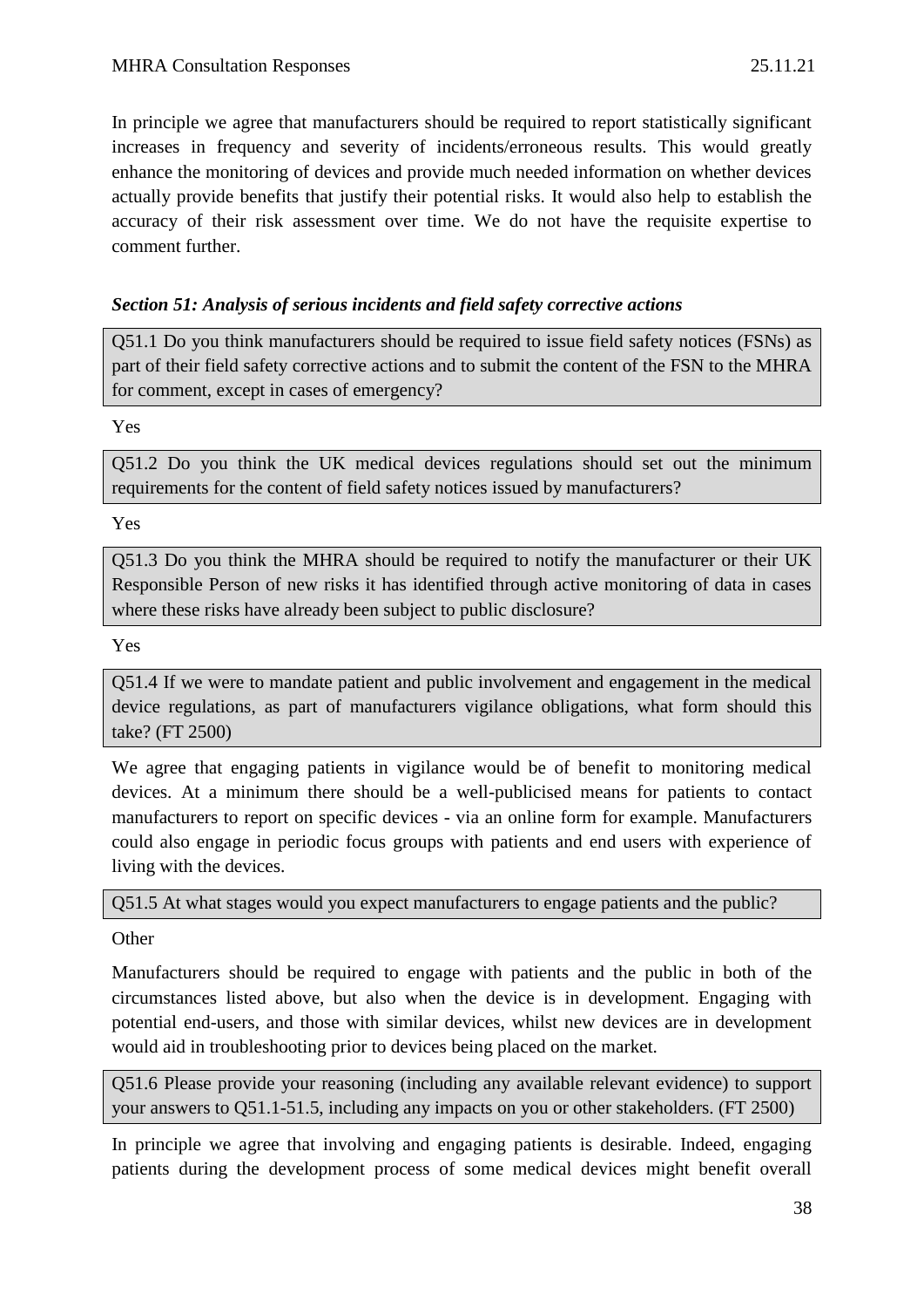In principle we agree that manufacturers should be required to report statistically significant increases in frequency and severity of incidents/erroneous results. This would greatly enhance the monitoring of devices and provide much needed information on whether devices actually provide benefits that justify their potential risks. It would also help to establish the accuracy of their risk assessment over time. We do not have the requisite expertise to comment further.

### *Section 51: Analysis of serious incidents and field safety corrective actions*

Q51.1 Do you think manufacturers should be required to issue field safety notices (FSNs) as part of their field safety corrective actions and to submit the content of the FSN to the MHRA for comment, except in cases of emergency?

Yes

Q51.2 Do you think the UK medical devices regulations should set out the minimum requirements for the content of field safety notices issued by manufacturers?

Yes

Q51.3 Do you think the MHRA should be required to notify the manufacturer or their UK Responsible Person of new risks it has identified through active monitoring of data in cases where these risks have already been subject to public disclosure?

Yes

Q51.4 If we were to mandate patient and public involvement and engagement in the medical device regulations, as part of manufacturers vigilance obligations, what form should this take? (FT 2500)

We agree that engaging patients in vigilance would be of benefit to monitoring medical devices. At a minimum there should be a well-publicised means for patients to contact manufacturers to report on specific devices - via an online form for example. Manufacturers could also engage in periodic focus groups with patients and end users with experience of living with the devices.

Q51.5 At what stages would you expect manufacturers to engage patients and the public?

Other

Manufacturers should be required to engage with patients and the public in both of the circumstances listed above, but also when the device is in development. Engaging with potential end-users, and those with similar devices, whilst new devices are in development would aid in troubleshooting prior to devices being placed on the market.

Q51.6 Please provide your reasoning (including any available relevant evidence) to support your answers to Q51.1-51.5, including any impacts on you or other stakeholders. (FT 2500)

In principle we agree that involving and engaging patients is desirable. Indeed, engaging patients during the development process of some medical devices might benefit overall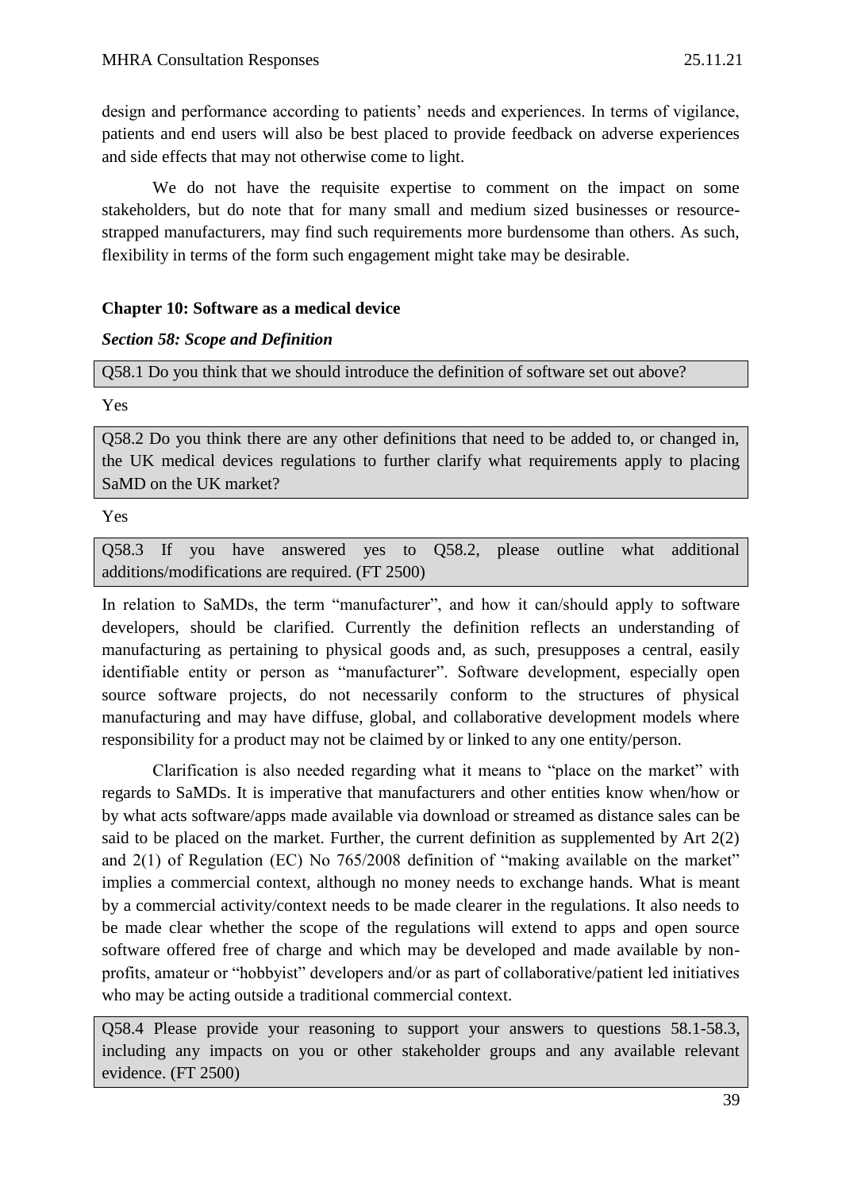design and performance according to patients' needs and experiences. In terms of vigilance, patients and end users will also be best placed to provide feedback on adverse experiences and side effects that may not otherwise come to light.

We do not have the requisite expertise to comment on the impact on some stakeholders, but do note that for many small and medium sized businesses or resource-strapped manufacturers, may find such requirements more burdensome than others. As such, flexibility in terms of the form such engagement might take may be desirable.

**Chapter 10: Software as a medical device**

***Section 58: Scope and Definition***

Q58.1 Do you think that we should introduce the definition of software set out above?

Yes

Q58.2 Do you think there are any other definitions that need to be added to, or changed in, the UK medical devices regulations to further clarify what requirements apply to placing SaMD on the UK market?

Yes

Q58.3 If you have answered yes to Q58.2, please outline what additional additions/modifications are required. (FT 2500)

In relation to SaMDs, the term "manufacturer", and how it can/should apply to software developers, should be clarified. Currently the definition reflects an understanding of manufacturing as pertaining to physical goods and, as such, presupposes a central, easily identifiable entity or person as "manufacturer". Software development, especially open source software projects, do not necessarily conform to the structures of physical manufacturing and may have diffuse, global, and collaborative development models where responsibility for a product may not be claimed by or linked to any one entity/person.

Clarification is also needed regarding what it means to "place on the market" with regards to SaMDs. It is imperative that manufacturers and other entities know when/how or by what acts software/apps made available via download or streamed as distance sales can be said to be placed on the market. Further, the current definition as supplemented by Art 2(2) and 2(1) of Regulation (EC) No 765/2008 definition of "making available on the market" implies a commercial context, although no money needs to exchange hands. What is meant by a commercial activity/context needs to be made clearer in the regulations. It also needs to be made clear whether the scope of the regulations will extend to apps and open source software offered free of charge and which may be developed and made available by non-profits, amateur or "hobbyist" developers and/or as part of collaborative/patient led initiatives who may be acting outside a traditional commercial context.

Q58.4 Please provide your reasoning to support your answers to questions 58.1-58.3, including any impacts on you or other stakeholder groups and any available relevant evidence. (FT 2500)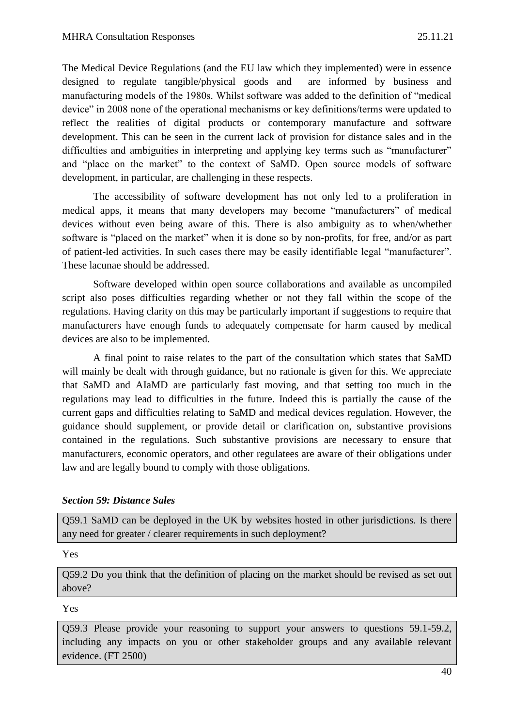The Medical Device Regulations (and the EU law which they implemented) were in essence designed to regulate tangible/physical goods and are informed by business and manufacturing models of the 1980s. Whilst software was added to the definition of "medical device" in 2008 none of the operational mechanisms or key definitions/terms were updated to reflect the realities of digital products or contemporary manufacture and software development. This can be seen in the current lack of provision for distance sales and in the difficulties and ambiguities in interpreting and applying key terms such as "manufacturer" and "place on the market" to the context of SaMD. Open source models of software development, in particular, are challenging in these respects.

The accessibility of software development has not only led to a proliferation in medical apps, it means that many developers may become "manufacturers" of medical devices without even being aware of this. There is also ambiguity as to when/whether software is "placed on the market" when it is done so by non-profits, for free, and/or as part of patient-led activities. In such cases there may be easily identifiable legal "manufacturer". These lacunae should be addressed.

Software developed within open source collaborations and available as uncompiled script also poses difficulties regarding whether or not they fall within the scope of the regulations. Having clarity on this may be particularly important if suggestions to require that manufacturers have enough funds to adequately compensate for harm caused by medical devices are also to be implemented.

A final point to raise relates to the part of the consultation which states that SaMD will mainly be dealt with through guidance, but no rationale is given for this. We appreciate that SaMD and AIaMD are particularly fast moving, and that setting too much in the regulations may lead to difficulties in the future. Indeed this is partially the cause of the current gaps and difficulties relating to SaMD and medical devices regulation. However, the guidance should supplement, or provide detail or clarification on, substantive provisions contained in the regulations. Such substantive provisions are necessary to ensure that manufacturers, economic operators, and other regulatees are aware of their obligations under law and are legally bound to comply with those obligations.

***Section 59: Distance Sales***

Q59.1 SaMD can be deployed in the UK by websites hosted in other jurisdictions. Is there any need for greater / clearer requirements in such deployment?

Yes

Q59.2 Do you think that the definition of placing on the market should be revised as set out above?

Yes

Q59.3 Please provide your reasoning to support your answers to questions 59.1-59.2, including any impacts on you or other stakeholder groups and any available relevant evidence. (FT 2500)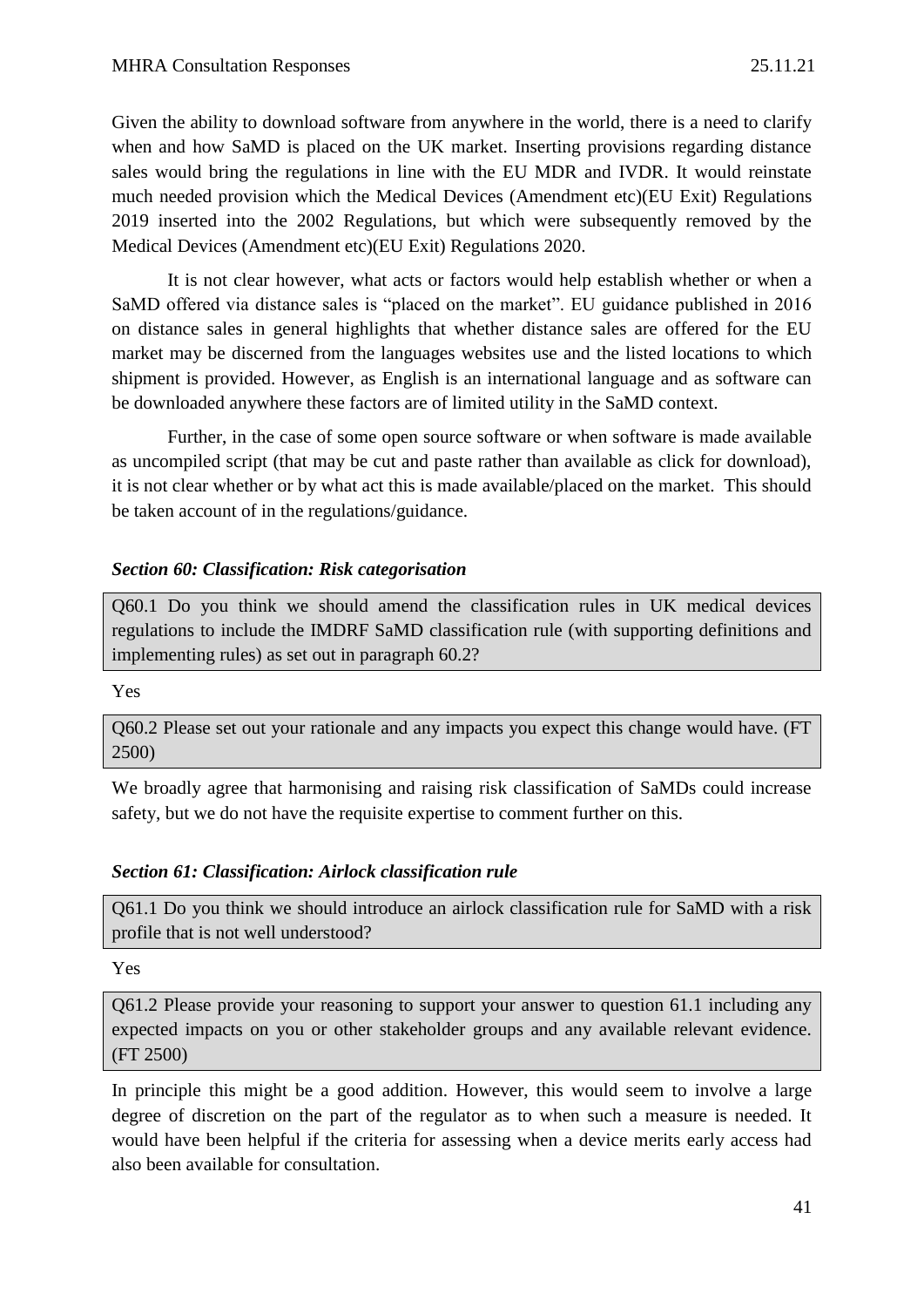Given the ability to download software from anywhere in the world, there is a need to clarify when and how SaMD is placed on the UK market. Inserting provisions regarding distance sales would bring the regulations in line with the EU MDR and IVDR. It would reinstate much needed provision which the Medical Devices (Amendment etc)(EU Exit) Regulations 2019 inserted into the 2002 Regulations, but which were subsequently removed by the Medical Devices (Amendment etc)(EU Exit) Regulations 2020.

It is not clear however, what acts or factors would help establish whether or when a SaMD offered via distance sales is "placed on the market". EU guidance published in 2016 on distance sales in general highlights that whether distance sales are offered for the EU market may be discerned from the languages websites use and the listed locations to which shipment is provided. However, as English is an international language and as software can be downloaded anywhere these factors are of limited utility in the SaMD context.

Further, in the case of some open source software or when software is made available as uncompiled script (that may be cut and paste rather than available as click for download), it is not clear whether or by what act this is made available/placed on the market. This should be taken account of in the regulations/guidance.

***Section 60: Classification: Risk categorisation***

Q60.1 Do you think we should amend the classification rules in UK medical devices regulations to include the IMDRF SaMD classification rule (with supporting definitions and implementing rules) as set out in paragraph 60.2?

Yes

Q60.2 Please set out your rationale and any impacts you expect this change would have. (FT 2500)

We broadly agree that harmonising and raising risk classification of SaMDs could increase safety, but we do not have the requisite expertise to comment further on this.

***Section 61: Classification: Airlock classification rule***

Q61.1 Do you think we should introduce an airlock classification rule for SaMD with a risk profile that is not well understood?

Yes

Q61.2 Please provide your reasoning to support your answer to question 61.1 including any expected impacts on you or other stakeholder groups and any available relevant evidence. (FT 2500)

In principle this might be a good addition. However, this would seem to involve a large degree of discretion on the part of the regulator as to when such a measure is needed. It would have been helpful if the criteria for assessing when a device merits early access had also been available for consultation.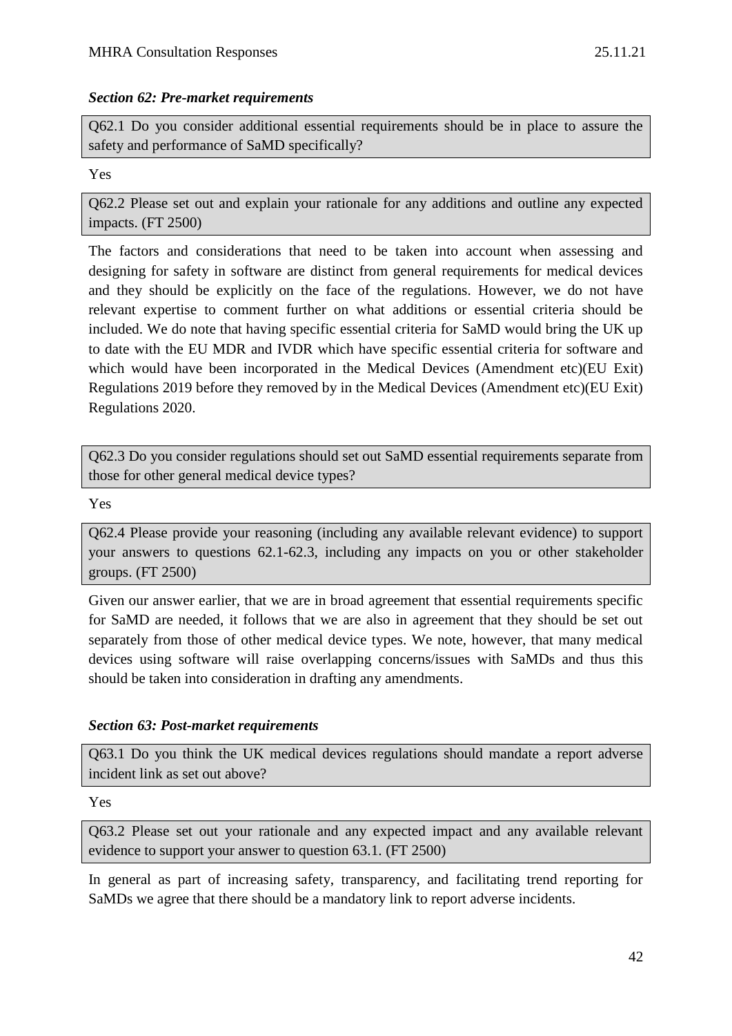### *Section 62: Pre-market requirements*

Q62.1 Do you consider additional essential requirements should be in place to assure the safety and performance of SaMD specifically?

Yes

Q62.2 Please set out and explain your rationale for any additions and outline any expected impacts. (FT 2500)

The factors and considerations that need to be taken into account when assessing and designing for safety in software are distinct from general requirements for medical devices and they should be explicitly on the face of the regulations. However, we do not have relevant expertise to comment further on what additions or essential criteria should be included. We do note that having specific essential criteria for SaMD would bring the UK up to date with the EU MDR and IVDR which have specific essential criteria for software and which would have been incorporated in the Medical Devices (Amendment etc)(EU Exit) Regulations 2019 before they removed by in the Medical Devices (Amendment etc)(EU Exit) Regulations 2020.

Q62.3 Do you consider regulations should set out SaMD essential requirements separate from those for other general medical device types?

Yes

Q62.4 Please provide your reasoning (including any available relevant evidence) to support your answers to questions 62.1-62.3, including any impacts on you or other stakeholder groups. (FT 2500)

Given our answer earlier, that we are in broad agreement that essential requirements specific for SaMD are needed, it follows that we are also in agreement that they should be set out separately from those of other medical device types. We note, however, that many medical devices using software will raise overlapping concerns/issues with SaMDs and thus this should be taken into consideration in drafting any amendments.

### *Section 63: Post-market requirements*

Q63.1 Do you think the UK medical devices regulations should mandate a report adverse incident link as set out above?

Yes

Q63.2 Please set out your rationale and any expected impact and any available relevant evidence to support your answer to question 63.1. (FT 2500)

In general as part of increasing safety, transparency, and facilitating trend reporting for SaMDs we agree that there should be a mandatory link to report adverse incidents.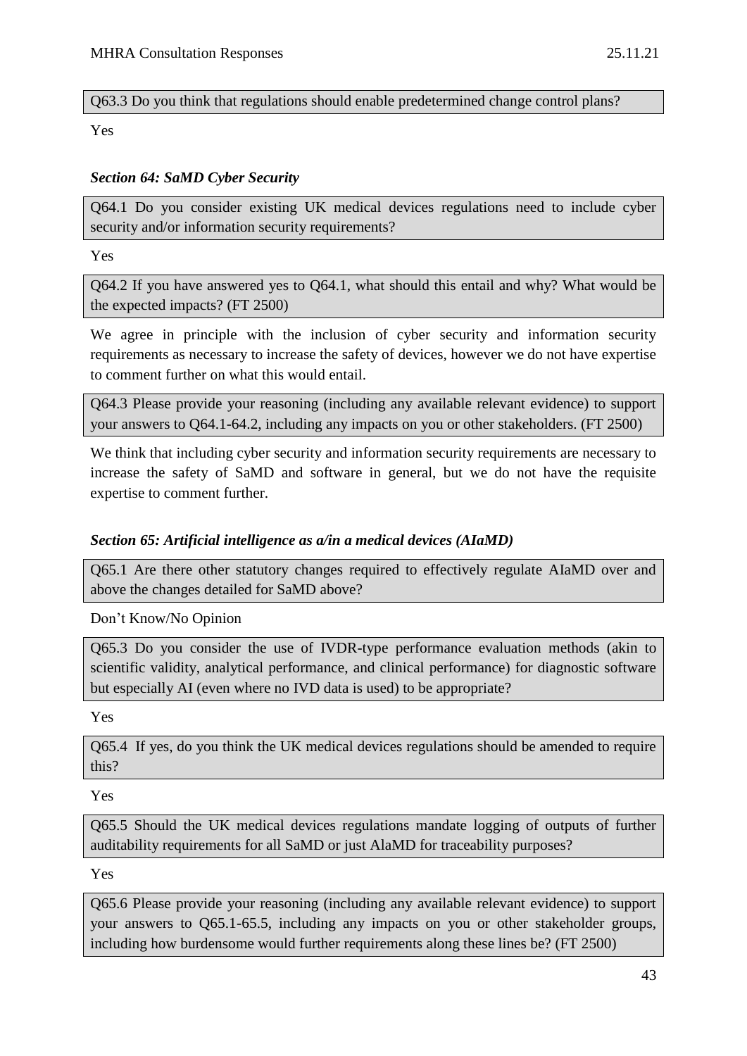Q63.3 Do you think that regulations should enable predetermined change control plans?

Yes

### *Section 64: SaMD Cyber Security*

Q64.1 Do you consider existing UK medical devices regulations need to include cyber security and/or information security requirements?

Yes

Q64.2 If you have answered yes to Q64.1, what should this entail and why? What would be the expected impacts? (FT 2500)

We agree in principle with the inclusion of cyber security and information security requirements as necessary to increase the safety of devices, however we do not have expertise to comment further on what this would entail.

Q64.3 Please provide your reasoning (including any available relevant evidence) to support your answers to Q64.1-64.2, including any impacts on you or other stakeholders. (FT 2500)

We think that including cyber security and information security requirements are necessary to increase the safety of SaMD and software in general, but we do not have the requisite expertise to comment further.

### *Section 65: Artificial intelligence as a/in a medical devices (AIaMD)*

Q65.1 Are there other statutory changes required to effectively regulate AIaMD over and above the changes detailed for SaMD above?

Don't Know/No Opinion

Q65.3 Do you consider the use of IVDR-type performance evaluation methods (akin to scientific validity, analytical performance, and clinical performance) for diagnostic software but especially AI (even where no IVD data is used) to be appropriate?

Yes

Q65.4 If yes, do you think the UK medical devices regulations should be amended to require this?

Yes

Q65.5 Should the UK medical devices regulations mandate logging of outputs of further auditability requirements for all SaMD or just AlaMD for traceability purposes?

Yes

Q65.6 Please provide your reasoning (including any available relevant evidence) to support your answers to Q65.1-65.5, including any impacts on you or other stakeholder groups, including how burdensome would further requirements along these lines be? (FT 2500)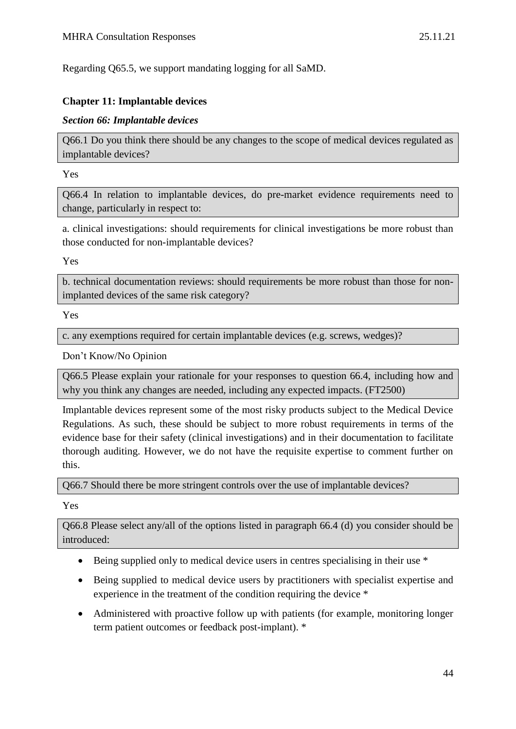Regarding Q65.5, we support mandating logging for all SaMD.

## Chapter 11: Implantable devices

### *Section 66: Implantable devices*

Q66.1 Do you think there should be any changes to the scope of medical devices regulated as implantable devices?

Yes

Q66.4 In relation to implantable devices, do pre-market evidence requirements need to change, particularly in respect to:

a. clinical investigations: should requirements for clinical investigations be more robust than those conducted for non-implantable devices?

Yes

b. technical documentation reviews: should requirements be more robust than those for non-implanted devices of the same risk category?

Yes

c. any exemptions required for certain implantable devices (e.g. screws, wedges)?

Don't Know/No Opinion

Q66.5 Please explain your rationale for your responses to question 66.4, including how and why you think any changes are needed, including any expected impacts. (FT2500)

Implantable devices represent some of the most risky products subject to the Medical Device Regulations. As such, these should be subject to more robust requirements in terms of the evidence base for their safety (clinical investigations) and in their documentation to facilitate thorough auditing. However, we do not have the requisite expertise to comment further on this.

Q66.7 Should there be more stringent controls over the use of implantable devices?

Yes

Q66.8 Please select any/all of the options listed in paragraph 66.4 (d) you consider should be introduced:

- Being supplied only to medical device users in centres specialising in their use *
- Being supplied to medical device users by practitioners with specialist expertise and experience in the treatment of the condition requiring the device *
- Administered with proactive follow up with patients (for example, monitoring longer term patient outcomes or feedback post-implant). *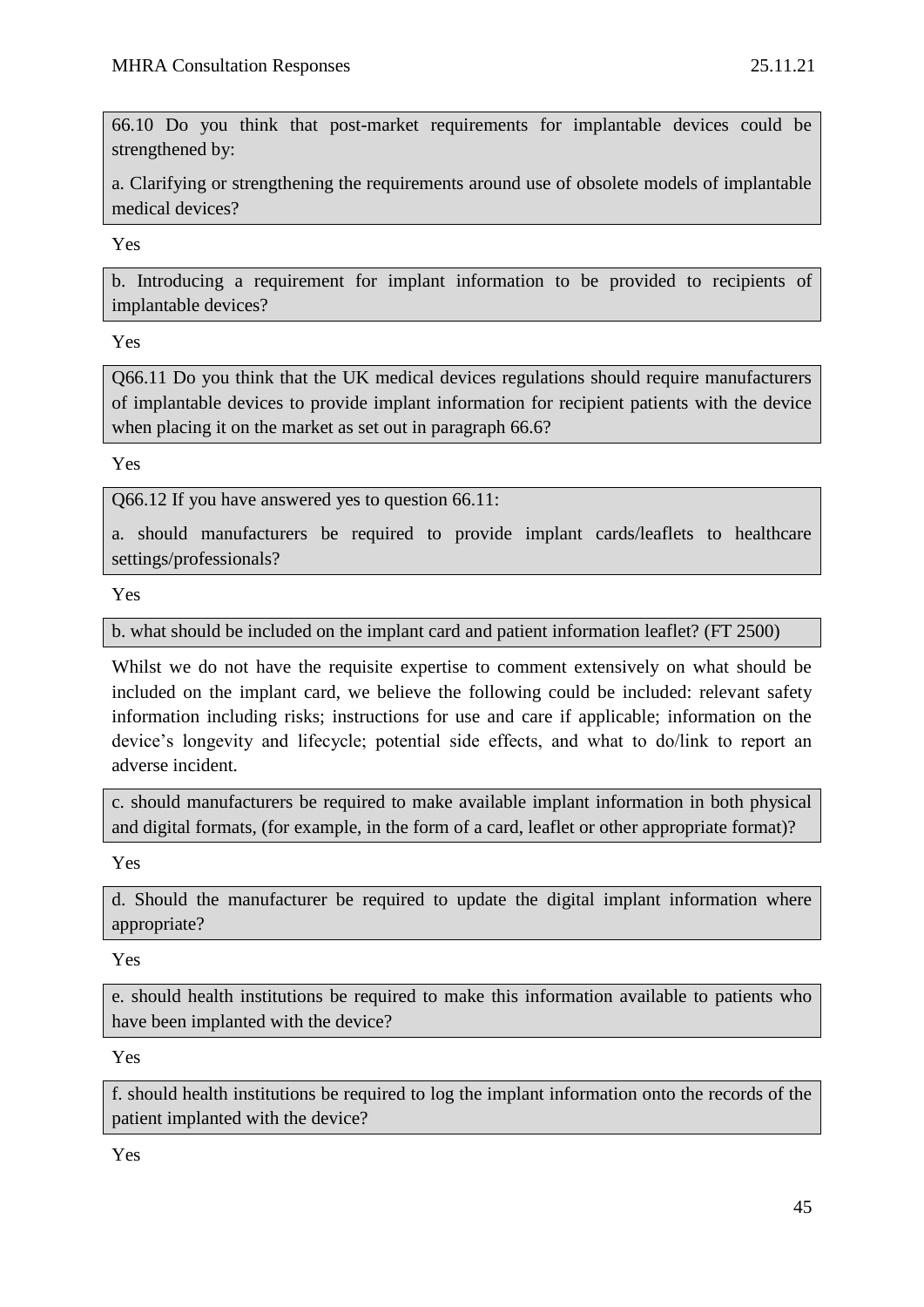66.10 Do you think that post-market requirements for implantable devices could be strengthened by:

a. Clarifying or strengthening the requirements around use of obsolete models of implantable medical devices?

Yes

b. Introducing a requirement for implant information to be provided to recipients of implantable devices?

Yes

Q66.11 Do you think that the UK medical devices regulations should require manufacturers of implantable devices to provide implant information for recipient patients with the device when placing it on the market as set out in paragraph 66.6?

Yes

Q66.12 If you have answered yes to question 66.11:

a. should manufacturers be required to provide implant cards/leaflets to healthcare settings/professionals?

Yes

b. what should be included on the implant card and patient information leaflet? (FT 2500)

Whilst we do not have the requisite expertise to comment extensively on what should be included on the implant card, we believe the following could be included: relevant safety information including risks; instructions for use and care if applicable; information on the device's longevity and lifecycle; potential side effects, and what to do/link to report an adverse incident.

c. should manufacturers be required to make available implant information in both physical and digital formats, (for example, in the form of a card, leaflet or other appropriate format)?

Yes

d. Should the manufacturer be required to update the digital implant information where appropriate?

Yes

e. should health institutions be required to make this information available to patients who have been implanted with the device?

Yes

f. should health institutions be required to log the implant information onto the records of the patient implanted with the device?

Yes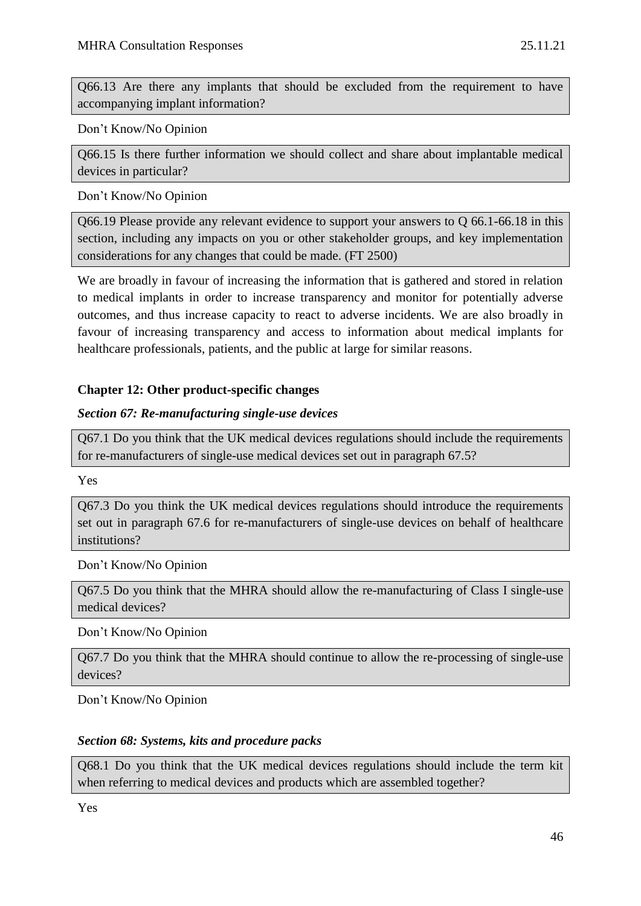Q66.13 Are there any implants that should be excluded from the requirement to have accompanying implant information?

Don’t Know/No Opinion

Q66.15 Is there further information we should collect and share about implantable medical devices in particular?

Don’t Know/No Opinion

Q66.19 Please provide any relevant evidence to support your answers to Q 66.1-66.18 in this section, including any impacts on you or other stakeholder groups, and key implementation considerations for any changes that could be made. (FT 2500)

We are broadly in favour of increasing the information that is gathered and stored in relation to medical implants in order to increase transparency and monitor for potentially adverse outcomes, and thus increase capacity to react to adverse incidents. We are also broadly in favour of increasing transparency and access to information about medical implants for healthcare professionals, patients, and the public at large for similar reasons.

## Chapter 12: Other product-specific changes

### *Section 67: Re-manufacturing single-use devices*

Q67.1 Do you think that the UK medical devices regulations should include the requirements for re-manufacturers of single-use medical devices set out in paragraph 67.5?

Yes

Q67.3 Do you think the UK medical devices regulations should introduce the requirements set out in paragraph 67.6 for re-manufacturers of single-use devices on behalf of healthcare institutions?

Don’t Know/No Opinion

Q67.5 Do you think that the MHRA should allow the re-manufacturing of Class I single-use medical devices?

Don’t Know/No Opinion

Q67.7 Do you think that the MHRA should continue to allow the re-processing of single-use devices?

Don’t Know/No Opinion

### *Section 68: Systems, kits and procedure packs*

Q68.1 Do you think that the UK medical devices regulations should include the term kit when referring to medical devices and products which are assembled together?

Yes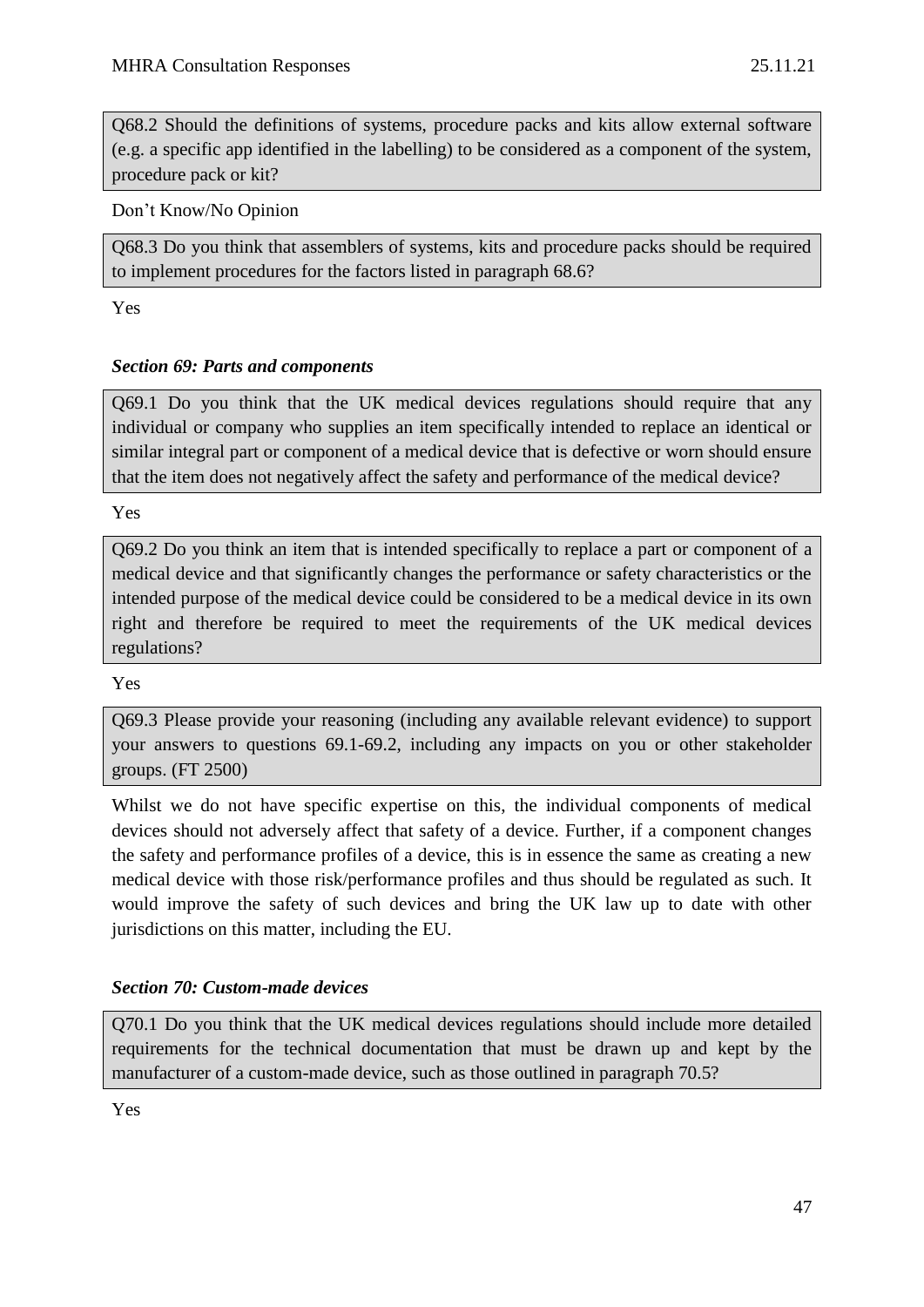Q68.2 Should the definitions of systems, procedure packs and kits allow external software (e.g. a specific app identified in the labelling) to be considered as a component of the system, procedure pack or kit?

Don't Know/No Opinion

Q68.3 Do you think that assemblers of systems, kits and procedure packs should be required to implement procedures for the factors listed in paragraph 68.6?

Yes

### *Section 69: Parts and components*

Q69.1 Do you think that the UK medical devices regulations should require that any individual or company who supplies an item specifically intended to replace an identical or similar integral part or component of a medical device that is defective or worn should ensure that the item does not negatively affect the safety and performance of the medical device?

Yes

Q69.2 Do you think an item that is intended specifically to replace a part or component of a medical device and that significantly changes the performance or safety characteristics or the intended purpose of the medical device could be considered to be a medical device in its own right and therefore be required to meet the requirements of the UK medical devices regulations?

Yes

Q69.3 Please provide your reasoning (including any available relevant evidence) to support your answers to questions 69.1-69.2, including any impacts on you or other stakeholder groups. (FT 2500)

Whilst we do not have specific expertise on this, the individual components of medical devices should not adversely affect that safety of a device. Further, if a component changes the safety and performance profiles of a device, this is in essence the same as creating a new medical device with those risk/performance profiles and thus should be regulated as such. It would improve the safety of such devices and bring the UK law up to date with other jurisdictions on this matter, including the EU.

### *Section 70: Custom-made devices*

Q70.1 Do you think that the UK medical devices regulations should include more detailed requirements for the technical documentation that must be drawn up and kept by the manufacturer of a custom-made device, such as those outlined in paragraph 70.5?

Yes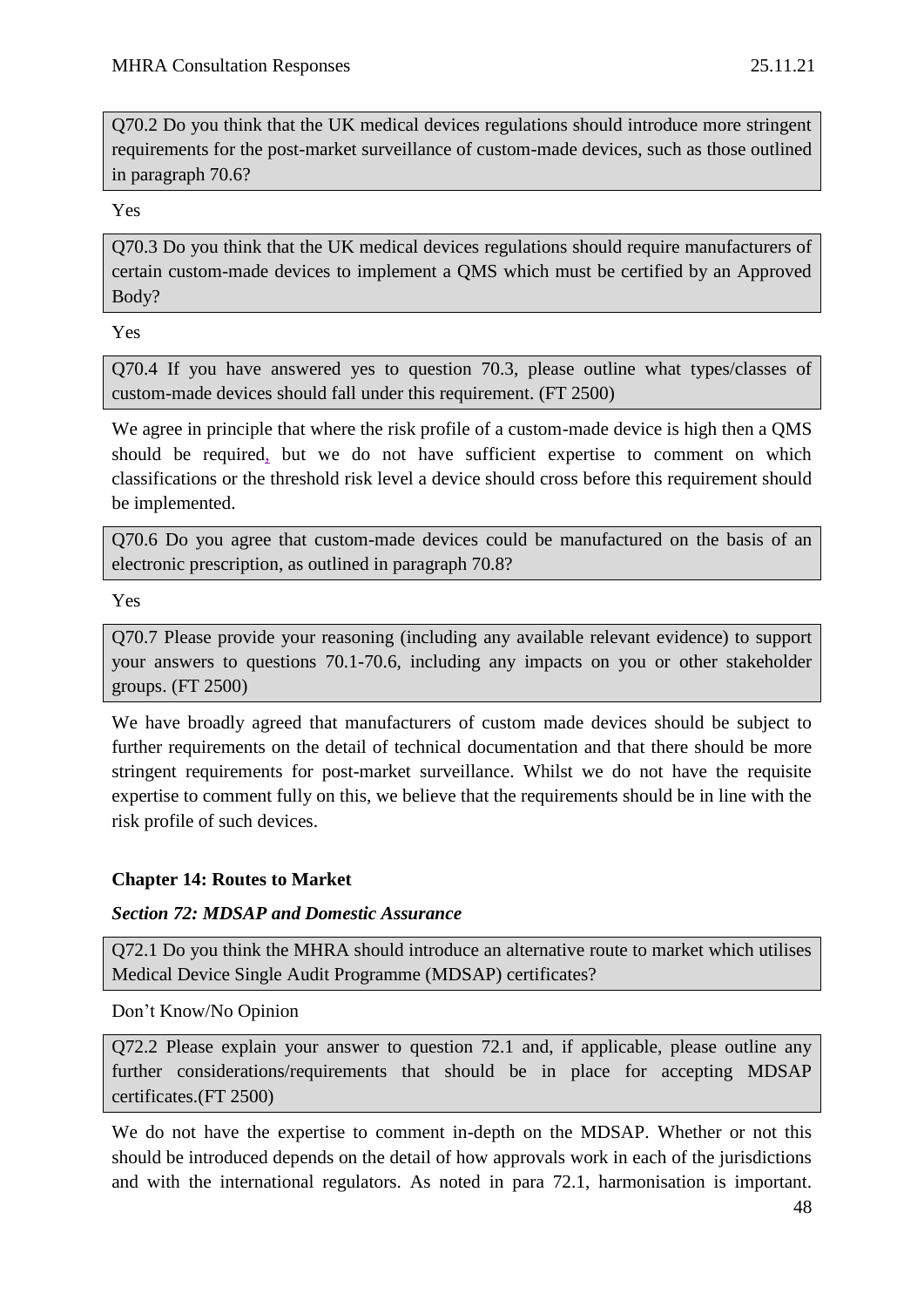**Q70.2 Do you think that the UK medical devices regulations should introduce more stringent requirements for the post-market surveillance of custom-made devices, such as those outlined in paragraph 70.6?**

Yes

**Q70.3 Do you think that the UK medical devices regulations should require manufacturers of certain custom-made devices to implement a QMS which must be certified by an Approved Body?**

Yes

**Q70.4 If you have answered yes to question 70.3, please outline what types/classes of custom-made devices should fall under this requirement. (FT 2500)**

We agree in principle that where the risk profile of a custom-made device is high then a QMS should be required, but we do not have sufficient expertise to comment on which classifications or the threshold risk level a device should cross before this requirement should be implemented.

**Q70.6 Do you agree that custom-made devices could be manufactured on the basis of an electronic prescription, as outlined in paragraph 70.8?**

Yes

**Q70.7 Please provide your reasoning (including any available relevant evidence) to support your answers to questions 70.1-70.6, including any impacts on you or other stakeholder groups. (FT 2500)**

We have broadly agreed that manufacturers of custom made devices should be subject to further requirements on the detail of technical documentation and that there should be more stringent requirements for post-market surveillance. Whilst we do not have the requisite expertise to comment fully on this, we believe that the requirements should be in line with the risk profile of such devices.

## Chapter 14: Routes to Market

### *Section 72: MDSAP and Domestic Assurance*

**Q72.1 Do you think the MHRA should introduce an alternative route to market which utilises Medical Device Single Audit Programme (MDSAP) certificates?**

Don't Know/No Opinion

**Q72.2 Please explain your answer to question 72.1 and, if applicable, please outline any further considerations/requirements that should be in place for accepting MDSAP certificates.(FT 2500)**

We do not have the expertise to comment in-depth on the MDSAP. Whether or not this should be introduced depends on the detail of how approvals work in each of the jurisdictions and with the international regulators. As noted in para 72.1, harmonisation is important.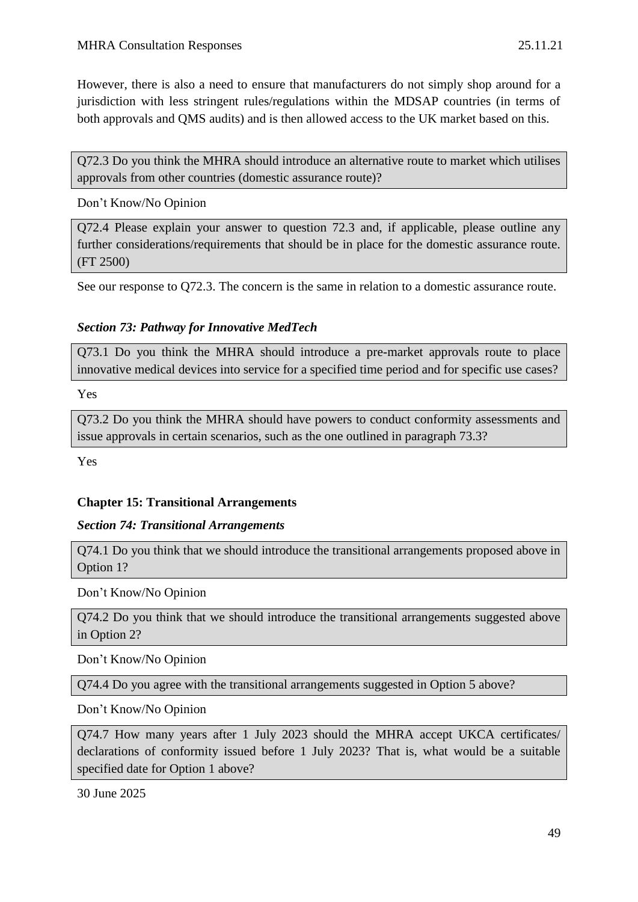However, there is also a need to ensure that manufacturers do not simply shop around for a jurisdiction with less stringent rules/regulations within the MDSAP countries (in terms of both approvals and QMS audits) and is then allowed access to the UK market based on this.

> Q72.3 Do you think the MHRA should introduce an alternative route to market which utilises approvals from other countries (domestic assurance route)?

Don't Know/No Opinion

> Q72.4 Please explain your answer to question 72.3 and, if applicable, please outline any further considerations/requirements that should be in place for the domestic assurance route. (FT 2500)

See our response to Q72.3. The concern is the same in relation to a domestic assurance route.

### *Section 73: Pathway for Innovative MedTech*

> Q73.1 Do you think the MHRA should introduce a pre-market approvals route to place innovative medical devices into service for a specified time period and for specific use cases?

Yes

> Q73.2 Do you think the MHRA should have powers to conduct conformity assessments and issue approvals in certain scenarios, such as the one outlined in paragraph 73.3?

Yes

## Chapter 15: Transitional Arrangements

### *Section 74: Transitional Arrangements*

> Q74.1 Do you think that we should introduce the transitional arrangements proposed above in Option 1?

Don't Know/No Opinion

> Q74.2 Do you think that we should introduce the transitional arrangements suggested above in Option 2?

Don't Know/No Opinion

> Q74.4 Do you agree with the transitional arrangements suggested in Option 5 above?

Don't Know/No Opinion

> Q74.7 How many years after 1 July 2023 should the MHRA accept UKCA certificates/ declarations of conformity issued before 1 July 2023? That is, what would be a suitable specified date for Option 1 above?

30 June 2025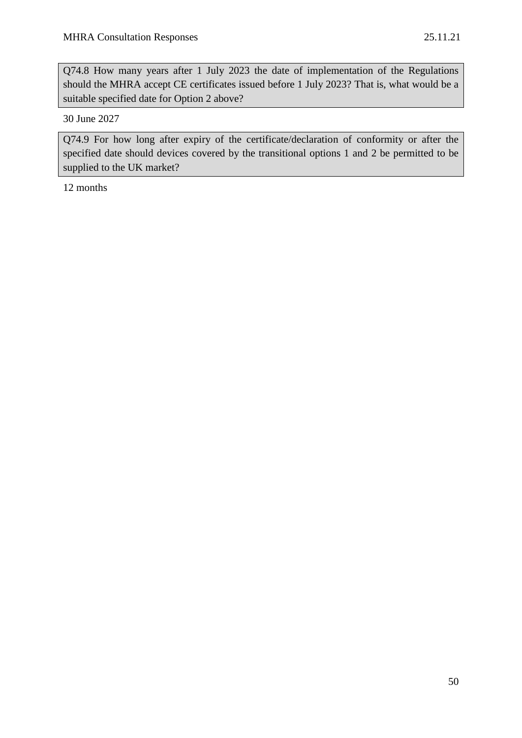**Q74.8 How many years after 1 July 2023 the date of implementation of the Regulations should the MHRA accept CE certificates issued before 1 July 2023? That is, what would be a suitable specified date for Option 2 above?**

30 June 2027

**Q74.9 For how long after expiry of the certificate/declaration of conformity or after the specified date should devices covered by the transitional options 1 and 2 be permitted to be supplied to the UK market?**

12 months